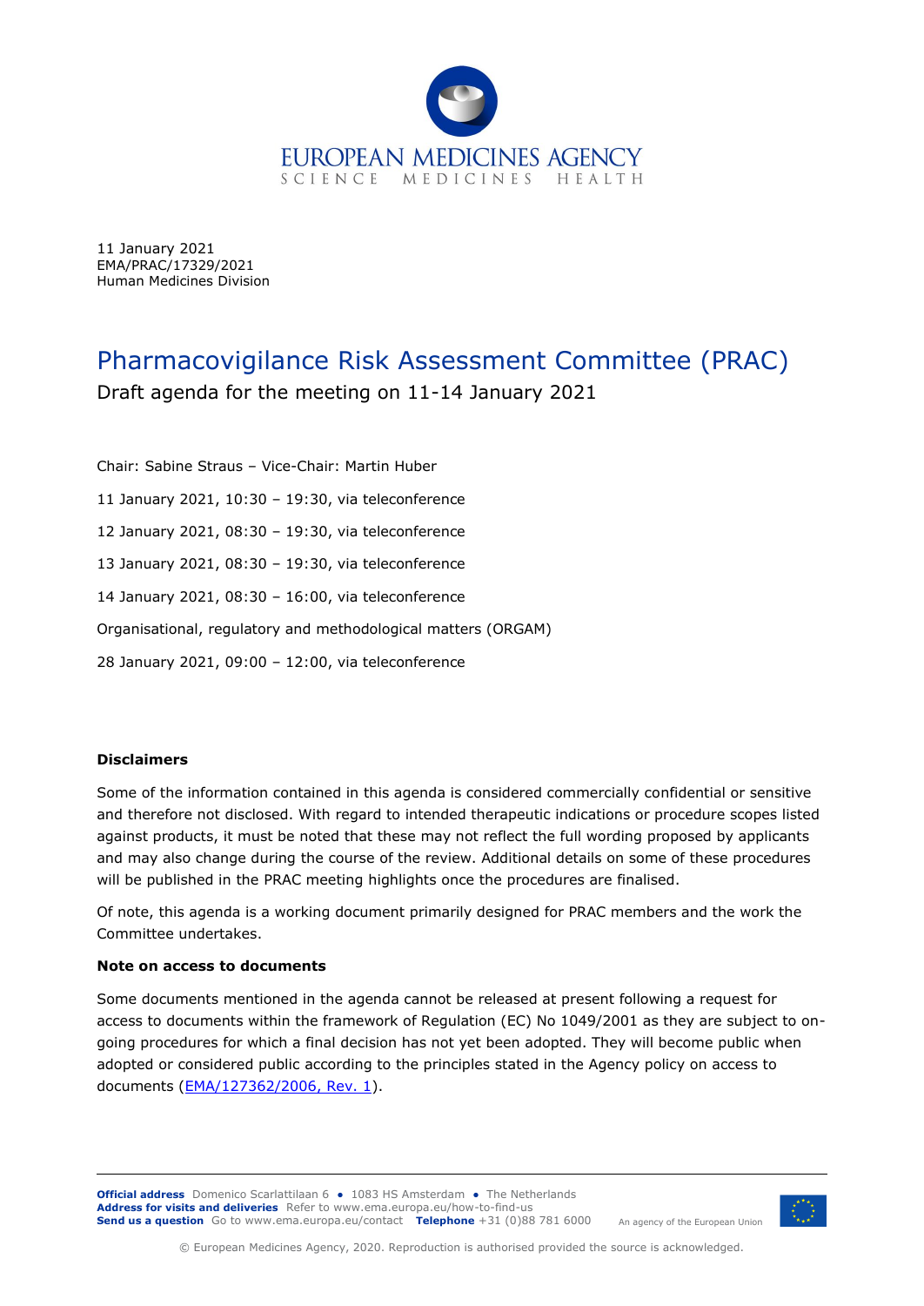11 January 2021
EMA/PRAC/17329/2021
Human Medicines Division

# Pharmacovigilance Risk Assessment Committee (PRAC)

## Draft agenda for the meeting on 11-14 January 2021

Chair: Sabine Straus – Vice-Chair: Martin Huber

11 January 2021, 10:30 – 19:30, via teleconference

12 January 2021, 08:30 – 19:30, via teleconference

13 January 2021, 08:30 – 19:30, via teleconference

14 January 2021, 08:30 – 16:00, via teleconference

Organisational, regulatory and methodological matters (ORGAM)

28 January 2021, 09:00 – 12:00, via teleconference

**Disclaimers**

Some of the information contained in this agenda is considered commercially confidential or sensitive and therefore not disclosed. With regard to intended therapeutic indications or procedure scopes listed against products, it must be noted that these may not reflect the full wording proposed by applicants and may also change during the course of the review. Additional details on some of these procedures will be published in the PRAC meeting highlights once the procedures are finalised.

Of note, this agenda is a working document primarily designed for PRAC members and the work the Committee undertakes.

**Note on access to documents**

Some documents mentioned in the agenda cannot be released at present following a request for access to documents within the framework of Regulation (EC) No 1049/2001 as they are subject to on-going procedures for which a final decision has not yet been adopted. They will become public when adopted or considered public according to the principles stated in the Agency policy on access to documents (EMA/127362/2006, Rev. 1).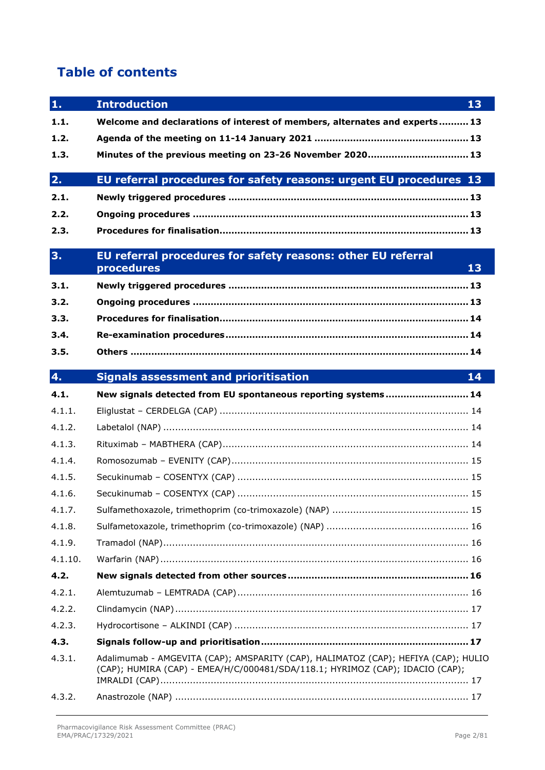# Table of contents

| | | |
|---|---|---|
| **1.** | **Introduction** | **13** |
| **1.1.** | **Welcome and declarations of interest of members, alternates and experts** | **13** |
| **1.2.** | **Agenda of the meeting on 11-14 January 2021** | **13** |
| **1.3.** | **Minutes of the previous meeting on 23-26 November 2020** | **13** |
| **2.** | **EU referral procedures for safety reasons: urgent EU procedures** | **13** |
| **2.1.** | **Newly triggered procedures** | **13** |
| **2.2.** | **Ongoing procedures** | **13** |
| **2.3.** | **Procedures for finalisation** | **13** |
| **3.** | **EU referral procedures for safety reasons: other EU referral procedures** | **13** |
| **3.1.** | **Newly triggered procedures** | **13** |
| **3.2.** | **Ongoing procedures** | **13** |
| **3.3.** | **Procedures for finalisation** | **14** |
| **3.4.** | **Re-examination procedures** | **14** |
| **3.5.** | **Others** | **14** |
| **4.** | **Signals assessment and prioritisation** | **14** |
| **4.1.** | **New signals detected from EU spontaneous reporting systems** | **14** |
| 4.1.1. | Eliglustat – CERDELGA (CAP) | 14 |
| 4.1.2. | Labetalol (NAP) | 14 |
| 4.1.3. | Rituximab – MABTHERA (CAP) | 14 |
| 4.1.4. | Romosozumab – EVENITY (CAP) | 15 |
| 4.1.5. | Secukinumab – COSENTYX (CAP) | 15 |
| 4.1.6. | Secukinumab – COSENTYX (CAP) | 15 |
| 4.1.7. | Sulfamethoxazole, trimethoprim (co-trimoxazole) (NAP) | 15 |
| 4.1.8. | Sulfametoxazole, trimethoprim (co-trimoxazole) (NAP) | 16 |
| 4.1.9. | Tramadol (NAP) | 16 |
| 4.1.10. | Warfarin (NAP) | 16 |
| **4.2.** | **New signals detected from other sources** | **16** |
| 4.2.1. | Alemtuzumab – LEMTRADA (CAP) | 16 |
| 4.2.2. | Clindamycin (NAP) | 17 |
| 4.2.3. | Hydrocortisone – ALKINDI (CAP) | 17 |
| **4.3.** | **Signals follow-up and prioritisation** | **17** |
| 4.3.1. | Adalimumab - AMGEVITA (CAP); AMSPARITY (CAP), HALIMATOZ (CAP); HEFIYA (CAP); HULIO (CAP); HUMIRA (CAP) - EMEA/H/C/000481/SDA/118.1; HYRIMOZ (CAP); IDACIO (CAP); IMRALDI (CAP) | 17 |
| 4.3.2. | Anastrozole (NAP) | 17 |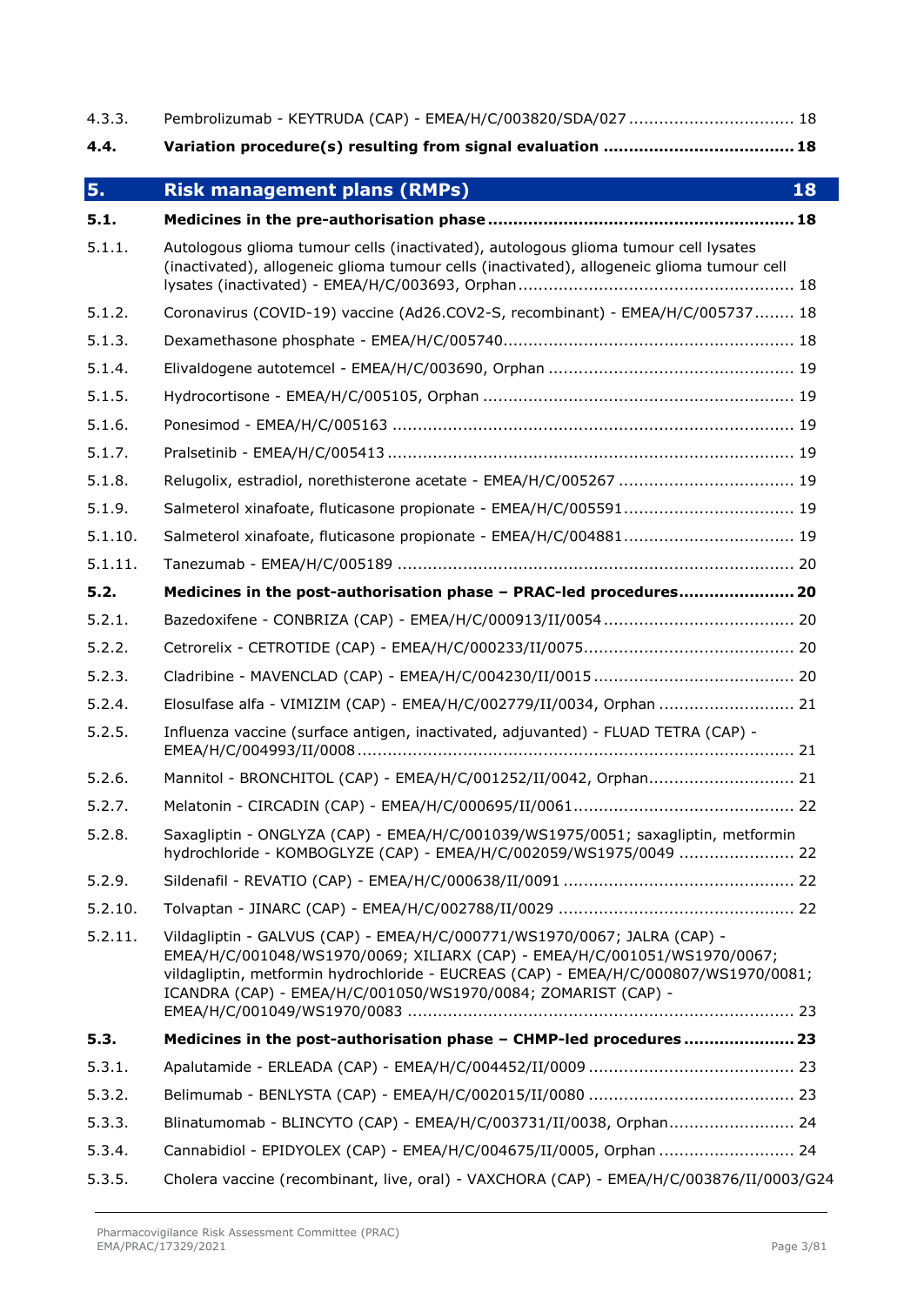4.3.3. Pembrolizumab - KEYTRUDA (CAP) - EMEA/H/C/003820/SDA/027 ................................ 18

**4.4. Variation procedure(s) resulting from signal evaluation ...................................... 18**

## 5. Risk management plans (RMPs) 18

**5.1. Medicines in the pre-authorisation phase ............................................................ 18**

5.1.1. Autologous glioma tumour cells (inactivated), autologous glioma tumour cell lysates (inactivated), allogeneic glioma tumour cells (inactivated), allogeneic glioma tumour cell lysates (inactivated) - EMEA/H/C/003693, Orphan ....................................................... 18

5.1.2. Coronavirus (COVID-19) vaccine (Ad26.COV2-S, recombinant) - EMEA/H/C/005737........ 18

5.1.3. Dexamethasone phosphate - EMEA/H/C/005740.......................................................... 18

5.1.4. Elivaldogene autotemcel - EMEA/H/C/003690, Orphan ................................................ 19

5.1.5. Hydrocortisone - EMEA/H/C/005105, Orphan ............................................................. 19

5.1.6. Ponesimod - EMEA/H/C/005163 ............................................................................... 19

5.1.7. Pralsetinib - EMEA/H/C/005413 ................................................................................ 19

5.1.8. Relugolix, estradiol, norethisterone acetate - EMEA/H/C/005267 ................................... 19

5.1.9. Salmeterol xinafoate, fluticasone propionate - EMEA/H/C/005591................................. 19

5.1.10. Salmeterol xinafoate, fluticasone propionate - EMEA/H/C/004881................................. 19

5.1.11. Tanezumab - EMEA/H/C/005189 .............................................................................. 20

**5.2. Medicines in the post-authorisation phase – PRAC-led procedures....................... 20**

5.2.1. Bazedoxifene - CONBRIZA (CAP) - EMEA/H/C/000913/II/0054 ...................................... 20

5.2.2. Cetrorelix - CETROTIDE (CAP) - EMEA/H/C/000233/II/0075.......................................... 20

5.2.3. Cladribine - MAVENCLAD (CAP) - EMEA/H/C/004230/II/0015 ........................................ 20

5.2.4. Elosulfase alfa - VIMIZIM (CAP) - EMEA/H/C/002779/II/0034, Orphan ........................... 21

5.2.5. Influenza vaccine (surface antigen, inactivated, adjuvanted) - FLUAD TETRA (CAP) - EMEA/H/C/004993/II/0008 ....................................................................................... 21

5.2.6. Mannitol - BRONCHITOL (CAP) - EMEA/H/C/001252/II/0042, Orphan............................. 21

5.2.7. Melatonin - CIRCADIN (CAP) - EMEA/H/C/000695/II/0061............................................ 22

5.2.8. Saxagliptin - ONGLYZA (CAP) - EMEA/H/C/001039/WS1975/0051; saxagliptin, metformin hydrochloride - KOMBOGLYZE (CAP) - EMEA/H/C/002059/WS1975/0049 ....................... 22

5.2.9. Sildenafil - REVATIO (CAP) - EMEA/H/C/000638/II/0091 .............................................. 22

5.2.10. Tolvaptan - JINARC (CAP) - EMEA/H/C/002788/II/0029 ............................................... 22

5.2.11. Vildagliptin - GALVUS (CAP) - EMEA/H/C/000771/WS1970/0067; JALRA (CAP) - EMEA/H/C/001048/WS1970/0069; XILIARX (CAP) - EMEA/H/C/001051/WS1970/0067; vildagliptin, metformin hydrochloride - EUCREAS (CAP) - EMEA/H/C/000807/WS1970/0081; ICANDRA (CAP) - EMEA/H/C/001050/WS1970/0084; ZOMARIST (CAP) - EMEA/H/C/001049/WS1970/0083 ............................................................................ 23

**5.3. Medicines in the post-authorisation phase – CHMP-led procedures ...................... 23**

5.3.1. Apalutamide - ERLEADA (CAP) - EMEA/H/C/004452/II/0009 ......................................... 23

5.3.2. Belimumab - BENLYSTA (CAP) - EMEA/H/C/002015/II/0080 ......................................... 23

5.3.3. Blinatumomab - BLINCYTO (CAP) - EMEA/H/C/003731/II/0038, Orphan......................... 24

5.3.4. Cannabidiol - EPIDYOLEX (CAP) - EMEA/H/C/004675/II/0005, Orphan ........................... 24

5.3.5. Cholera vaccine (recombinant, live, oral) - VAXCHORA (CAP) - EMEA/H/C/003876/II/0003/G24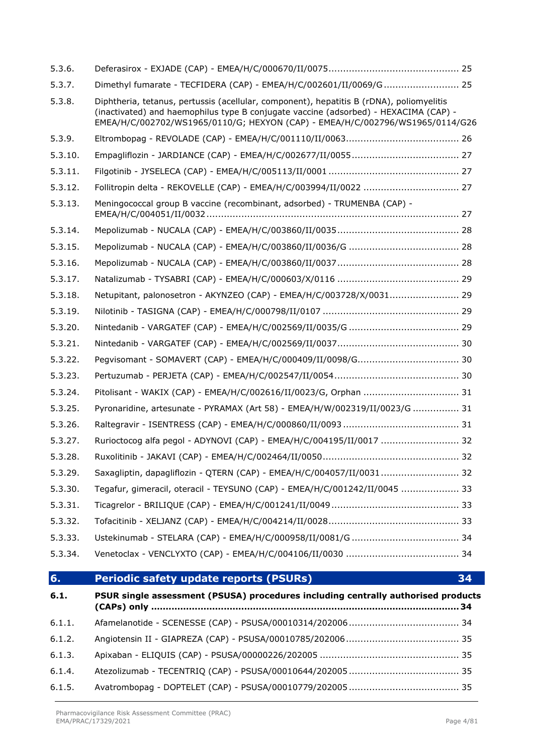5.3.6. Deferasirox - EXJADE (CAP) - EMEA/H/C/000670/II/0075 ............................................ 25

5.3.7. Dimethyl fumarate - TECFIDERA (CAP) - EMEA/H/C/002601/II/0069/G .......................... 25

5.3.8. Diphtheria, tetanus, pertussis (acellular, component), hepatitis B (rDNA), poliomyelitis (inactivated) and haemophilus type B conjugate vaccine (adsorbed) - HEXACIMA (CAP) - EMEA/H/C/002702/WS1965/0110/G; HEXYON (CAP) - EMEA/H/C/002796/WS1965/0114/G26

5.3.9. Eltrombopag - REVOLADE (CAP) - EMEA/H/C/001110/II/0063....................................... 26

5.3.10. Empagliflozin - JARDIANCE (CAP) - EMEA/H/C/002677/II/0055..................................... 27

5.3.11. Filgotinib - JYSELECA (CAP) - EMEA/H/C/005113/II/0001 ............................................. 27

5.3.12. Follitropin delta - REKOVELLE (CAP) - EMEA/H/C/003994/II/0022 ................................. 27

5.3.13. Meningococcal group B vaccine (recombinant, adsorbed) - TRUMENBA (CAP) - EMEA/H/C/004051/II/0032 ....................................................................................... 27

5.3.14. Mepolizumab - NUCALA (CAP) - EMEA/H/C/003860/II/0035.......................................... 28

5.3.15. Mepolizumab - NUCALA (CAP) - EMEA/H/C/003860/II/0036/G ...................................... 28

5.3.16. Mepolizumab - NUCALA (CAP) - EMEA/H/C/003860/II/0037.......................................... 28

5.3.17. Natalizumab - TYSABRI (CAP) - EMEA/H/C/000603/X/0116 .......................................... 29

5.3.18. Netupitant, palonosetron - AKYNZEO (CAP) - EMEA/H/C/003728/X/0031........................ 29

5.3.19. Nilotinib - TASIGNA (CAP) - EMEA/H/C/000798/II/0107 ............................................... 29

5.3.20. Nintedanib - VARGATEF (CAP) - EMEA/H/C/002569/II/0035/G ...................................... 29

5.3.21. Nintedanib - VARGATEF (CAP) - EMEA/H/C/002569/II/0037.......................................... 30

5.3.22. Pegvisomant - SOMAVERT (CAP) - EMEA/H/C/000409/II/0098/G................................... 30

5.3.23. Pertuzumab - PERJETA (CAP) - EMEA/H/C/002547/II/0054........................................... 30

5.3.24. Pitolisant - WAKIX (CAP) - EMEA/H/C/002616/II/0023/G, Orphan ................................. 31

5.3.25. Pyronaridine, artesunate - PYRAMAX (Art 58) - EMEA/H/W/002319/II/0023/G ................ 31

5.3.26. Raltegravir - ISENTRESS (CAP) - EMEA/H/C/000860/II/0093 ........................................ 31

5.3.27. Rurioctocog alfa pegol - ADYNOVI (CAP) - EMEA/H/C/004195/II/0017 ........................... 32

5.3.28. Ruxolitinib - JAKAVI (CAP) - EMEA/H/C/002464/II/0050............................................... 32

5.3.29. Saxagliptin, dapagliflozin - QTERN (CAP) - EMEA/H/C/004057/II/0031........................... 32

5.3.30. Tegafur, gimeracil, oteracil - TEYSUNO (CAP) - EMEA/H/C/001242/II/0045 .................... 33

5.3.31. Ticagrelor - BRILIQUE (CAP) - EMEA/H/C/001241/II/0049............................................ 33

5.3.32. Tofacitinib - XELJANZ (CAP) - EMEA/H/C/004214/II/0028............................................. 33

5.3.33. Ustekinumab - STELARA (CAP) - EMEA/H/C/000958/II/0081/G ..................................... 34

5.3.34. Venetoclax - VENCLYXTO (CAP) - EMEA/H/C/004106/II/0030 ....................................... 34

## 6. Periodic safety update reports (PSURs) 34

**6.1. PSUR single assessment (PSUSA) procedures including centrally authorised products (CAPs) only ........................................................................................................ 34**

6.1.1. Afamelanotide - SCENESSE (CAP) - PSUSA/00010314/202006...................................... 34

6.1.2. Angiotensin II - GIAPREZA (CAP) - PSUSA/00010785/202006....................................... 35

6.1.3. Apixaban - ELIQUIS (CAP) - PSUSA/00000226/202005 ................................................ 35

6.1.4. Atezolizumab - TECENTRIQ (CAP) - PSUSA/00010644/202005...................................... 35

6.1.5. Avatrombopag - DOPTELET (CAP) - PSUSA/00010779/202005...................................... 35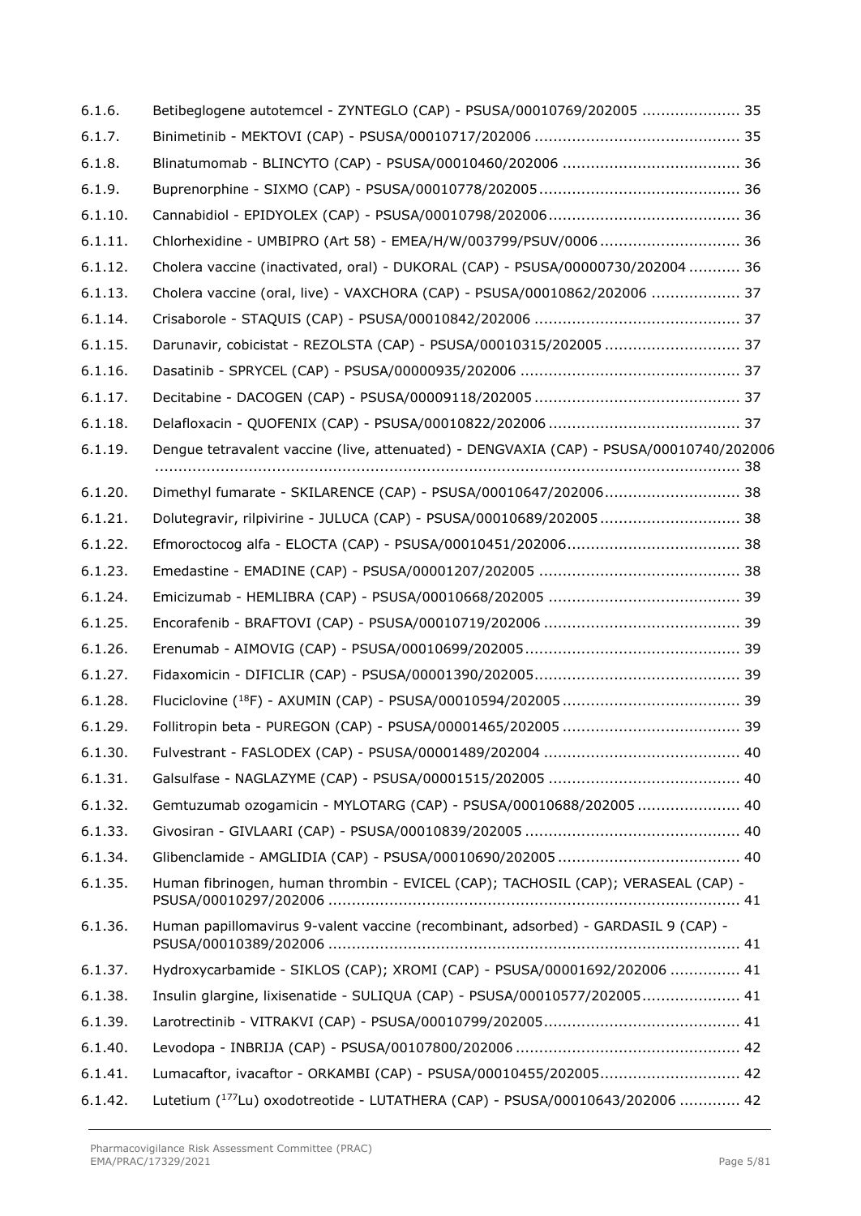6.1.6. Betibeglogene autotemcel - ZYNTEGLO (CAP) - PSUSA/00010769/202005 ..................... 35

6.1.7. Binimetinib - MEKTOVI (CAP) - PSUSA/00010717/202006 ............................................ 35

6.1.8. Blinatumomab - BLINCYTO (CAP) - PSUSA/00010460/202006 ...................................... 36

6.1.9. Buprenorphine - SIXMO (CAP) - PSUSA/00010778/202005 ........................................... 36

6.1.10. Cannabidiol - EPIDYOLEX (CAP) - PSUSA/00010798/202006 ......................................... 36

6.1.11. Chlorhexidine - UMBIPRO (Art 58) - EMEA/H/W/003799/PSUV/0006 ............................. 36

6.1.12. Cholera vaccine (inactivated, oral) - DUKORAL (CAP) - PSUSA/00000730/202004 ........... 36

6.1.13. Cholera vaccine (oral, live) - VAXCHORA (CAP) - PSUSA/00010862/202006 ................... 37

6.1.14. Crisaborole - STAQUIS (CAP) - PSUSA/00010842/202006 ............................................ 37

6.1.15. Darunavir, cobicistat - REZOLSTA (CAP) - PSUSA/00010315/202005 ............................ 37

6.1.16. Dasatinib - SPRYCEL (CAP) - PSUSA/00000935/202006 ............................................... 37

6.1.17. Decitabine - DACOGEN (CAP) - PSUSA/00009118/202005 ............................................ 37

6.1.18. Delafloxacin - QUOFENIX (CAP) - PSUSA/00010822/202006 ......................................... 37

6.1.19. Dengue tetravalent vaccine (live, attenuated) - DENGVAXIA (CAP) - PSUSA/00010740/202006 ........................................................................................................................... 38

6.1.20. Dimethyl fumarate - SKILARENCE (CAP) - PSUSA/00010647/202006............................ 38

6.1.21. Dolutegravir, rilpivirine - JULUCA (CAP) - PSUSA/00010689/202005 ............................. 38

6.1.22. Efmoroctocog alfa - ELOCTA (CAP) - PSUSA/00010451/202006..................................... 38

6.1.23. Emedastine - EMADINE (CAP) - PSUSA/00001207/202005 ........................................... 38

6.1.24. Emicizumab - HEMLIBRA (CAP) - PSUSA/00010668/202005 ......................................... 39

6.1.25. Encorafenib - BRAFTOVI (CAP) - PSUSA/00010719/202006 .......................................... 39

6.1.26. Erenumab - AIMOVIG (CAP) - PSUSA/00010699/202005.............................................. 39

6.1.27. Fidaxomicin - DIFICLIR (CAP) - PSUSA/00001390/202005............................................ 39

6.1.28. Fluciclovine ($^{18}F$) - AXUMIN (CAP) - PSUSA/00010594/202005 ...................................... 39

6.1.29. Follitropin beta - PUREGON (CAP) - PSUSA/00001465/202005 ...................................... 39

6.1.30. Fulvestrant - FASLODEX (CAP) - PSUSA/00001489/202004 .......................................... 40

6.1.31. Galsulfase - NAGLAZYME (CAP) - PSUSA/00001515/202005 ......................................... 40

6.1.32. Gemtuzumab ozogamicin - MYLOTARG (CAP) - PSUSA/00010688/202005 ...................... 40

6.1.33. Givosiran - GIVLAARI (CAP) - PSUSA/00010839/202005 .............................................. 40

6.1.34. Glibenclamide - AMGLIDIA (CAP) - PSUSA/00010690/202005 ....................................... 40

6.1.35. Human fibrinogen, human thrombin - EVICEL (CAP); TACHOSIL (CAP); VERASEAL (CAP) - PSUSA/00010297/202006 ......................................................................................... 41

6.1.36. Human papillomavirus 9-valent vaccine (recombinant, adsorbed) - GARDASIL 9 (CAP) - PSUSA/00010389/202006 ......................................................................................... 41

6.1.37. Hydroxycarbamide - SIKLOS (CAP); XROMI (CAP) - PSUSA/00001692/202006 ............... 41

6.1.38. Insulin glargine, lixisenatide - SULIQUA (CAP) - PSUSA/00010577/202005..................... 41

6.1.39. Larotrectinib - VITRAKVI (CAP) - PSUSA/00010799/202005.......................................... 41

6.1.40. Levodopa - INBRIJA (CAP) - PSUSA/00107800/202006 ................................................ 42

6.1.41. Lumacaftor, ivacaftor - ORKAMBI (CAP) - PSUSA/00010455/202005.............................. 42

6.1.42. Lutetium ($^{177}Lu$) oxodotreotide - LUTATHERA (CAP) - PSUSA/00010643/202006 ............. 42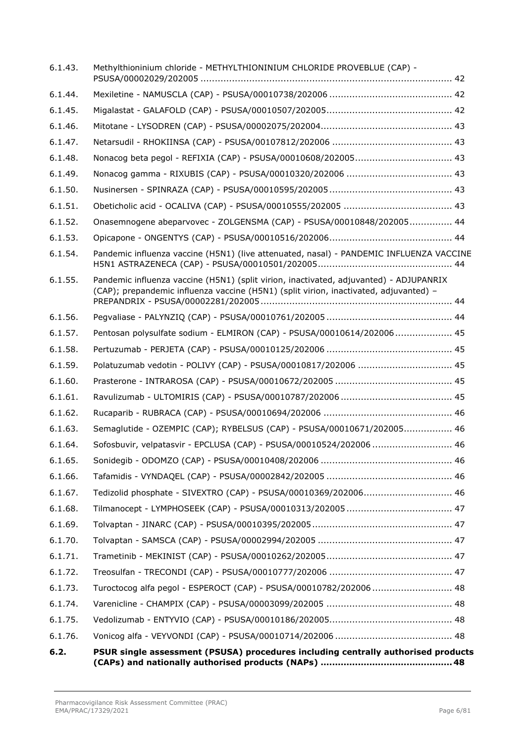6.1.43. Methylthioninium chloride - METHYLTHIONINIUM CHLORIDE PROVEBLUE (CAP) - PSUSA/00002029/202005 ........................................................................................ 42

6.1.44. Mexiletine - NAMUSCLA (CAP) - PSUSA/00010738/202006 .......................................... 42

6.1.45. Migalastat - GALAFOLD (CAP) - PSUSA/00010507/202005........................................... 42

6.1.46. Mitotane - LYSODREN (CAP) - PSUSA/00002075/202004............................................. 43

6.1.47. Netarsudil - RHOKIINSA (CAP) - PSUSA/00107812/202006 .......................................... 43

6.1.48. Nonacog beta pegol - REFIXIA (CAP) - PSUSA/00010608/202005.................................. 43

6.1.49. Nonacog gamma - RIXUBIS (CAP) - PSUSA/00010320/202006 ..................................... 43

6.1.50. Nusinersen - SPINRAZA (CAP) - PSUSA/00010595/202005........................................... 43

6.1.51. Obeticholic acid - OCALIVA (CAP) - PSUSA/00010555/202005 ...................................... 43

6.1.52. Onasemnogene abeparvovec - ZOLGENSMA (CAP) - PSUSA/00010848/202005............... 44

6.1.53. Opicapone - ONGENTYS (CAP) - PSUSA/00010516/202006........................................... 44

6.1.54. Pandemic influenza vaccine (H5N1) (live attenuated, nasal) - PANDEMIC INFLUENZA VACCINE H5N1 ASTRAZENECA (CAP) - PSUSA/00010501/202005............................................... 44

6.1.55. Pandemic influenza vaccine (H5N1) (split virion, inactivated, adjuvanted) - ADJUPANRIX (CAP); prepandemic influenza vaccine (H5N1) (split virion, inactivated, adjuvanted) – PREPANDRIX - PSUSA/00002281/202005................................................................... 44

6.1.56. Pegvaliase - PALYNZIQ (CAP) - PSUSA/00010761/202005............................................ 44

6.1.57. Pentosan polysulfate sodium - ELMIRON (CAP) - PSUSA/00010614/202006.................... 45

6.1.58. Pertuzumab - PERJETA (CAP) - PSUSA/00010125/202006 ............................................ 45

6.1.59. Polatuzumab vedotin - POLIVY (CAP) - PSUSA/00010817/202006 ................................. 45

6.1.60. Prasterone - INTRAROSA (CAP) - PSUSA/00010672/202005 ......................................... 45

6.1.61. Ravulizumab - ULTOMIRIS (CAP) - PSUSA/00010787/202006 ....................................... 45

6.1.62. Rucaparib - RUBRACA (CAP) - PSUSA/00010694/202006 ............................................. 46

6.1.63. Semaglutide - OZEMPIC (CAP); RYBELSUS (CAP) - PSUSA/00010671/202005................. 46

6.1.64. Sofosbuvir, velpatasvir - EPCLUSA (CAP) - PSUSA/00010524/202006 ............................ 46

6.1.65. Sonidegib - ODOMZO (CAP) - PSUSA/00010408/202006 .............................................. 46

6.1.66. Tafamidis - VYNDAQEL (CAP) - PSUSA/00002842/202005 ............................................ 46

6.1.67. Tedizolid phosphate - SIVEXTRO (CAP) - PSUSA/00010369/202006............................... 46

6.1.68. Tilmanocept - LYMPHOSEEK (CAP) - PSUSA/00010313/202005..................................... 47

6.1.69. Tolvaptan - JINARC (CAP) - PSUSA/00010395/202005................................................. 47

6.1.70. Tolvaptan - SAMSCA (CAP) - PSUSA/00002994/202005 ............................................... 47

6.1.71. Trametinib - MEKINIST (CAP) - PSUSA/00010262/202005............................................ 47

6.1.72. Treosulfan - TRECONDI (CAP) - PSUSA/00010777/202006 ........................................... 47

6.1.73. Turoctocog alfa pegol - ESPEROCT (CAP) - PSUSA/00010782/202006 ............................ 48

6.1.74. Varenicline - CHAMPIX (CAP) - PSUSA/00003099/202005 ............................................ 48

6.1.75. Vedolizumab - ENTYVIO (CAP) - PSUSA/00010186/202005........................................... 48

6.1.76. Vonicog alfa - VEYVONDI (CAP) - PSUSA/00010714/202006 ......................................... 48

**6.2. PSUR single assessment (PSUSA) procedures including centrally authorised products (CAPs) and nationally authorised products (NAPs) ............................................. 48**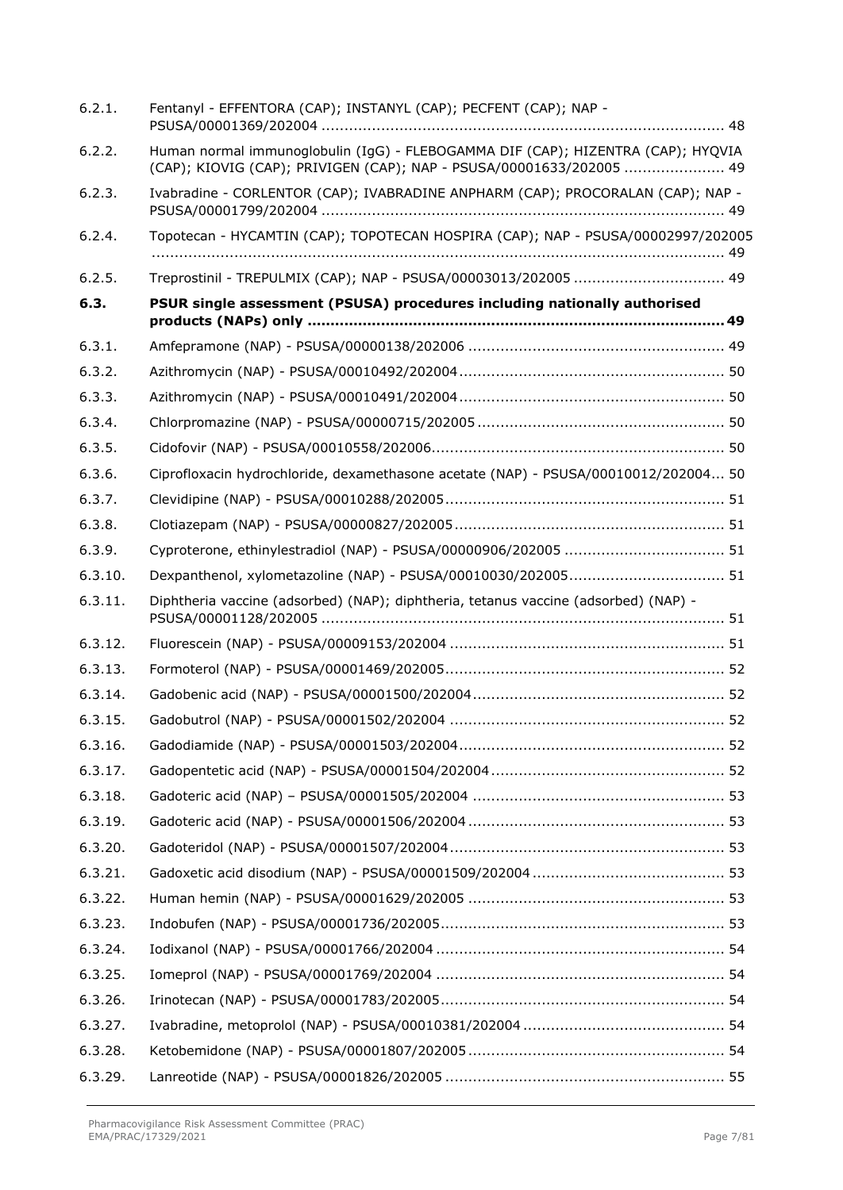| | | |
|---|---|---|
| 6.2.1. | Fentanyl - EFFENTORA (CAP); INSTANYL (CAP); PECFENT (CAP); NAP - PSUSA/00001369/202004 | 48 |
| 6.2.2. | Human normal immunoglobulin (IgG) - FLEBOGAMMA DIF (CAP); HIZENTRA (CAP); HYQVIA (CAP); KIOVIG (CAP); PRIVIGEN (CAP); NAP - PSUSA/00001633/202005 | 49 |
| 6.2.3. | Ivabradine - CORLENTOR (CAP); IVABRADINE ANPHARM (CAP); PROCORALAN (CAP); NAP - PSUSA/00001799/202004 | 49 |
| 6.2.4. | Topotecan - HYCAMTIN (CAP); TOPOTECAN HOSPIRA (CAP); NAP - PSUSA/00002997/202005 | 49 |
| 6.2.5. | Treprostinil - TREPULMIX (CAP); NAP - PSUSA/00003013/202005 | 49 |
| **6.3.** | **PSUR single assessment (PSUSA) procedures including nationally authorised products (NAPs) only** | **49** |
| 6.3.1. | Amfepramone (NAP) - PSUSA/00000138/202006 | 49 |
| 6.3.2. | Azithromycin (NAP) - PSUSA/00010492/202004 | 50 |
| 6.3.3. | Azithromycin (NAP) - PSUSA/00010491/202004 | 50 |
| 6.3.4. | Chlorpromazine (NAP) - PSUSA/00000715/202005 | 50 |
| 6.3.5. | Cidofovir (NAP) - PSUSA/00010558/202006 | 50 |
| 6.3.6. | Ciprofloxacin hydrochloride, dexamethasone acetate (NAP) - PSUSA/00010012/202004 | 50 |
| 6.3.7. | Clevidipine (NAP) - PSUSA/00010288/202005 | 51 |
| 6.3.8. | Clotiazepam (NAP) - PSUSA/00000827/202005 | 51 |
| 6.3.9. | Cyproterone, ethinylestradiol (NAP) - PSUSA/00000906/202005 | 51 |
| 6.3.10. | Dexpanthenol, xylometazoline (NAP) - PSUSA/00010030/202005 | 51 |
| 6.3.11. | Diphtheria vaccine (adsorbed) (NAP); diphtheria, tetanus vaccine (adsorbed) (NAP) - PSUSA/00001128/202005 | 51 |
| 6.3.12. | Fluorescein (NAP) - PSUSA/00009153/202004 | 51 |
| 6.3.13. | Formoterol (NAP) - PSUSA/00001469/202005 | 52 |
| 6.3.14. | Gadobenic acid (NAP) - PSUSA/00001500/202004 | 52 |
| 6.3.15. | Gadobutrol (NAP) - PSUSA/00001502/202004 | 52 |
| 6.3.16. | Gadodiamide (NAP) - PSUSA/00001503/202004 | 52 |
| 6.3.17. | Gadopentetic acid (NAP) - PSUSA/00001504/202004 | 52 |
| 6.3.18. | Gadoteric acid (NAP) – PSUSA/00001505/202004 | 53 |
| 6.3.19. | Gadoteric acid (NAP) - PSUSA/00001506/202004 | 53 |
| 6.3.20. | Gadoteridol (NAP) - PSUSA/00001507/202004 | 53 |
| 6.3.21. | Gadoxetic acid disodium (NAP) - PSUSA/00001509/202004 | 53 |
| 6.3.22. | Human hemin (NAP) - PSUSA/00001629/202005 | 53 |
| 6.3.23. | Indobufen (NAP) - PSUSA/00001736/202005 | 53 |
| 6.3.24. | Iodixanol (NAP) - PSUSA/00001766/202004 | 54 |
| 6.3.25. | Iomeprol (NAP) - PSUSA/00001769/202004 | 54 |
| 6.3.26. | Irinotecan (NAP) - PSUSA/00001783/202005 | 54 |
| 6.3.27. | Ivabradine, metoprolol (NAP) - PSUSA/00010381/202004 | 54 |
| 6.3.28. | Ketobemidone (NAP) - PSUSA/00001807/202005 | 54 |
| 6.3.29. | Lanreotide (NAP) - PSUSA/00001826/202005 | 55 |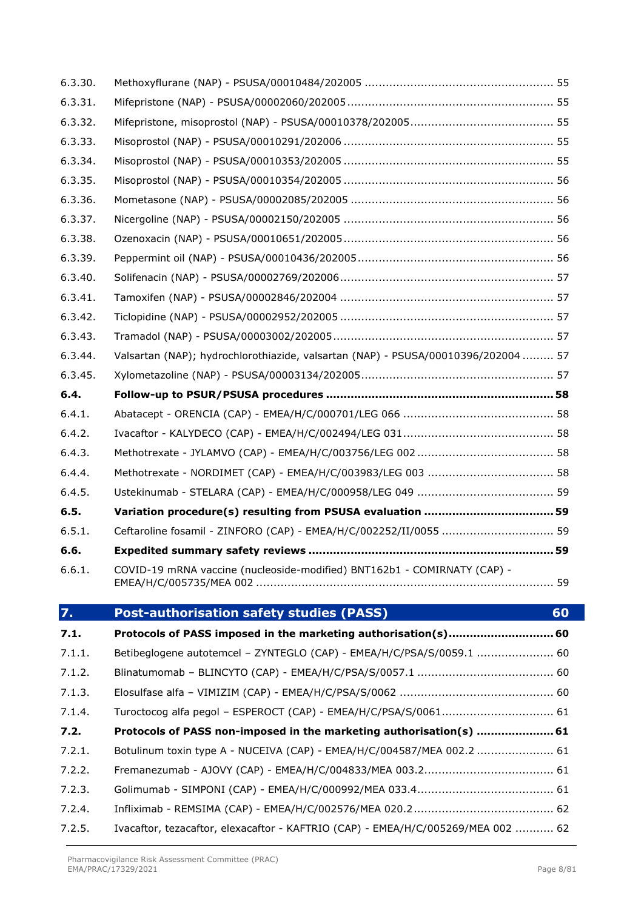6.3.30. Methoxyflurane (NAP) - PSUSA/00010484/202005 ..................................................... 55

6.3.31. Mifepristone (NAP) - PSUSA/00002060/202005 ........................................................... 55

6.3.32. Mifepristone, misoprostol (NAP) - PSUSA/00010378/202005 ......................................... 55

6.3.33. Misoprostol (NAP) - PSUSA/00010291/202006 ............................................................ 55

6.3.34. Misoprostol (NAP) - PSUSA/00010353/202005 ............................................................ 55

6.3.35. Misoprostol (NAP) - PSUSA/00010354/202005 ............................................................ 56

6.3.36. Mometasone (NAP) - PSUSA/00002085/202005 .......................................................... 56

6.3.37. Nicergoline (NAP) - PSUSA/00002150/202005 ............................................................ 56

6.3.38. Ozenoxacin (NAP) - PSUSA/00010651/202005 ............................................................ 56

6.3.39. Peppermint oil (NAP) - PSUSA/00010436/202005 ........................................................ 56

6.3.40. Solifenacin (NAP) - PSUSA/00002769/202006 ............................................................. 57

6.3.41. Tamoxifen (NAP) - PSUSA/00002846/202004 ............................................................. 57

6.3.42. Ticlopidine (NAP) - PSUSA/00002952/202005 ............................................................. 57

6.3.43. Tramadol (NAP) - PSUSA/00003002/202005 ............................................................... 57

6.3.44. Valsartan (NAP); hydrochlorothiazide, valsartan (NAP) - PSUSA/00010396/202004 ......... 57

6.3.45. Xylometazoline (NAP) - PSUSA/00003134/202005 ....................................................... 57

**6.4. Follow-up to PSUR/PSUSA procedures ................................................................. 58**

6.4.1. Abatacept - ORENCIA (CAP) - EMEA/H/C/000701/LEG 066 ........................................... 58

6.4.2. Ivacaftor - KALYDECO (CAP) - EMEA/H/C/002494/LEG 031 ........................................... 58

6.4.3. Methotrexate - JYLAMVO (CAP) - EMEA/H/C/003756/LEG 002 ....................................... 58

6.4.4. Methotrexate - NORDIMET (CAP) - EMEA/H/C/003983/LEG 003 .................................... 58

6.4.5. Ustekinumab - STELARA (CAP) - EMEA/H/C/000958/LEG 049 ....................................... 59

**6.5. Variation procedure(s) resulting from PSUSA evaluation ..................................... 59**

6.5.1. Ceftaroline fosamil - ZINFORO (CAP) - EMEA/H/C/002252/II/0055 ................................ 59

**6.6. Expedited summary safety reviews ..................................................................... 59**

6.6.1. COVID-19 mRNA vaccine (nucleoside-modified) BNT162b1 - COMIRNATY (CAP) - EMEA/H/C/005735/MEA 002 ..................................................................................... 59

## 7. Post-authorisation safety studies (PASS) 60

**7.1. Protocols of PASS imposed in the marketing authorisation(s)............................. 60**

7.1.1. Betibeglogene autotemcel – ZYNTEGLO (CAP) - EMEA/H/C/PSA/S/0059.1 ...................... 60

7.1.2. Blinatumomab – BLINCYTO (CAP) - EMEA/H/C/PSA/S/0057.1 ....................................... 60

7.1.3. Elosulfase alfa – VIMIZIM (CAP) - EMEA/H/C/PSA/S/0062 ............................................ 60

7.1.4. Turoctocog alfa pegol – ESPEROCT (CAP) - EMEA/H/C/PSA/S/0061................................ 61

**7.2. Protocols of PASS non-imposed in the marketing authorisation(s) ...................... 61**

7.2.1. Botulinum toxin type A - NUCEIVA (CAP) - EMEA/H/C/004587/MEA 002.2 ...................... 61

7.2.2. Fremanezumab - AJOVY (CAP) - EMEA/H/C/004833/MEA 003.2..................................... 61

7.2.3. Golimumab - SIMPONI (CAP) - EMEA/H/C/000992/MEA 033.4....................................... 61

7.2.4. Infliximab - REMSIMA (CAP) - EMEA/H/C/002576/MEA 020.2........................................ 62

7.2.5. Ivacaftor, tezacaftor, elexacaftor - KAFTRIO (CAP) - EMEA/H/C/005269/MEA 002 ........... 62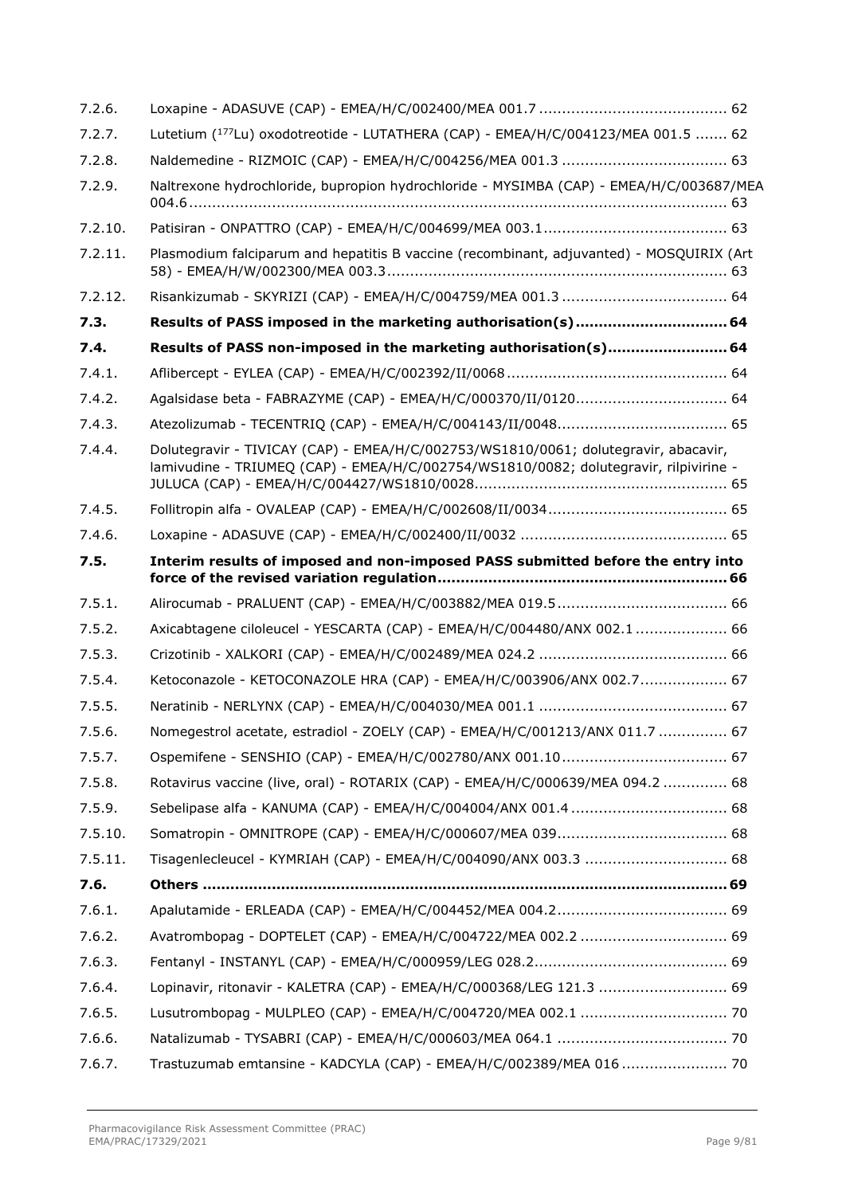7.2.6. Loxapine - ADASUVE (CAP) - EMEA/H/C/002400/MEA 001.7 ........................................ 62

7.2.7. Lutetium ($^{177}$Lu) oxodotreotide - LUTATHERA (CAP) - EMEA/H/C/004123/MEA 001.5 ....... 62

7.2.8. Naldemedine - RIZMOIC (CAP) - EMEA/H/C/004256/MEA 001.3 .................................... 63

7.2.9. Naltrexone hydrochloride, bupropion hydrochloride - MYSIMBA (CAP) - EMEA/H/C/003687/MEA 004.6 .................................................................................................................... 63

7.2.10. Patisiran - ONPATTRO (CAP) - EMEA/H/C/004699/MEA 003.1........................................ 63

7.2.11. Plasmodium falciparum and hepatitis B vaccine (recombinant, adjuvanted) - MOSQUIRIX (Art 58) - EMEA/H/W/002300/MEA 003.3.......................................................................... 63

7.2.12. Risankizumab - SKYRIZI (CAP) - EMEA/H/C/004759/MEA 001.3 .................................... 64

**7.3. Results of PASS imposed in the marketing authorisation(s) ................................ 64**

**7.4. Results of PASS non-imposed in the marketing authorisation(s) ......................... 64**

7.4.1. Aflibercept - EYLEA (CAP) - EMEA/H/C/002392/II/0068................................................ 64

7.4.2. Agalsidase beta - FABRAZYME (CAP) - EMEA/H/C/000370/II/0120................................. 64

7.4.3. Atezolizumab - TECENTRIQ (CAP) - EMEA/H/C/004143/II/0048..................................... 65

7.4.4. Dolutegravir - TIVICAY (CAP) - EMEA/H/C/002753/WS1810/0061; dolutegravir, abacavir, lamivudine - TRIUMEQ (CAP) - EMEA/H/C/002754/WS1810/0082; dolutegravir, rilpivirine - JULUCA (CAP) - EMEA/H/C/004427/WS1810/0028...................................................... 65

7.4.5. Follitropin alfa - OVALEAP (CAP) - EMEA/H/C/002608/II/0034....................................... 65

7.4.6. Loxapine - ADASUVE (CAP) - EMEA/H/C/002400/II/0032 ............................................ 65

**7.5. Interim results of imposed and non-imposed PASS submitted before the entry into force of the revised variation regulation .............................................................. 66**

7.5.1. Alirocumab - PRALUENT (CAP) - EMEA/H/C/003882/MEA 019.5..................................... 66

7.5.2. Axicabtagene ciloleucel - YESCARTA (CAP) - EMEA/H/C/004480/ANX 002.1 .................... 66

7.5.3. Crizotinib - XALKORI (CAP) - EMEA/H/C/002489/MEA 024.2 ......................................... 66

7.5.4. Ketoconazole - KETOCONAZOLE HRA (CAP) - EMEA/H/C/003906/ANX 002.7................... 67

7.5.5. Neratinib - NERLYNX (CAP) - EMEA/H/C/004030/MEA 001.1 ......................................... 67

7.5.6. Nomegestrol acetate, estradiol - ZOELY (CAP) - EMEA/H/C/001213/ANX 011.7 ............... 67

7.5.7. Ospemifene - SENSHIO (CAP) - EMEA/H/C/002780/ANX 001.10.................................... 67

7.5.8. Rotavirus vaccine (live, oral) - ROTARIX (CAP) - EMEA/H/C/000639/MEA 094.2 .............. 68

7.5.9. Sebelipase alfa - KANUMA (CAP) - EMEA/H/C/004004/ANX 001.4 .................................. 68

7.5.10. Somatropin - OMNITROPE (CAP) - EMEA/H/C/000607/MEA 039..................................... 68

7.5.11. Tisagenlecleucel - KYMRIAH (CAP) - EMEA/H/C/004090/ANX 003.3 ............................... 68

**7.6. Others ................................................................................................................ 69**

7.6.1. Apalutamide - ERLEADA (CAP) - EMEA/H/C/004452/MEA 004.2..................................... 69

7.6.2. Avatrombopag - DOPTELET (CAP) - EMEA/H/C/004722/MEA 002.2 ................................ 69

7.6.3. Fentanyl - INSTANYL (CAP) - EMEA/H/C/000959/LEG 028.2.......................................... 69

7.6.4. Lopinavir, ritonavir - KALETRA (CAP) - EMEA/H/C/000368/LEG 121.3 ............................ 69

7.6.5. Lusutrombopag - MULPLEO (CAP) - EMEA/H/C/004720/MEA 002.1 ................................ 70

7.6.6. Natalizumab - TYSABRI (CAP) - EMEA/H/C/000603/MEA 064.1 ..................................... 70

7.6.7. Trastuzumab emtansine - KADCYLA (CAP) - EMEA/H/C/002389/MEA 016 ....................... 70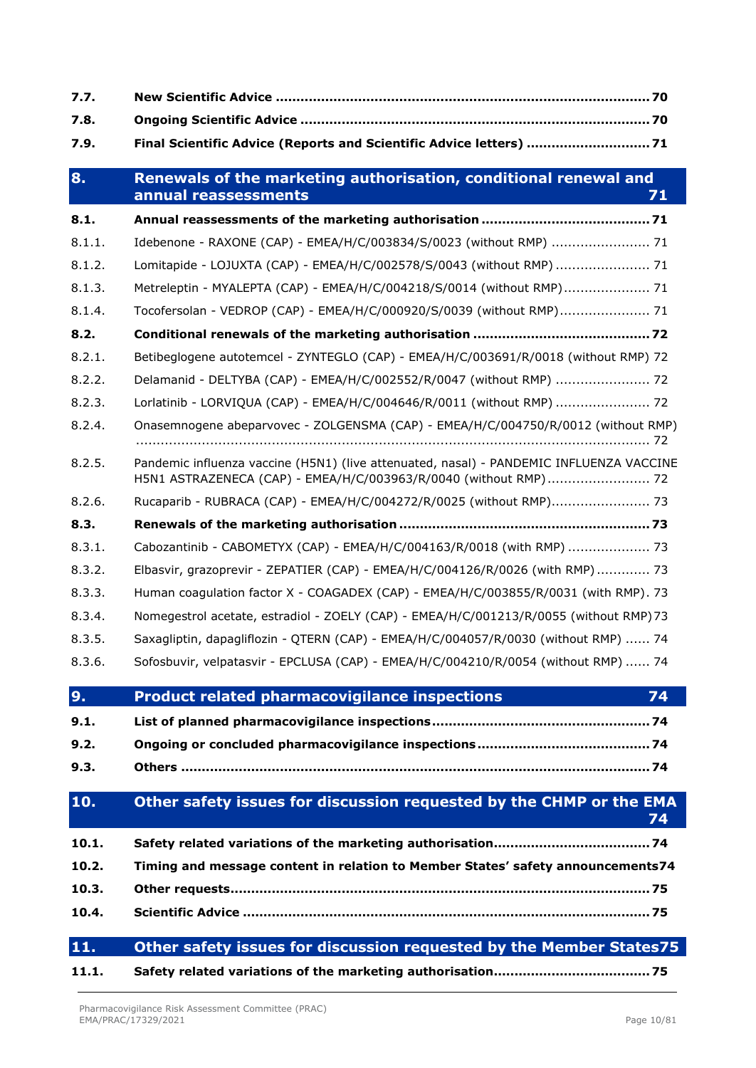**7.7. New Scientific Advice** .......... 70

**7.8. Ongoing Scientific Advice** .......... 70

**7.9. Final Scientific Advice (Reports and Scientific Advice letters)** .......... 71

## 8. Renewals of the marketing authorisation, conditional renewal and annual reassessments 71

**8.1. Annual reassessments of the marketing authorisation** .......... 71

8.1.1. Idebenone - RAXONE (CAP) - EMEA/H/C/003834/S/0023 (without RMP) .......... 71

8.1.2. Lomitapide - LOJUXTA (CAP) - EMEA/H/C/002578/S/0043 (without RMP) .......... 71

8.1.3. Metreleptin - MYALEPTA (CAP) - EMEA/H/C/004218/S/0014 (without RMP) .......... 71

8.1.4. Tocofersolan - VEDROP (CAP) - EMEA/H/C/000920/S/0039 (without RMP) .......... 71

**8.2. Conditional renewals of the marketing authorisation** .......... 72

8.2.1. Betibeglogene autotemcel - ZYNTEGLO (CAP) - EMEA/H/C/003691/R/0018 (without RMP) 72

8.2.2. Delamanid - DELTYBA (CAP) - EMEA/H/C/002552/R/0047 (without RMP) .......... 72

8.2.3. Lorlatinib - LORVIQUA (CAP) - EMEA/H/C/004646/R/0011 (without RMP) .......... 72

8.2.4. Onasemnogene abeparvovec - ZOLGENSMA (CAP) - EMEA/H/C/004750/R/0012 (without RMP) .......... 72

8.2.5. Pandemic influenza vaccine (H5N1) (live attenuated, nasal) - PANDEMIC INFLUENZA VACCINE H5N1 ASTRAZENECA (CAP) - EMEA/H/C/003963/R/0040 (without RMP) .......... 72

8.2.6. Rucaparib - RUBRACA (CAP) - EMEA/H/C/004272/R/0025 (without RMP) .......... 73

**8.3. Renewals of the marketing authorisation** .......... 73

8.3.1. Cabozantinib - CABOMETYX (CAP) - EMEA/H/C/004163/R/0018 (with RMP) .......... 73

8.3.2. Elbasvir, grazoprevir - ZEPATIER (CAP) - EMEA/H/C/004126/R/0026 (with RMP) .......... 73

8.3.3. Human coagulation factor X - COAGADEX (CAP) - EMEA/H/C/003855/R/0031 (with RMP). 73

8.3.4. Nomegestrol acetate, estradiol - ZOELY (CAP) - EMEA/H/C/001213/R/0055 (without RMP) 73

8.3.5. Saxagliptin, dapagliflozin - QTERN (CAP) - EMEA/H/C/004057/R/0030 (without RMP) .......... 74

8.3.6. Sofosbuvir, velpatasvir - EPCLUSA (CAP) - EMEA/H/C/004210/R/0054 (without RMP) .......... 74

## 9. Product related pharmacovigilance inspections 74

**9.1. List of planned pharmacovigilance inspections** .......... 74

**9.2. Ongoing or concluded pharmacovigilance inspections** .......... 74

**9.3. Others** .......... 74

## 10. Other safety issues for discussion requested by the CHMP or the EMA 74

**10.1. Safety related variations of the marketing authorisation** .......... 74

**10.2. Timing and message content in relation to Member States' safety announcements** 74

**10.3. Other requests** .......... 75

**10.4. Scientific Advice** .......... 75

## 11. Other safety issues for discussion requested by the Member States 75

**11.1. Safety related variations of the marketing authorisation** .......... 75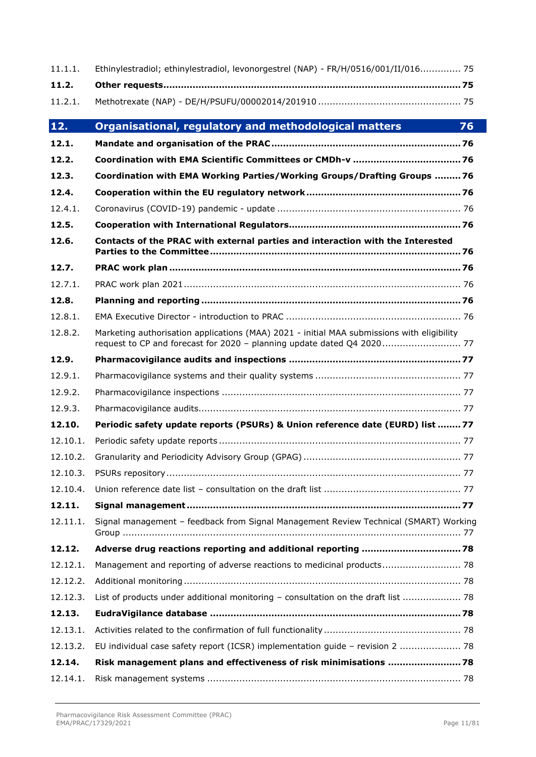11.1.1. Ethinylestradiol; ethinylestradiol, levonorgestrel (NAP) - FR/H/0516/001/II/016.............. 75

**11.2. Other requests..................................................................................................75**

11.2.1. Methotrexate (NAP) - DE/H/PSUFU/00002014/201910 ................................................ 75

## 12. Organisational, regulatory and methodological matters 76

**12.1. Mandate and organisation of the PRAC................................................................76**

**12.2. Coordination with EMA Scientific Committees or CMDh-v ....................................76**

**12.3. Coordination with EMA Working Parties/Working Groups/Drafting Groups .........76**

**12.4. Cooperation within the EU regulatory network....................................................76**

12.4.1. Coronavirus (COVID-19) pandemic - update .............................................................. 76

**12.5. Cooperation with International Regulators..........................................................76**

**12.6. Contacts of the PRAC with external parties and interaction with the Interested Parties to the Committee.....................................................................................76**

**12.7. PRAC work plan ..................................................................................................76**

12.7.1. PRAC work plan 2021.............................................................................................. 76

**12.8. Planning and reporting .......................................................................................76**

12.8.1. EMA Executive Director - introduction to PRAC ............................................................ 76

12.8.2. Marketing authorisation applications (MAA) 2021 - initial MAA submissions with eligibility request to CP and forecast for 2020 – planning update dated Q4 2020........................... 77

**12.9. Pharmacovigilance audits and inspections ..........................................................77**

12.9.1. Pharmacovigilance systems and their quality systems .................................................. 77

12.9.2. Pharmacovigilance inspections ................................................................................. 77

12.9.3. Pharmacovigilance audits......................................................................................... 77

**12.10. Periodic safety update reports (PSURs) & Union reference date (EURD) list ........77**

12.10.1. Periodic safety update reports .................................................................................. 77

12.10.2. Granularity and Periodicity Advisory Group (GPAG) ...................................................... 77

12.10.3. PSURs repository.................................................................................................... 77

12.10.4. Union reference date list – consultation on the draft list ............................................... 77

**12.11. Signal management............................................................................................77**

12.11.1. Signal management – feedback from Signal Management Review Technical (SMART) Working Group ................................................................................................................... 77

**12.12. Adverse drug reactions reporting and additional reporting .................................78**

12.12.1. Management and reporting of adverse reactions to medicinal products........................... 78

12.12.2. Additional monitoring .............................................................................................. 78

12.12.3. List of products under additional monitoring – consultation on the draft list .................... 78

**12.13. EudraVigilance database .....................................................................................78**

12.13.1. Activities related to the confirmation of full functionality............................................... 78

12.13.2. EU individual case safety report (ICSR) implementation guide – revision 2 ..................... 78

**12.14. Risk management plans and effectiveness of risk minimisations ........................78**

12.14.1. Risk management systems ...................................................................................... 78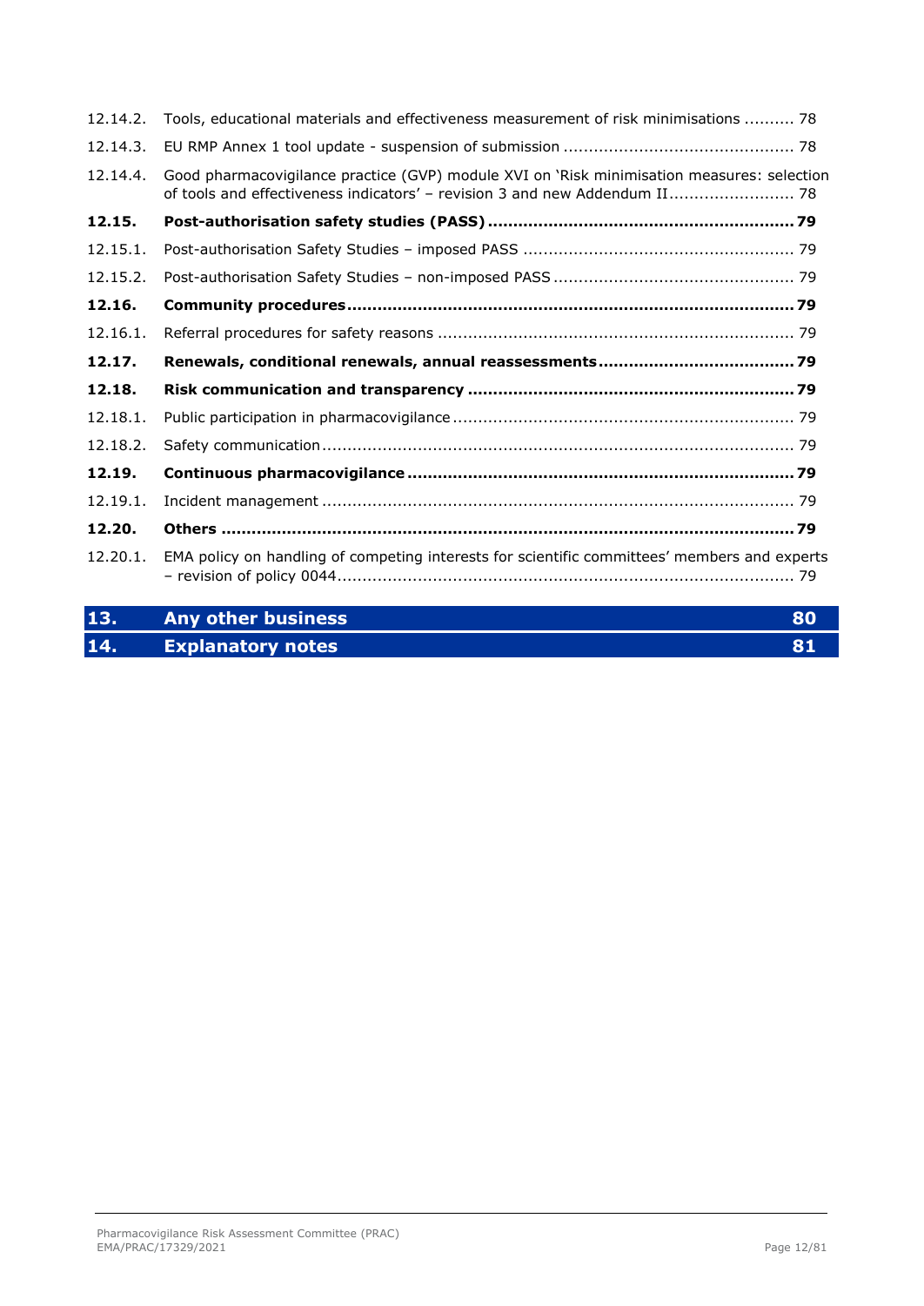12.14.2. Tools, educational materials and effectiveness measurement of risk minimisations .......... 78

12.14.3. EU RMP Annex 1 tool update - suspension of submission ............................................. 78

12.14.4. Good pharmacovigilance practice (GVP) module XVI on 'Risk minimisation measures: selection of tools and effectiveness indicators' – revision 3 and new Addendum II......................... 78

**12.15. Post-authorisation safety studies (PASS) ............................................................ 79**

12.15.1. Post-authorisation Safety Studies – imposed PASS ..................................................... 79

12.15.2. Post-authorisation Safety Studies – non-imposed PASS ................................................ 79

**12.16. Community procedures....................................................................................... 79**

12.16.1. Referral procedures for safety reasons ....................................................................... 79

**12.17. Renewals, conditional renewals, annual reassessments...................................... 79**

**12.18. Risk communication and transparency ................................................................ 79**

12.18.1. Public participation in pharmacovigilance ................................................................... 79

12.18.2. Safety communication ............................................................................................. 79

**12.19. Continuous pharmacovigilance ............................................................................ 79**

12.19.1. Incident management ............................................................................................. 79

**12.20. Others ................................................................................................................ 79**

12.20.1. EMA policy on handling of competing interests for scientific committees' members and experts – revision of policy 0044........................................................................................... 79

**13. Any other business 80**

**14. Explanatory notes 81**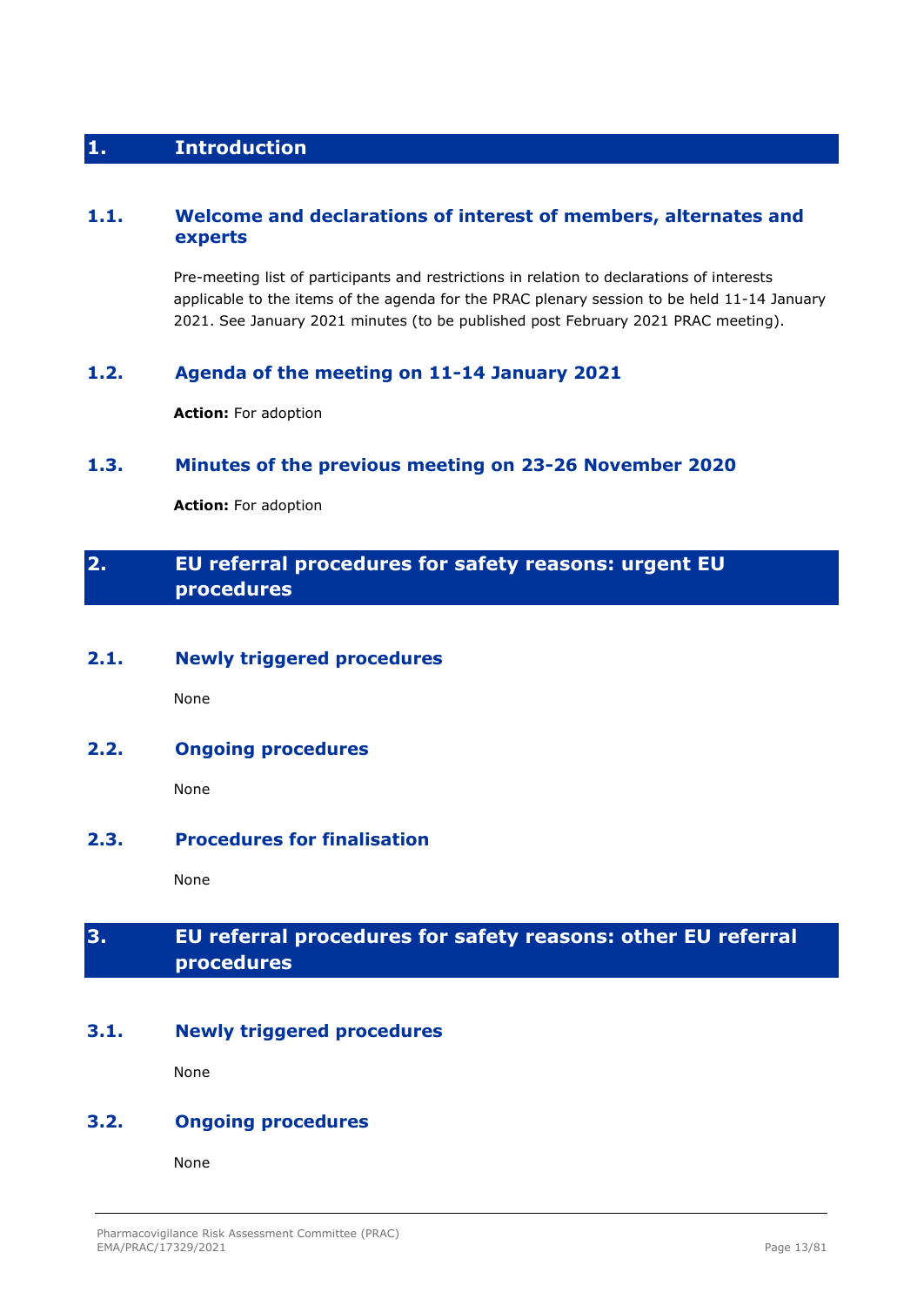# 1. Introduction

## 1.1. Welcome and declarations of interest of members, alternates and experts

Pre-meeting list of participants and restrictions in relation to declarations of interests applicable to the items of the agenda for the PRAC plenary session to be held 11-14 January 2021. See January 2021 minutes (to be published post February 2021 PRAC meeting).

## 1.2. Agenda of the meeting on 11-14 January 2021

**Action:** For adoption

## 1.3. Minutes of the previous meeting on 23-26 November 2020

**Action:** For adoption

# 2. EU referral procedures for safety reasons: urgent EU procedures

## 2.1. Newly triggered procedures

None

## 2.2. Ongoing procedures

None

## 2.3. Procedures for finalisation

None

# 3. EU referral procedures for safety reasons: other EU referral procedures

## 3.1. Newly triggered procedures

None

## 3.2. Ongoing procedures

None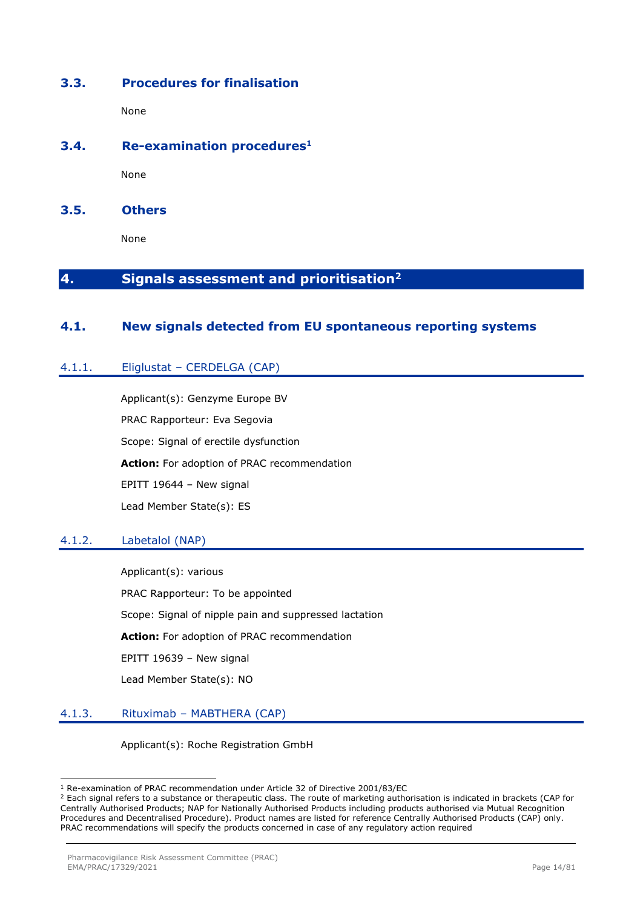## 3.3. Procedures for finalisation

None

## 3.4. Re-examination procedures[1]

None

## 3.5. Others

None

# 4. Signals assessment and prioritisation[2]

## 4.1. New signals detected from EU spontaneous reporting systems

### 4.1.1. Eliglustat – CERDELGA (CAP)

Applicant(s): Genzyme Europe BV

PRAC Rapporteur: Eva Segovia

Scope: Signal of erectile dysfunction

**Action:** For adoption of PRAC recommendation

EPITT 19644 – New signal

Lead Member State(s): ES

### 4.1.2. Labetalol (NAP)

Applicant(s): various

PRAC Rapporteur: To be appointed

Scope: Signal of nipple pain and suppressed lactation

**Action:** For adoption of PRAC recommendation

EPITT 19639 – New signal

Lead Member State(s): NO

### 4.1.3. Rituximab – MABTHERA (CAP)

Applicant(s): Roche Registration GmbH

---

[1] Re-examination of PRAC recommendation under Article 32 of Directive 2001/83/EC

[2] Each signal refers to a substance or therapeutic class. The route of marketing authorisation is indicated in brackets (CAP for Centrally Authorised Products; NAP for Nationally Authorised Products including products authorised via Mutual Recognition Procedures and Decentralised Procedure). Product names are listed for reference Centrally Authorised Products (CAP) only. PRAC recommendations will specify the products concerned in case of any regulatory action required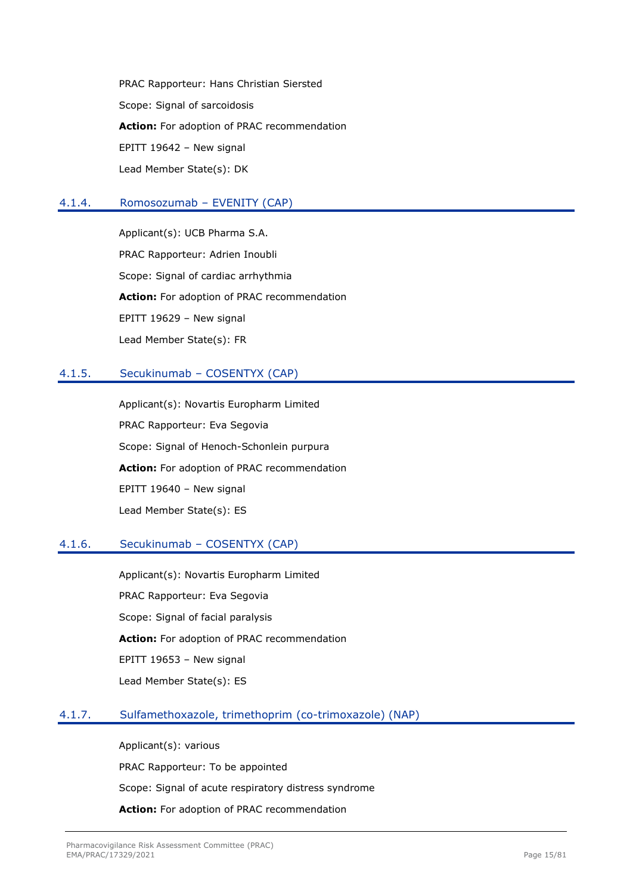PRAC Rapporteur: Hans Christian Siersted

Scope: Signal of sarcoidosis

**Action:** For adoption of PRAC recommendation

EPITT 19642 – New signal

Lead Member State(s): DK

### 4.1.4. Romosozumab – EVENITY (CAP)

Applicant(s): UCB Pharma S.A.

PRAC Rapporteur: Adrien Inoubli

Scope: Signal of cardiac arrhythmia

**Action:** For adoption of PRAC recommendation

EPITT 19629 – New signal

Lead Member State(s): FR

### 4.1.5. Secukinumab – COSENTYX (CAP)

Applicant(s): Novartis Europharm Limited

PRAC Rapporteur: Eva Segovia

Scope: Signal of Henoch-Schonlein purpura

**Action:** For adoption of PRAC recommendation

EPITT 19640 – New signal

Lead Member State(s): ES

### 4.1.6. Secukinumab – COSENTYX (CAP)

Applicant(s): Novartis Europharm Limited

PRAC Rapporteur: Eva Segovia

Scope: Signal of facial paralysis

**Action:** For adoption of PRAC recommendation

EPITT 19653 – New signal

Lead Member State(s): ES

### 4.1.7. Sulfamethoxazole, trimethoprim (co-trimoxazole) (NAP)

Applicant(s): various

PRAC Rapporteur: To be appointed

Scope: Signal of acute respiratory distress syndrome

**Action:** For adoption of PRAC recommendation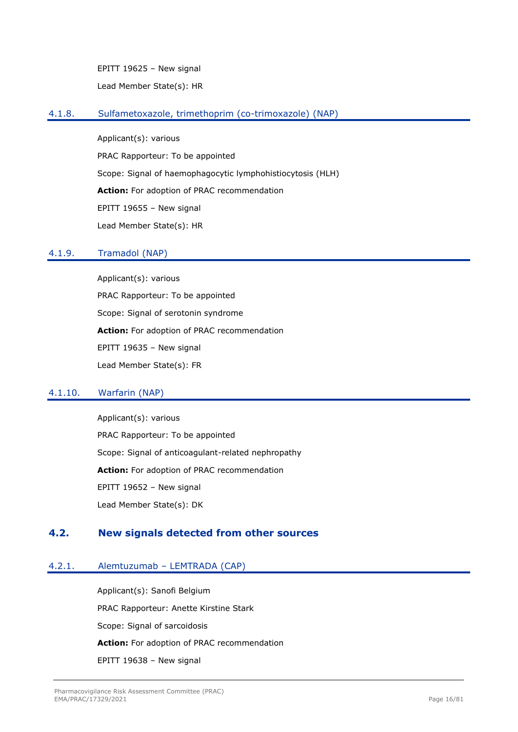EPITT 19625 – New signal

Lead Member State(s): HR

#### 4.1.8. Sulfametoxazole, trimethoprim (co-trimoxazole) (NAP)

Applicant(s): various

PRAC Rapporteur: To be appointed

Scope: Signal of haemophagocytic lymphohistiocytosis (HLH)

**Action:** For adoption of PRAC recommendation

EPITT 19655 – New signal

Lead Member State(s): HR

#### 4.1.9. Tramadol (NAP)

Applicant(s): various

PRAC Rapporteur: To be appointed

Scope: Signal of serotonin syndrome

**Action:** For adoption of PRAC recommendation

EPITT 19635 – New signal

Lead Member State(s): FR

#### 4.1.10. Warfarin (NAP)

Applicant(s): various

PRAC Rapporteur: To be appointed

Scope: Signal of anticoagulant-related nephropathy

**Action:** For adoption of PRAC recommendation

EPITT 19652 – New signal

Lead Member State(s): DK

### 4.2. New signals detected from other sources

#### 4.2.1. Alemtuzumab – LEMTRADA (CAP)

Applicant(s): Sanofi Belgium

PRAC Rapporteur: Anette Kirstine Stark

Scope: Signal of sarcoidosis

**Action:** For adoption of PRAC recommendation

EPITT 19638 – New signal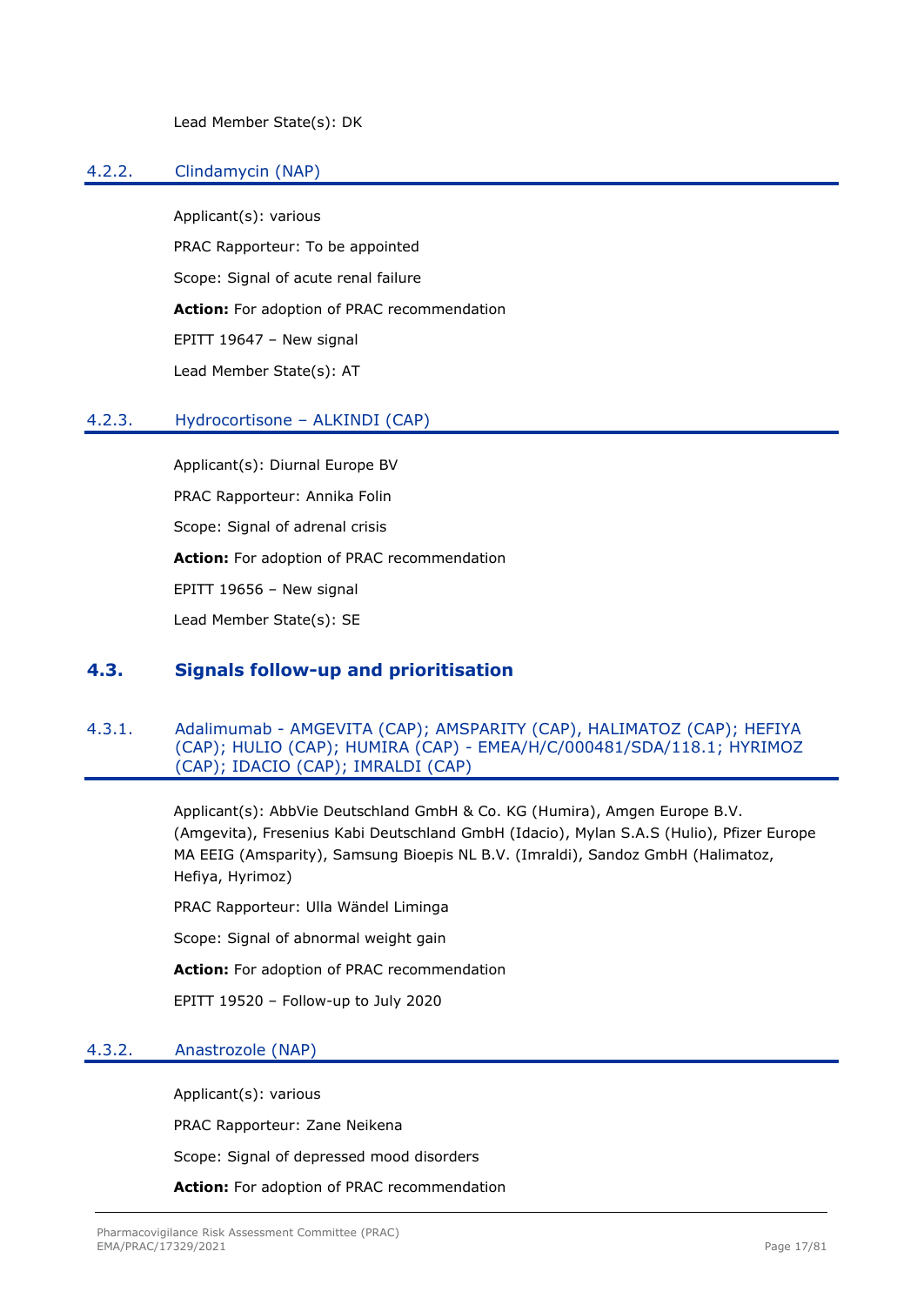Lead Member State(s): DK

### 4.2.2. Clindamycin (NAP)

Applicant(s): various

PRAC Rapporteur: To be appointed

Scope: Signal of acute renal failure

**Action:** For adoption of PRAC recommendation

EPITT 19647 – New signal

Lead Member State(s): AT

### 4.2.3. Hydrocortisone – ALKINDI (CAP)

Applicant(s): Diurnal Europe BV

PRAC Rapporteur: Annika Folin

Scope: Signal of adrenal crisis

**Action:** For adoption of PRAC recommendation

EPITT 19656 – New signal

Lead Member State(s): SE

## 4.3. Signals follow-up and prioritisation

### 4.3.1. Adalimumab - AMGEVITA (CAP); AMSPARITY (CAP), HALIMATOZ (CAP); HEFIYA (CAP); HULIO (CAP); HUMIRA (CAP) - EMEA/H/C/000481/SDA/118.1; HYRIMOZ (CAP); IDACIO (CAP); IMRALDI (CAP)

Applicant(s): AbbVie Deutschland GmbH & Co. KG (Humira), Amgen Europe B.V. (Amgevita), Fresenius Kabi Deutschland GmbH (Idacio), Mylan S.A.S (Hulio), Pfizer Europe MA EEIG (Amsparity), Samsung Bioepis NL B.V. (Imraldi), Sandoz GmbH (Halimatoz, Hefiya, Hyrimoz)

PRAC Rapporteur: Ulla Wändel Liminga

Scope: Signal of abnormal weight gain

**Action:** For adoption of PRAC recommendation

EPITT 19520 – Follow-up to July 2020

### 4.3.2. Anastrozole (NAP)

Applicant(s): various

PRAC Rapporteur: Zane Neikena

Scope: Signal of depressed mood disorders

**Action:** For adoption of PRAC recommendation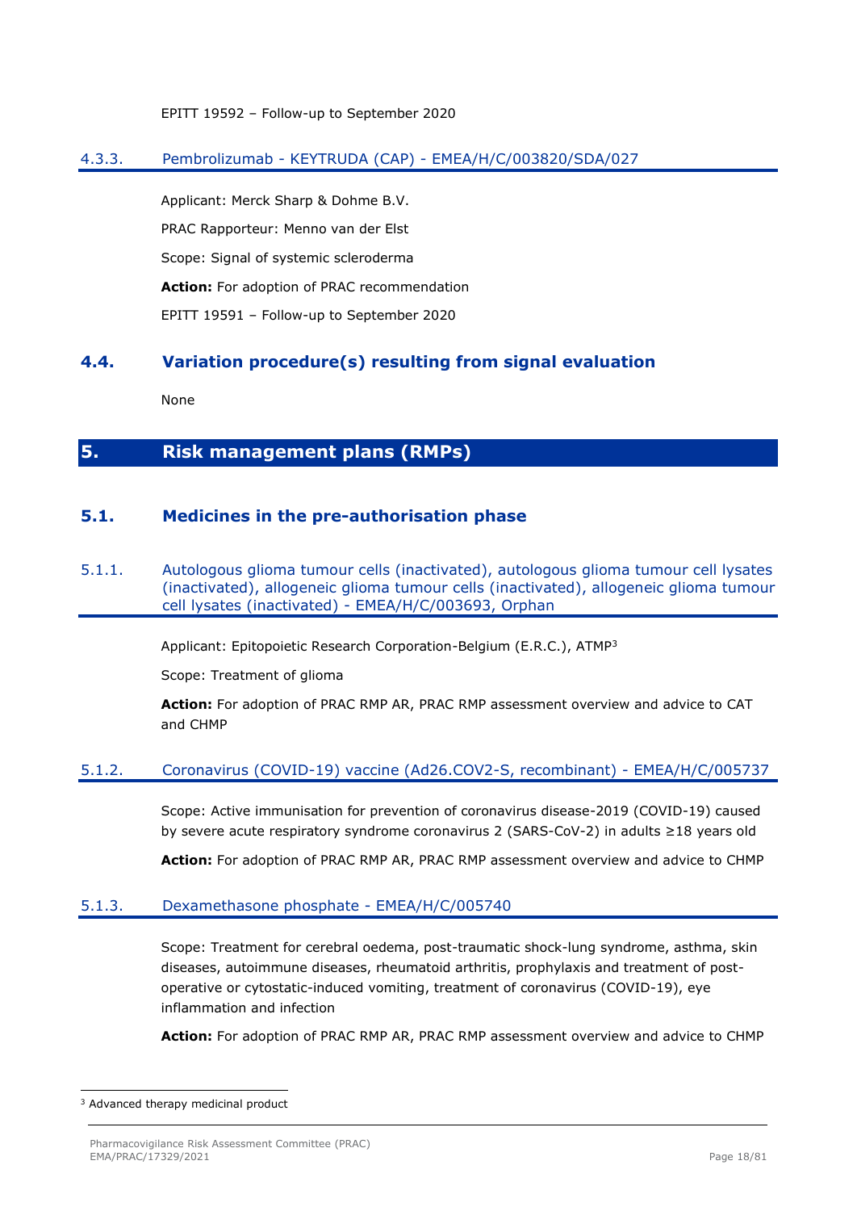EPITT 19592 – Follow-up to September 2020

#### 4.3.3. Pembrolizumab - KEYTRUDA (CAP) - EMEA/H/C/003820/SDA/027

Applicant: Merck Sharp & Dohme B.V.

PRAC Rapporteur: Menno van der Elst

Scope: Signal of systemic scleroderma

**Action:** For adoption of PRAC recommendation

EPITT 19591 – Follow-up to September 2020

### 4.4. Variation procedure(s) resulting from signal evaluation

None

## 5. Risk management plans (RMPs)

### 5.1. Medicines in the pre-authorisation phase

#### 5.1.1. Autologous glioma tumour cells (inactivated), autologous glioma tumour cell lysates (inactivated), allogeneic glioma tumour cells (inactivated), allogeneic glioma tumour cell lysates (inactivated) - EMEA/H/C/003693, Orphan

Applicant: Epitopoietic Research Corporation-Belgium (E.R.C.), ATMP[3]

Scope: Treatment of glioma

**Action:** For adoption of PRAC RMP AR, PRAC RMP assessment overview and advice to CAT and CHMP

#### 5.1.2. Coronavirus (COVID-19) vaccine (Ad26.COV2-S, recombinant) - EMEA/H/C/005737

Scope: Active immunisation for prevention of coronavirus disease-2019 (COVID-19) caused by severe acute respiratory syndrome coronavirus 2 (SARS-CoV-2) in adults ≥18 years old

**Action:** For adoption of PRAC RMP AR, PRAC RMP assessment overview and advice to CHMP

#### 5.1.3. Dexamethasone phosphate - EMEA/H/C/005740

Scope: Treatment for cerebral oedema, post-traumatic shock-lung syndrome, asthma, skin diseases, autoimmune diseases, rheumatoid arthritis, prophylaxis and treatment of post-operative or cytostatic-induced vomiting, treatment of coronavirus (COVID-19), eye inflammation and infection

**Action:** For adoption of PRAC RMP AR, PRAC RMP assessment overview and advice to CHMP

[3] Advanced therapy medicinal product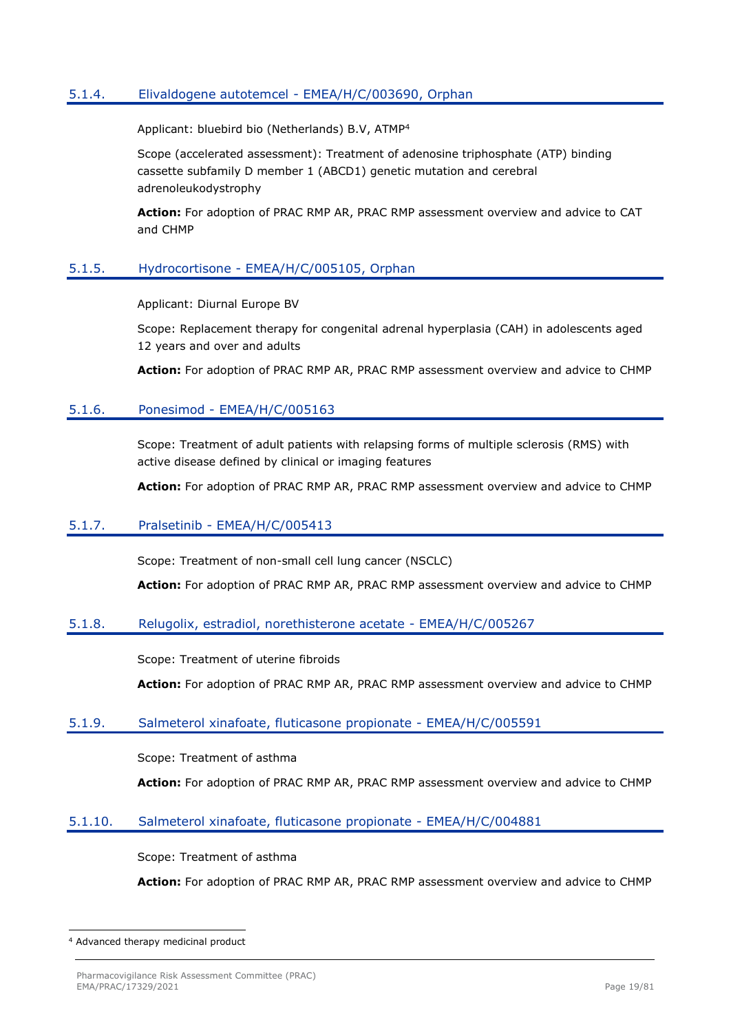### 5.1.4. Elivaldogene autotemcel - EMEA/H/C/003690, Orphan

Applicant: bluebird bio (Netherlands) B.V, ATMP[4]

Scope (accelerated assessment): Treatment of adenosine triphosphate (ATP) binding cassette subfamily D member 1 (ABCD1) genetic mutation and cerebral adrenoleukodystrophy

**Action:** For adoption of PRAC RMP AR, PRAC RMP assessment overview and advice to CAT and CHMP

### 5.1.5. Hydrocortisone - EMEA/H/C/005105, Orphan

Applicant: Diurnal Europe BV

Scope: Replacement therapy for congenital adrenal hyperplasia (CAH) in adolescents aged 12 years and over and adults

**Action:** For adoption of PRAC RMP AR, PRAC RMP assessment overview and advice to CHMP

### 5.1.6. Ponesimod - EMEA/H/C/005163

Scope: Treatment of adult patients with relapsing forms of multiple sclerosis (RMS) with active disease defined by clinical or imaging features

**Action:** For adoption of PRAC RMP AR, PRAC RMP assessment overview and advice to CHMP

### 5.1.7. Pralsetinib - EMEA/H/C/005413

Scope: Treatment of non-small cell lung cancer (NSCLC)

**Action:** For adoption of PRAC RMP AR, PRAC RMP assessment overview and advice to CHMP

### 5.1.8. Relugolix, estradiol, norethisterone acetate - EMEA/H/C/005267

Scope: Treatment of uterine fibroids

**Action:** For adoption of PRAC RMP AR, PRAC RMP assessment overview and advice to CHMP

### 5.1.9. Salmeterol xinafoate, fluticasone propionate - EMEA/H/C/005591

Scope: Treatment of asthma

**Action:** For adoption of PRAC RMP AR, PRAC RMP assessment overview and advice to CHMP

### 5.1.10. Salmeterol xinafoate, fluticasone propionate - EMEA/H/C/004881

Scope: Treatment of asthma

**Action:** For adoption of PRAC RMP AR, PRAC RMP assessment overview and advice to CHMP

[4] Advanced therapy medicinal product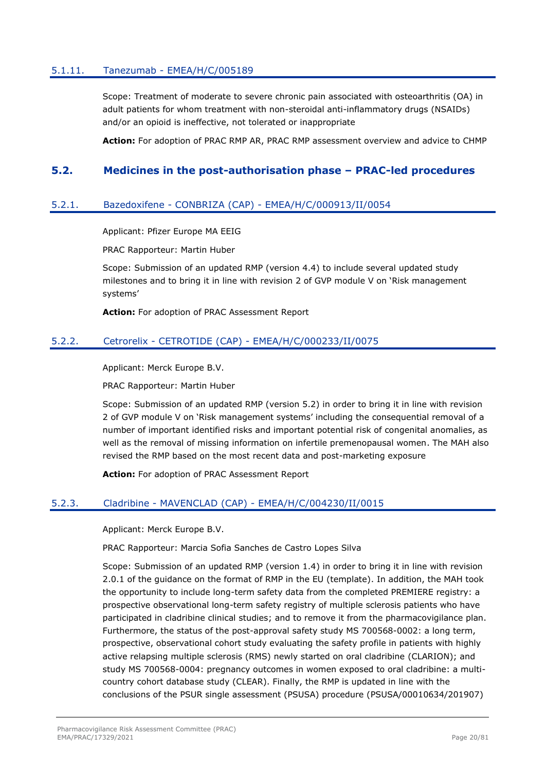### 5.1.11. Tanezumab - EMEA/H/C/005189

Scope: Treatment of moderate to severe chronic pain associated with osteoarthritis (OA) in adult patients for whom treatment with non-steroidal anti-inflammatory drugs (NSAIDs) and/or an opioid is ineffective, not tolerated or inappropriate

**Action:** For adoption of PRAC RMP AR, PRAC RMP assessment overview and advice to CHMP

## 5.2. Medicines in the post-authorisation phase – PRAC-led procedures

### 5.2.1. Bazedoxifene - CONBRIZA (CAP) - EMEA/H/C/000913/II/0054

Applicant: Pfizer Europe MA EEIG

PRAC Rapporteur: Martin Huber

Scope: Submission of an updated RMP (version 4.4) to include several updated study milestones and to bring it in line with revision 2 of GVP module V on 'Risk management systems'

**Action:** For adoption of PRAC Assessment Report

### 5.2.2. Cetrorelix - CETROTIDE (CAP) - EMEA/H/C/000233/II/0075

Applicant: Merck Europe B.V.

PRAC Rapporteur: Martin Huber

Scope: Submission of an updated RMP (version 5.2) in order to bring it in line with revision 2 of GVP module V on 'Risk management systems' including the consequential removal of a number of important identified risks and important potential risk of congenital anomalies, as well as the removal of missing information on infertile premenopausal women. The MAH also revised the RMP based on the most recent data and post-marketing exposure

**Action:** For adoption of PRAC Assessment Report

### 5.2.3. Cladribine - MAVENCLAD (CAP) - EMEA/H/C/004230/II/0015

Applicant: Merck Europe B.V.

PRAC Rapporteur: Marcia Sofia Sanches de Castro Lopes Silva

Scope: Submission of an updated RMP (version 1.4) in order to bring it in line with revision 2.0.1 of the guidance on the format of RMP in the EU (template). In addition, the MAH took the opportunity to include long-term safety data from the completed PREMIERE registry: a prospective observational long-term safety registry of multiple sclerosis patients who have participated in cladribine clinical studies; and to remove it from the pharmacovigilance plan. Furthermore, the status of the post-approval safety study MS 700568-0002: a long term, prospective, observational cohort study evaluating the safety profile in patients with highly active relapsing multiple sclerosis (RMS) newly started on oral cladribine (CLARION); and study MS 700568-0004: pregnancy outcomes in women exposed to oral cladribine: a multi-country cohort database study (CLEAR). Finally, the RMP is updated in line with the conclusions of the PSUR single assessment (PSUSA) procedure (PSUSA/00010634/201907)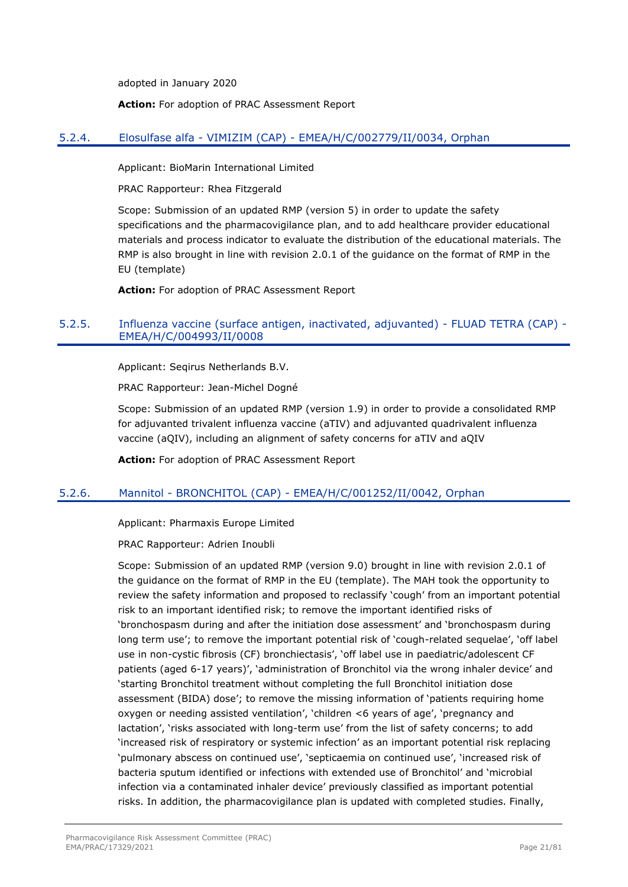adopted in January 2020

**Action:** For adoption of PRAC Assessment Report

### 5.2.4. Elosulfase alfa - VIMIZIM (CAP) - EMEA/H/C/002779/II/0034, Orphan

Applicant: BioMarin International Limited

PRAC Rapporteur: Rhea Fitzgerald

Scope: Submission of an updated RMP (version 5) in order to update the safety specifications and the pharmacovigilance plan, and to add healthcare provider educational materials and process indicator to evaluate the distribution of the educational materials. The RMP is also brought in line with revision 2.0.1 of the guidance on the format of RMP in the EU (template)

**Action:** For adoption of PRAC Assessment Report

### 5.2.5. Influenza vaccine (surface antigen, inactivated, adjuvanted) - FLUAD TETRA (CAP) - EMEA/H/C/004993/II/0008

Applicant: Seqirus Netherlands B.V.

PRAC Rapporteur: Jean-Michel Dogné

Scope: Submission of an updated RMP (version 1.9) in order to provide a consolidated RMP for adjuvanted trivalent influenza vaccine (aTIV) and adjuvanted quadrivalent influenza vaccine (aQIV), including an alignment of safety concerns for aTIV and aQIV

**Action:** For adoption of PRAC Assessment Report

### 5.2.6. Mannitol - BRONCHITOL (CAP) - EMEA/H/C/001252/II/0042, Orphan

Applicant: Pharmaxis Europe Limited

PRAC Rapporteur: Adrien Inoubli

Scope: Submission of an updated RMP (version 9.0) brought in line with revision 2.0.1 of the guidance on the format of RMP in the EU (template). The MAH took the opportunity to review the safety information and proposed to reclassify 'cough' from an important potential risk to an important identified risk; to remove the important identified risks of 'bronchospasm during and after the initiation dose assessment' and 'bronchospasm during long term use'; to remove the important potential risk of 'cough-related sequelae', 'off label use in non-cystic fibrosis (CF) bronchiectasis', 'off label use in paediatric/adolescent CF patients (aged 6-17 years)', 'administration of Bronchitol via the wrong inhaler device' and 'starting Bronchitol treatment without completing the full Bronchitol initiation dose assessment (BIDA) dose'; to remove the missing information of 'patients requiring home oxygen or needing assisted ventilation', 'children <6 years of age', 'pregnancy and lactation', 'risks associated with long-term use' from the list of safety concerns; to add 'increased risk of respiratory or systemic infection' as an important potential risk replacing 'pulmonary abscess on continued use', 'septicaemia on continued use', 'increased risk of bacteria sputum identified or infections with extended use of Bronchitol' and 'microbial infection via a contaminated inhaler device' previously classified as important potential risks. In addition, the pharmacovigilance plan is updated with completed studies. Finally,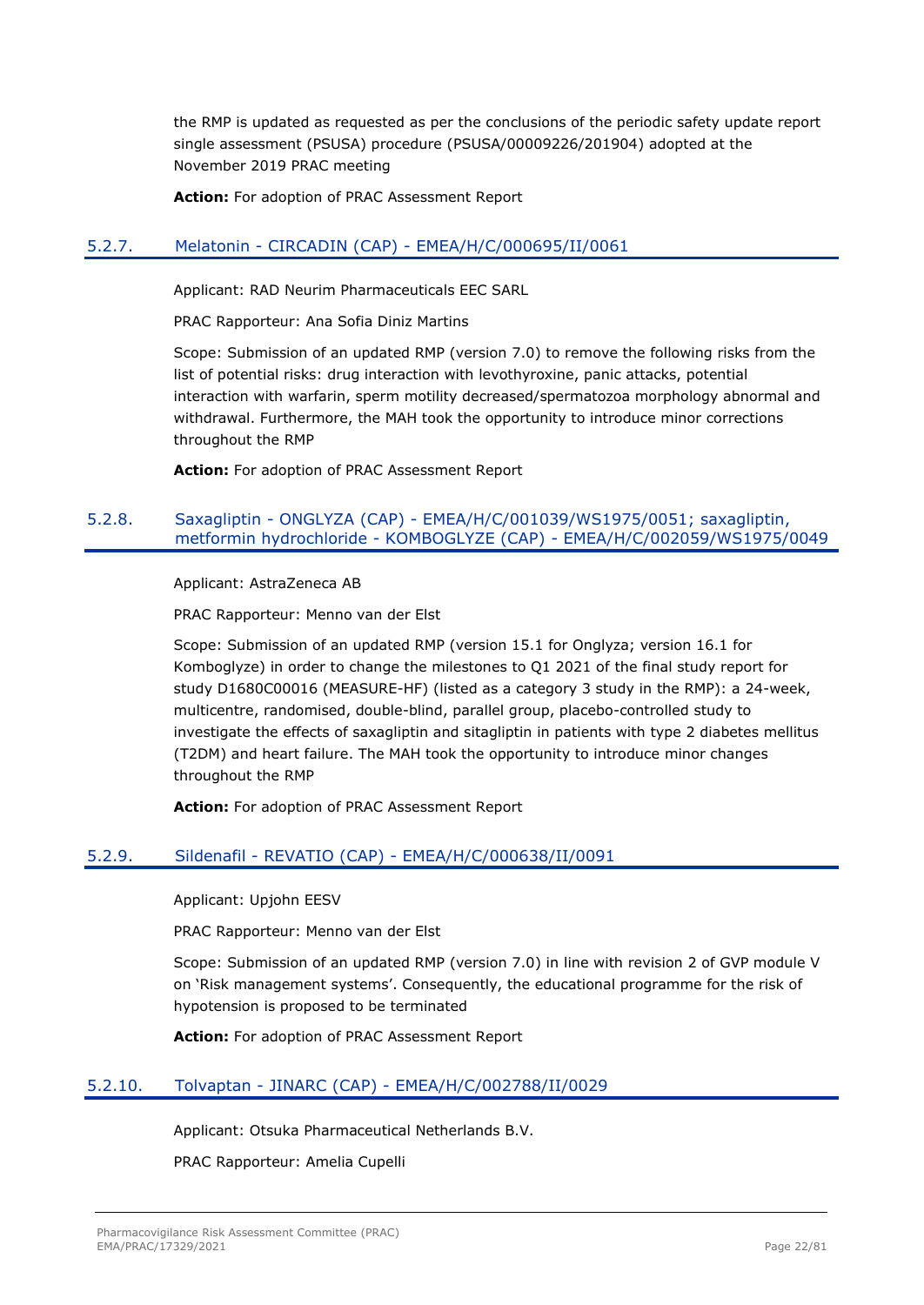the RMP is updated as requested as per the conclusions of the periodic safety update report single assessment (PSUSA) procedure (PSUSA/00009226/201904) adopted at the November 2019 PRAC meeting

**Action:** For adoption of PRAC Assessment Report

### 5.2.7. Melatonin - CIRCADIN (CAP) - EMEA/H/C/000695/II/0061

Applicant: RAD Neurim Pharmaceuticals EEC SARL

PRAC Rapporteur: Ana Sofia Diniz Martins

Scope: Submission of an updated RMP (version 7.0) to remove the following risks from the list of potential risks: drug interaction with levothyroxine, panic attacks, potential interaction with warfarin, sperm motility decreased/spermatozoa morphology abnormal and withdrawal. Furthermore, the MAH took the opportunity to introduce minor corrections throughout the RMP

**Action:** For adoption of PRAC Assessment Report

### 5.2.8. Saxagliptin - ONGLYZA (CAP) - EMEA/H/C/001039/WS1975/0051; saxagliptin, metformin hydrochloride - KOMBOGLYZE (CAP) - EMEA/H/C/002059/WS1975/0049

Applicant: AstraZeneca AB

PRAC Rapporteur: Menno van der Elst

Scope: Submission of an updated RMP (version 15.1 for Onglyza; version 16.1 for Komboglyze) in order to change the milestones to Q1 2021 of the final study report for study D1680C00016 (MEASURE-HF) (listed as a category 3 study in the RMP): a 24-week, multicentre, randomised, double-blind, parallel group, placebo-controlled study to investigate the effects of saxagliptin and sitagliptin in patients with type 2 diabetes mellitus (T2DM) and heart failure. The MAH took the opportunity to introduce minor changes throughout the RMP

**Action:** For adoption of PRAC Assessment Report

### 5.2.9. Sildenafil - REVATIO (CAP) - EMEA/H/C/000638/II/0091

Applicant: Upjohn EESV

PRAC Rapporteur: Menno van der Elst

Scope: Submission of an updated RMP (version 7.0) in line with revision 2 of GVP module V on 'Risk management systems'. Consequently, the educational programme for the risk of hypotension is proposed to be terminated

**Action:** For adoption of PRAC Assessment Report

### 5.2.10. Tolvaptan - JINARC (CAP) - EMEA/H/C/002788/II/0029

Applicant: Otsuka Pharmaceutical Netherlands B.V.

PRAC Rapporteur: Amelia Cupelli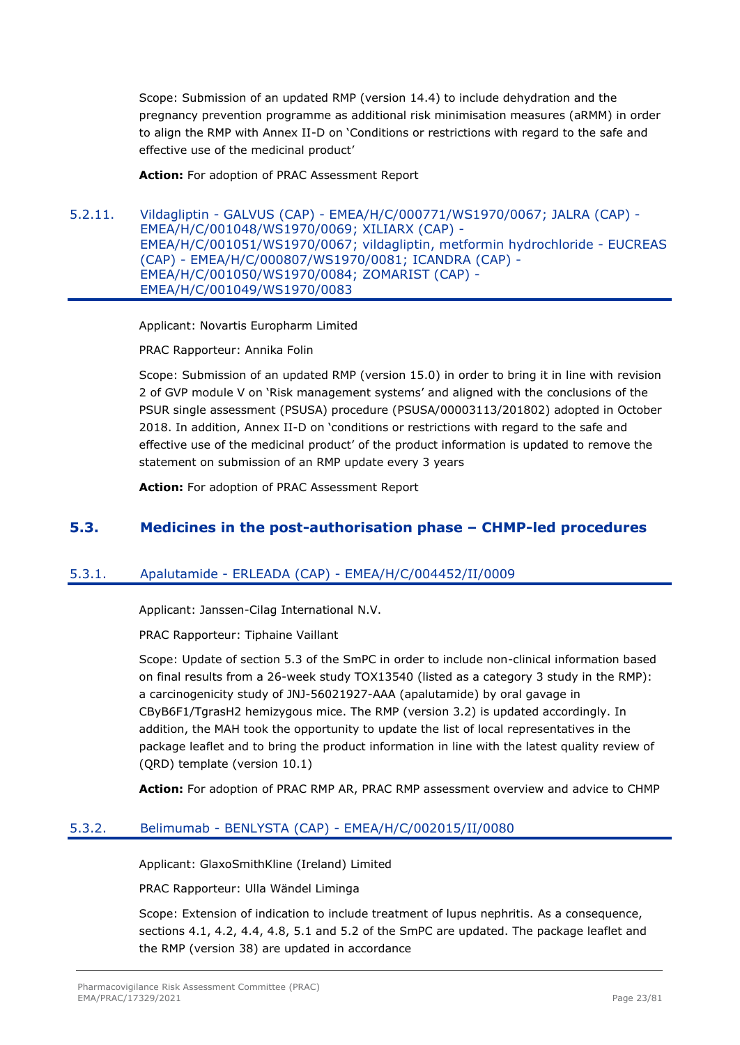Scope: Submission of an updated RMP (version 14.4) to include dehydration and the pregnancy prevention programme as additional risk minimisation measures (aRMM) in order to align the RMP with Annex II-D on 'Conditions or restrictions with regard to the safe and effective use of the medicinal product'

**Action:** For adoption of PRAC Assessment Report

#### 5.2.11. Vildagliptin - GALVUS (CAP) - EMEA/H/C/000771/WS1970/0067; JALRA (CAP) - EMEA/H/C/001048/WS1970/0069; XILIARX (CAP) - EMEA/H/C/001051/WS1970/0067; vildagliptin, metformin hydrochloride - EUCREAS (CAP) - EMEA/H/C/000807/WS1970/0081; ICANDRA (CAP) - EMEA/H/C/001050/WS1970/0084; ZOMARIST (CAP) - EMEA/H/C/001049/WS1970/0083

Applicant: Novartis Europharm Limited

PRAC Rapporteur: Annika Folin

Scope: Submission of an updated RMP (version 15.0) in order to bring it in line with revision 2 of GVP module V on 'Risk management systems' and aligned with the conclusions of the PSUR single assessment (PSUSA) procedure (PSUSA/00003113/201802) adopted in October 2018. In addition, Annex II-D on 'conditions or restrictions with regard to the safe and effective use of the medicinal product' of the product information is updated to remove the statement on submission of an RMP update every 3 years

**Action:** For adoption of PRAC Assessment Report

### 5.3. Medicines in the post-authorisation phase – CHMP-led procedures

#### 5.3.1. Apalutamide - ERLEADA (CAP) - EMEA/H/C/004452/II/0009

Applicant: Janssen-Cilag International N.V.

PRAC Rapporteur: Tiphaine Vaillant

Scope: Update of section 5.3 of the SmPC in order to include non-clinical information based on final results from a 26-week study TOX13540 (listed as a category 3 study in the RMP): a carcinogenicity study of JNJ-56021927-AAA (apalutamide) by oral gavage in CByB6F1/TgrasH2 hemizygous mice. The RMP (version 3.2) is updated accordingly. In addition, the MAH took the opportunity to update the list of local representatives in the package leaflet and to bring the product information in line with the latest quality review of (QRD) template (version 10.1)

**Action:** For adoption of PRAC RMP AR, PRAC RMP assessment overview and advice to CHMP

#### 5.3.2. Belimumab - BENLYSTA (CAP) - EMEA/H/C/002015/II/0080

Applicant: GlaxoSmithKline (Ireland) Limited

PRAC Rapporteur: Ulla Wändel Liminga

Scope: Extension of indication to include treatment of lupus nephritis. As a consequence, sections 4.1, 4.2, 4.4, 4.8, 5.1 and 5.2 of the SmPC are updated. The package leaflet and the RMP (version 38) are updated in accordance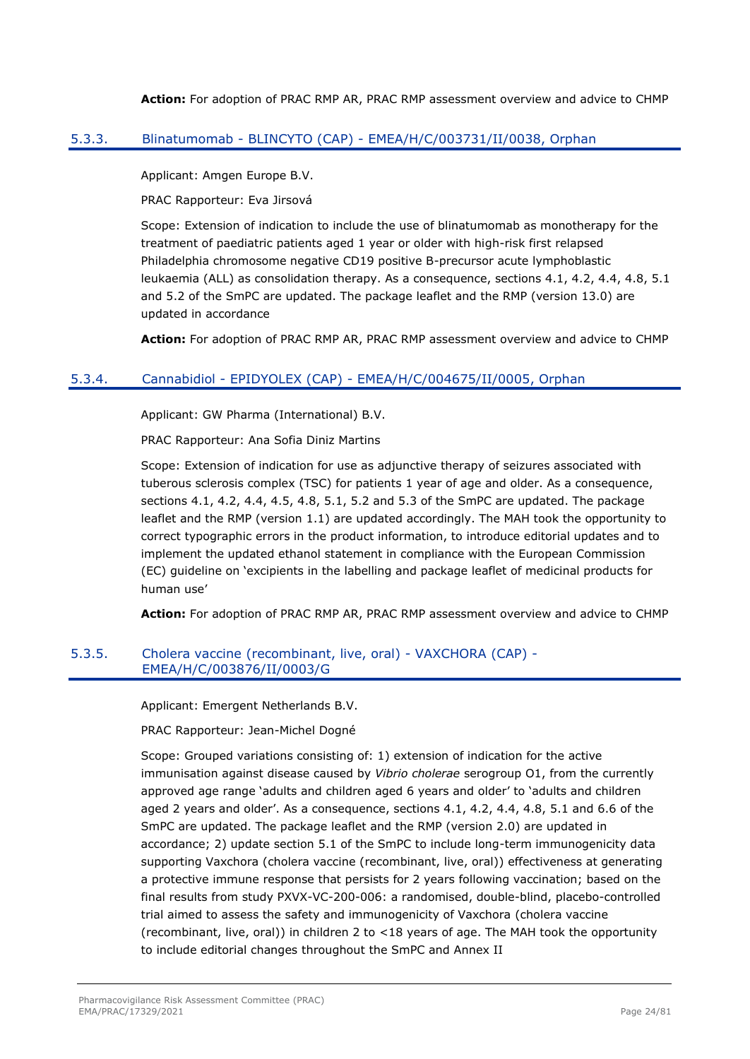**Action:** For adoption of PRAC RMP AR, PRAC RMP assessment overview and advice to CHMP

### 5.3.3. Blinatumomab - BLINCYTO (CAP) - EMEA/H/C/003731/II/0038, Orphan

Applicant: Amgen Europe B.V.

PRAC Rapporteur: Eva Jirsová

Scope: Extension of indication to include the use of blinatumomab as monotherapy for the treatment of paediatric patients aged 1 year or older with high-risk first relapsed Philadelphia chromosome negative CD19 positive B-precursor acute lymphoblastic leukaemia (ALL) as consolidation therapy. As a consequence, sections 4.1, 4.2, 4.4, 4.8, 5.1 and 5.2 of the SmPC are updated. The package leaflet and the RMP (version 13.0) are updated in accordance

**Action:** For adoption of PRAC RMP AR, PRAC RMP assessment overview and advice to CHMP

### 5.3.4. Cannabidiol - EPIDYOLEX (CAP) - EMEA/H/C/004675/II/0005, Orphan

Applicant: GW Pharma (International) B.V.

PRAC Rapporteur: Ana Sofia Diniz Martins

Scope: Extension of indication for use as adjunctive therapy of seizures associated with tuberous sclerosis complex (TSC) for patients 1 year of age and older. As a consequence, sections 4.1, 4.2, 4.4, 4.5, 4.8, 5.1, 5.2 and 5.3 of the SmPC are updated. The package leaflet and the RMP (version 1.1) are updated accordingly. The MAH took the opportunity to correct typographic errors in the product information, to introduce editorial updates and to implement the updated ethanol statement in compliance with the European Commission (EC) guideline on 'excipients in the labelling and package leaflet of medicinal products for human use'

**Action:** For adoption of PRAC RMP AR, PRAC RMP assessment overview and advice to CHMP

### 5.3.5. Cholera vaccine (recombinant, live, oral) - VAXCHORA (CAP) - EMEA/H/C/003876/II/0003/G

Applicant: Emergent Netherlands B.V.

PRAC Rapporteur: Jean-Michel Dogné

Scope: Grouped variations consisting of: 1) extension of indication for the active immunisation against disease caused by *Vibrio cholerae* serogroup O1, from the currently approved age range 'adults and children aged 6 years and older' to 'adults and children aged 2 years and older'. As a consequence, sections 4.1, 4.2, 4.4, 4.8, 5.1 and 6.6 of the SmPC are updated. The package leaflet and the RMP (version 2.0) are updated in accordance; 2) update section 5.1 of the SmPC to include long-term immunogenicity data supporting Vaxchora (cholera vaccine (recombinant, live, oral)) effectiveness at generating a protective immune response that persists for 2 years following vaccination; based on the final results from study PXVX-VC-200-006: a randomised, double-blind, placebo-controlled trial aimed to assess the safety and immunogenicity of Vaxchora (cholera vaccine (recombinant, live, oral)) in children 2 to <18 years of age. The MAH took the opportunity to include editorial changes throughout the SmPC and Annex II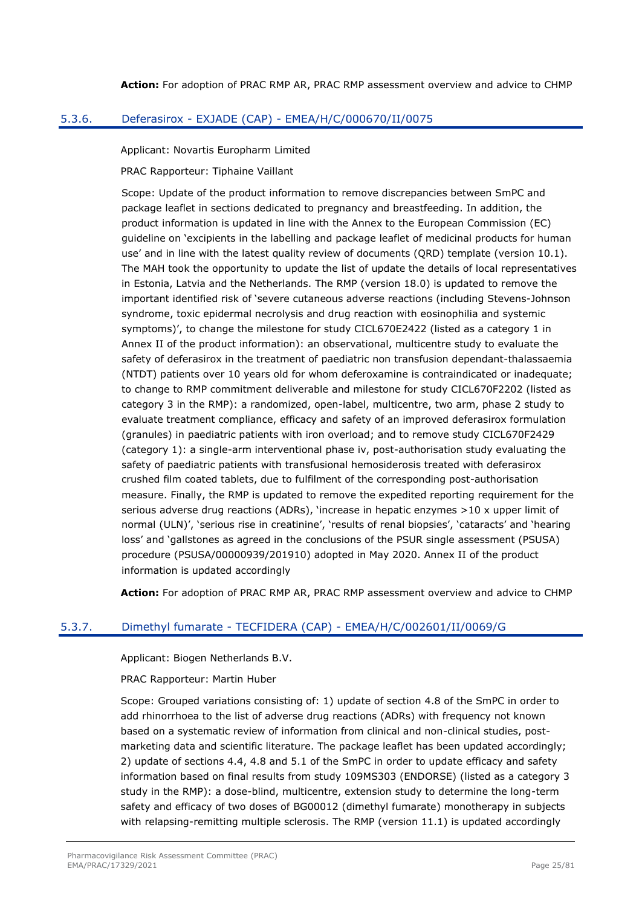**Action:** For adoption of PRAC RMP AR, PRAC RMP assessment overview and advice to CHMP

### 5.3.6. Deferasirox - EXJADE (CAP) - EMEA/H/C/000670/II/0075

Applicant: Novartis Europharm Limited

PRAC Rapporteur: Tiphaine Vaillant

Scope: Update of the product information to remove discrepancies between SmPC and package leaflet in sections dedicated to pregnancy and breastfeeding. In addition, the product information is updated in line with the Annex to the European Commission (EC) guideline on 'excipients in the labelling and package leaflet of medicinal products for human use' and in line with the latest quality review of documents (QRD) template (version 10.1). The MAH took the opportunity to update the list of update the details of local representatives in Estonia, Latvia and the Netherlands. The RMP (version 18.0) is updated to remove the important identified risk of 'severe cutaneous adverse reactions (including Stevens-Johnson syndrome, toxic epidermal necrolysis and drug reaction with eosinophilia and systemic symptoms)', to change the milestone for study CICL670E2422 (listed as a category 1 in Annex II of the product information): an observational, multicentre study to evaluate the safety of deferasirox in the treatment of paediatric non transfusion dependant-thalassaemia (NTDT) patients over 10 years old for whom deferoxamine is contraindicated or inadequate; to change to RMP commitment deliverable and milestone for study CICL670F2202 (listed as category 3 in the RMP): a randomized, open-label, multicentre, two arm, phase 2 study to evaluate treatment compliance, efficacy and safety of an improved deferasirox formulation (granules) in paediatric patients with iron overload; and to remove study CICL670F2429 (category 1): a single-arm interventional phase iv, post-authorisation study evaluating the safety of paediatric patients with transfusional hemosiderosis treated with deferasirox crushed film coated tablets, due to fulfilment of the corresponding post-authorisation measure. Finally, the RMP is updated to remove the expedited reporting requirement for the serious adverse drug reactions (ADRs), 'increase in hepatic enzymes >10 x upper limit of normal (ULN)', 'serious rise in creatinine', 'results of renal biopsies', 'cataracts' and 'hearing loss' and 'gallstones as agreed in the conclusions of the PSUR single assessment (PSUSA) procedure (PSUSA/00000939/201910) adopted in May 2020. Annex II of the product information is updated accordingly

**Action:** For adoption of PRAC RMP AR, PRAC RMP assessment overview and advice to CHMP

### 5.3.7. Dimethyl fumarate - TECFIDERA (CAP) - EMEA/H/C/002601/II/0069/G

Applicant: Biogen Netherlands B.V.

PRAC Rapporteur: Martin Huber

Scope: Grouped variations consisting of: 1) update of section 4.8 of the SmPC in order to add rhinorrhoea to the list of adverse drug reactions (ADRs) with frequency not known based on a systematic review of information from clinical and non-clinical studies, post-marketing data and scientific literature. The package leaflet has been updated accordingly; 2) update of sections 4.4, 4.8 and 5.1 of the SmPC in order to update efficacy and safety information based on final results from study 109MS303 (ENDORSE) (listed as a category 3 study in the RMP): a dose-blind, multicentre, extension study to determine the long-term safety and efficacy of two doses of BG00012 (dimethyl fumarate) monotherapy in subjects with relapsing-remitting multiple sclerosis. The RMP (version 11.1) is updated accordingly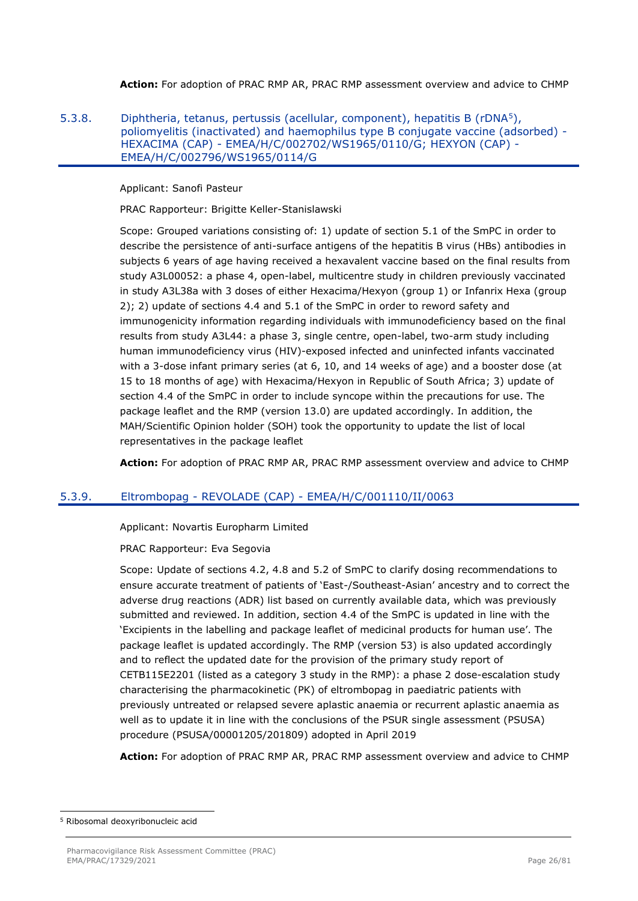**Action:** For adoption of PRAC RMP AR, PRAC RMP assessment overview and advice to CHMP

### 5.3.8. Diphtheria, tetanus, pertussis (acellular, component), hepatitis B (rDNA[5]), poliomyelitis (inactivated) and haemophilus type B conjugate vaccine (adsorbed) - HEXACIMA (CAP) - EMEA/H/C/002702/WS1965/0110/G; HEXYON (CAP) - EMEA/H/C/002796/WS1965/0114/G

Applicant: Sanofi Pasteur

PRAC Rapporteur: Brigitte Keller-Stanislawski

Scope: Grouped variations consisting of: 1) update of section 5.1 of the SmPC in order to describe the persistence of anti-surface antigens of the hepatitis B virus (HBs) antibodies in subjects 6 years of age having received a hexavalent vaccine based on the final results from study A3L00052: a phase 4, open-label, multicentre study in children previously vaccinated in study A3L38a with 3 doses of either Hexacima/Hexyon (group 1) or Infanrix Hexa (group 2); 2) update of sections 4.4 and 5.1 of the SmPC in order to reword safety and immunogenicity information regarding individuals with immunodeficiency based on the final results from study A3L44: a phase 3, single centre, open-label, two-arm study including human immunodeficiency virus (HIV)-exposed infected and uninfected infants vaccinated with a 3-dose infant primary series (at 6, 10, and 14 weeks of age) and a booster dose (at 15 to 18 months of age) with Hexacima/Hexyon in Republic of South Africa; 3) update of section 4.4 of the SmPC in order to include syncope within the precautions for use. The package leaflet and the RMP (version 13.0) are updated accordingly. In addition, the MAH/Scientific Opinion holder (SOH) took the opportunity to update the list of local representatives in the package leaflet

**Action:** For adoption of PRAC RMP AR, PRAC RMP assessment overview and advice to CHMP

### 5.3.9. Eltrombopag - REVOLADE (CAP) - EMEA/H/C/001110/II/0063

Applicant: Novartis Europharm Limited

PRAC Rapporteur: Eva Segovia

Scope: Update of sections 4.2, 4.8 and 5.2 of SmPC to clarify dosing recommendations to ensure accurate treatment of patients of 'East-/Southeast-Asian' ancestry and to correct the adverse drug reactions (ADR) list based on currently available data, which was previously submitted and reviewed. In addition, section 4.4 of the SmPC is updated in line with the 'Excipients in the labelling and package leaflet of medicinal products for human use'. The package leaflet is updated accordingly. The RMP (version 53) is also updated accordingly and to reflect the updated date for the provision of the primary study report of CETB115E2201 (listed as a category 3 study in the RMP): a phase 2 dose-escalation study characterising the pharmacokinetic (PK) of eltrombopag in paediatric patients with previously untreated or relapsed severe aplastic anaemia or recurrent aplastic anaemia as well as to update it in line with the conclusions of the PSUR single assessment (PSUSA) procedure (PSUSA/00001205/201809) adopted in April 2019

**Action:** For adoption of PRAC RMP AR, PRAC RMP assessment overview and advice to CHMP

---

[5] Ribosomal deoxyribonucleic acid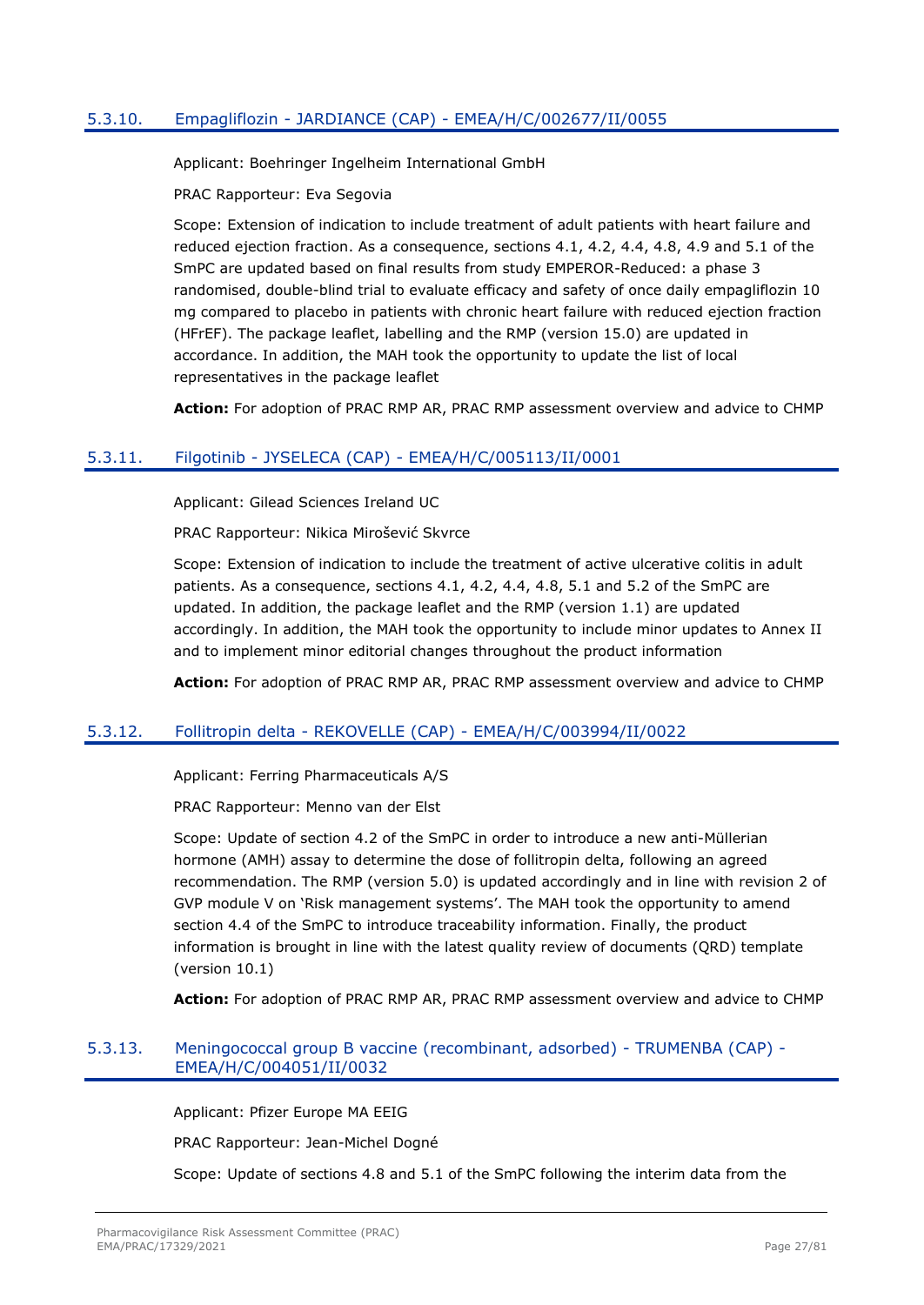### 5.3.10. Empagliflozin - JARDIANCE (CAP) - EMEA/H/C/002677/II/0055

Applicant: Boehringer Ingelheim International GmbH

PRAC Rapporteur: Eva Segovia

Scope: Extension of indication to include treatment of adult patients with heart failure and reduced ejection fraction. As a consequence, sections 4.1, 4.2, 4.4, 4.8, 4.9 and 5.1 of the SmPC are updated based on final results from study EMPEROR-Reduced: a phase 3 randomised, double-blind trial to evaluate efficacy and safety of once daily empagliflozin 10 mg compared to placebo in patients with chronic heart failure with reduced ejection fraction (HFrEF). The package leaflet, labelling and the RMP (version 15.0) are updated in accordance. In addition, the MAH took the opportunity to update the list of local representatives in the package leaflet

**Action:** For adoption of PRAC RMP AR, PRAC RMP assessment overview and advice to CHMP

### 5.3.11. Filgotinib - JYSELECA (CAP) - EMEA/H/C/005113/II/0001

Applicant: Gilead Sciences Ireland UC

PRAC Rapporteur: Nikica Mirošević Skvrce

Scope: Extension of indication to include the treatment of active ulcerative colitis in adult patients. As a consequence, sections 4.1, 4.2, 4.4, 4.8, 5.1 and 5.2 of the SmPC are updated. In addition, the package leaflet and the RMP (version 1.1) are updated accordingly. In addition, the MAH took the opportunity to include minor updates to Annex II and to implement minor editorial changes throughout the product information

**Action:** For adoption of PRAC RMP AR, PRAC RMP assessment overview and advice to CHMP

### 5.3.12. Follitropin delta - REKOVELLE (CAP) - EMEA/H/C/003994/II/0022

Applicant: Ferring Pharmaceuticals A/S

PRAC Rapporteur: Menno van der Elst

Scope: Update of section 4.2 of the SmPC in order to introduce a new anti-Müllerian hormone (AMH) assay to determine the dose of follitropin delta, following an agreed recommendation. The RMP (version 5.0) is updated accordingly and in line with revision 2 of GVP module V on 'Risk management systems'. The MAH took the opportunity to amend section 4.4 of the SmPC to introduce traceability information. Finally, the product information is brought in line with the latest quality review of documents (QRD) template (version 10.1)

**Action:** For adoption of PRAC RMP AR, PRAC RMP assessment overview and advice to CHMP

### 5.3.13. Meningococcal group B vaccine (recombinant, adsorbed) - TRUMENBA (CAP) - EMEA/H/C/004051/II/0032

Applicant: Pfizer Europe MA EEIG

PRAC Rapporteur: Jean-Michel Dogné

Scope: Update of sections 4.8 and 5.1 of the SmPC following the interim data from the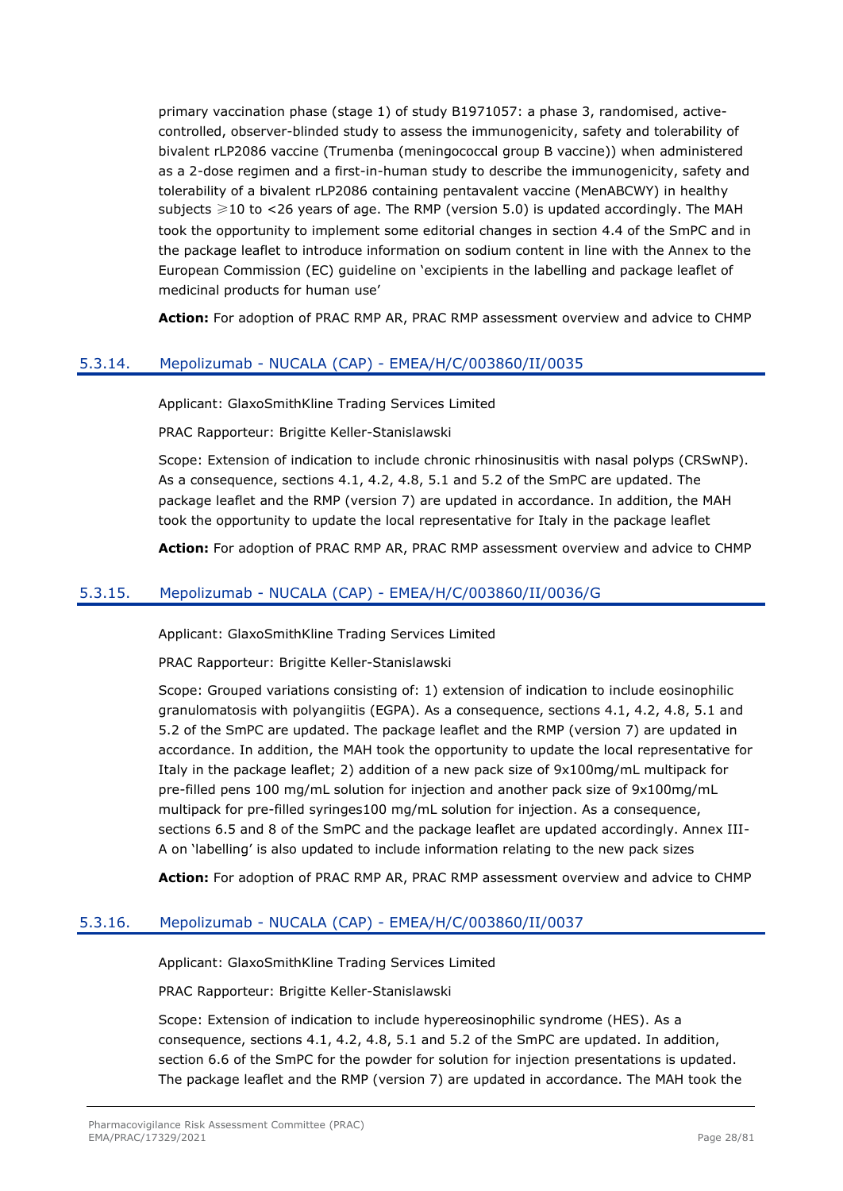primary vaccination phase (stage 1) of study B1971057: a phase 3, randomised, active-controlled, observer-blinded study to assess the immunogenicity, safety and tolerability of bivalent rLP2086 vaccine (Trumenba (meningococcal group B vaccine)) when administered as a 2-dose regimen and a first-in-human study to describe the immunogenicity, safety and tolerability of a bivalent rLP2086 containing pentavalent vaccine (MenABCWY) in healthy subjects ⩾10 to <26 years of age. The RMP (version 5.0) is updated accordingly. The MAH took the opportunity to implement some editorial changes in section 4.4 of the SmPC and in the package leaflet to introduce information on sodium content in line with the Annex to the European Commission (EC) guideline on 'excipients in the labelling and package leaflet of medicinal products for human use'

**Action:** For adoption of PRAC RMP AR, PRAC RMP assessment overview and advice to CHMP

### 5.3.14. Mepolizumab - NUCALA (CAP) - EMEA/H/C/003860/II/0035

Applicant: GlaxoSmithKline Trading Services Limited

PRAC Rapporteur: Brigitte Keller-Stanislawski

Scope: Extension of indication to include chronic rhinosinusitis with nasal polyps (CRSwNP). As a consequence, sections 4.1, 4.2, 4.8, 5.1 and 5.2 of the SmPC are updated. The package leaflet and the RMP (version 7) are updated in accordance. In addition, the MAH took the opportunity to update the local representative for Italy in the package leaflet

**Action:** For adoption of PRAC RMP AR, PRAC RMP assessment overview and advice to CHMP

### 5.3.15. Mepolizumab - NUCALA (CAP) - EMEA/H/C/003860/II/0036/G

Applicant: GlaxoSmithKline Trading Services Limited

PRAC Rapporteur: Brigitte Keller-Stanislawski

Scope: Grouped variations consisting of: 1) extension of indication to include eosinophilic granulomatosis with polyangiitis (EGPA). As a consequence, sections 4.1, 4.2, 4.8, 5.1 and 5.2 of the SmPC are updated. The package leaflet and the RMP (version 7) are updated in accordance. In addition, the MAH took the opportunity to update the local representative for Italy in the package leaflet; 2) addition of a new pack size of 9x100mg/mL multipack for pre-filled pens 100 mg/mL solution for injection and another pack size of 9x100mg/mL multipack for pre-filled syringes100 mg/mL solution for injection. As a consequence, sections 6.5 and 8 of the SmPC and the package leaflet are updated accordingly. Annex III-A on 'labelling' is also updated to include information relating to the new pack sizes

**Action:** For adoption of PRAC RMP AR, PRAC RMP assessment overview and advice to CHMP

### 5.3.16. Mepolizumab - NUCALA (CAP) - EMEA/H/C/003860/II/0037

Applicant: GlaxoSmithKline Trading Services Limited

PRAC Rapporteur: Brigitte Keller-Stanislawski

Scope: Extension of indication to include hypereosinophilic syndrome (HES). As a consequence, sections 4.1, 4.2, 4.8, 5.1 and 5.2 of the SmPC are updated. In addition, section 6.6 of the SmPC for the powder for solution for injection presentations is updated. The package leaflet and the RMP (version 7) are updated in accordance. The MAH took the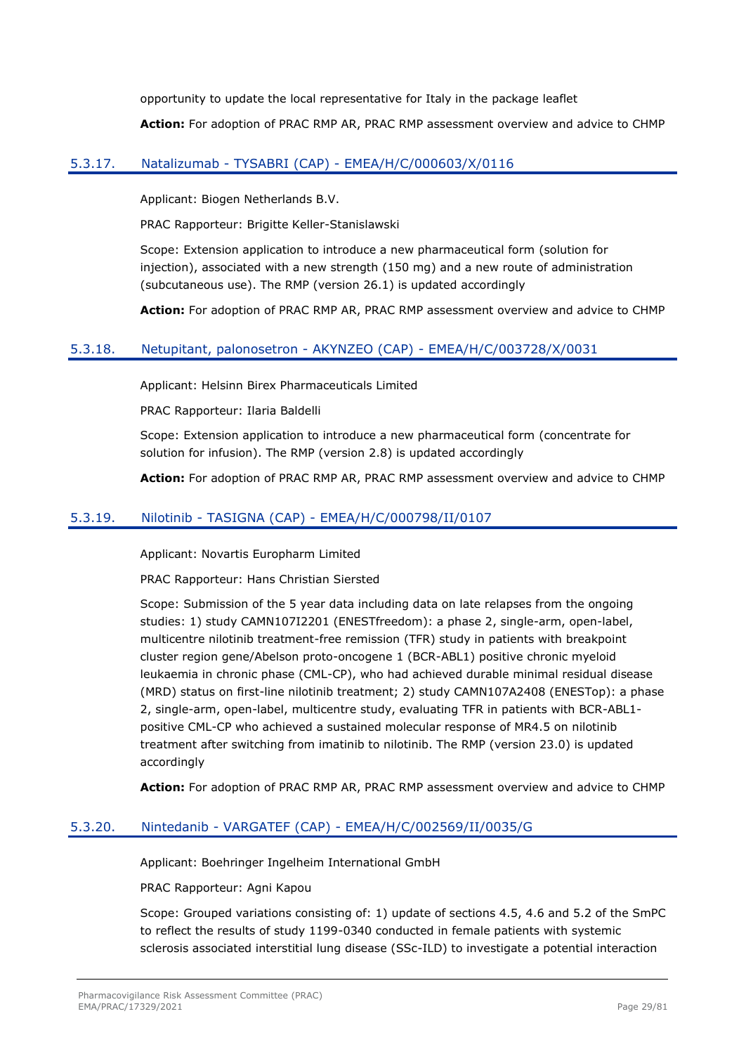opportunity to update the local representative for Italy in the package leaflet

**Action:** For adoption of PRAC RMP AR, PRAC RMP assessment overview and advice to CHMP

### 5.3.17. Natalizumab - TYSABRI (CAP) - EMEA/H/C/000603/X/0116

Applicant: Biogen Netherlands B.V.

PRAC Rapporteur: Brigitte Keller-Stanislawski

Scope: Extension application to introduce a new pharmaceutical form (solution for injection), associated with a new strength (150 mg) and a new route of administration (subcutaneous use). The RMP (version 26.1) is updated accordingly

**Action:** For adoption of PRAC RMP AR, PRAC RMP assessment overview and advice to CHMP

### 5.3.18. Netupitant, palonosetron - AKYNZEO (CAP) - EMEA/H/C/003728/X/0031

Applicant: Helsinn Birex Pharmaceuticals Limited

PRAC Rapporteur: Ilaria Baldelli

Scope: Extension application to introduce a new pharmaceutical form (concentrate for solution for infusion). The RMP (version 2.8) is updated accordingly

**Action:** For adoption of PRAC RMP AR, PRAC RMP assessment overview and advice to CHMP

### 5.3.19. Nilotinib - TASIGNA (CAP) - EMEA/H/C/000798/II/0107

Applicant: Novartis Europharm Limited

PRAC Rapporteur: Hans Christian Siersted

Scope: Submission of the 5 year data including data on late relapses from the ongoing studies: 1) study CAMN107I2201 (ENESTfreedom): a phase 2, single-arm, open-label, multicentre nilotinib treatment-free remission (TFR) study in patients with breakpoint cluster region gene/Abelson proto-oncogene 1 (BCR-ABL1) positive chronic myeloid leukaemia in chronic phase (CML-CP), who had achieved durable minimal residual disease (MRD) status on first-line nilotinib treatment; 2) study CAMN107A2408 (ENESTop): a phase 2, single-arm, open-label, multicentre study, evaluating TFR in patients with BCR-ABL1-positive CML-CP who achieved a sustained molecular response of MR4.5 on nilotinib treatment after switching from imatinib to nilotinib. The RMP (version 23.0) is updated accordingly

**Action:** For adoption of PRAC RMP AR, PRAC RMP assessment overview and advice to CHMP

### 5.3.20. Nintedanib - VARGATEF (CAP) - EMEA/H/C/002569/II/0035/G

Applicant: Boehringer Ingelheim International GmbH

PRAC Rapporteur: Agni Kapou

Scope: Grouped variations consisting of: 1) update of sections 4.5, 4.6 and 5.2 of the SmPC to reflect the results of study 1199-0340 conducted in female patients with systemic sclerosis associated interstitial lung disease (SSc-ILD) to investigate a potential interaction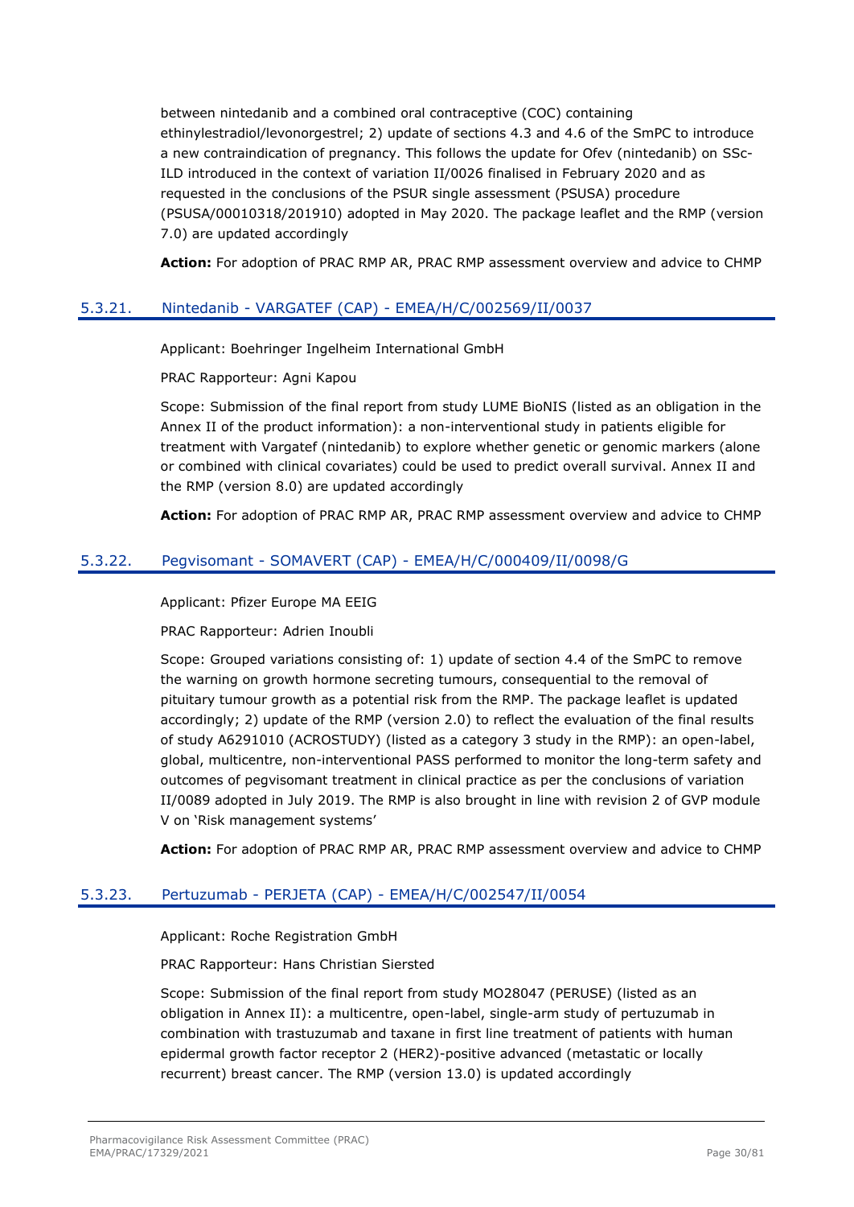between nintedanib and a combined oral contraceptive (COC) containing ethinylestradiol/levonorgestrel; 2) update of sections 4.3 and 4.6 of the SmPC to introduce a new contraindication of pregnancy. This follows the update for Ofev (nintedanib) on SSc-ILD introduced in the context of variation II/0026 finalised in February 2020 and as requested in the conclusions of the PSUR single assessment (PSUSA) procedure (PSUSA/00010318/201910) adopted in May 2020. The package leaflet and the RMP (version 7.0) are updated accordingly

**Action:** For adoption of PRAC RMP AR, PRAC RMP assessment overview and advice to CHMP

### 5.3.21. Nintedanib - VARGATEF (CAP) - EMEA/H/C/002569/II/0037

Applicant: Boehringer Ingelheim International GmbH

PRAC Rapporteur: Agni Kapou

Scope: Submission of the final report from study LUME BioNIS (listed as an obligation in the Annex II of the product information): a non-interventional study in patients eligible for treatment with Vargatef (nintedanib) to explore whether genetic or genomic markers (alone or combined with clinical covariates) could be used to predict overall survival. Annex II and the RMP (version 8.0) are updated accordingly

**Action:** For adoption of PRAC RMP AR, PRAC RMP assessment overview and advice to CHMP

### 5.3.22. Pegvisomant - SOMAVERT (CAP) - EMEA/H/C/000409/II/0098/G

Applicant: Pfizer Europe MA EEIG

PRAC Rapporteur: Adrien Inoubli

Scope: Grouped variations consisting of: 1) update of section 4.4 of the SmPC to remove the warning on growth hormone secreting tumours, consequential to the removal of pituitary tumour growth as a potential risk from the RMP. The package leaflet is updated accordingly; 2) update of the RMP (version 2.0) to reflect the evaluation of the final results of study A6291010 (ACROSTUDY) (listed as a category 3 study in the RMP): an open-label, global, multicentre, non-interventional PASS performed to monitor the long-term safety and outcomes of pegvisomant treatment in clinical practice as per the conclusions of variation II/0089 adopted in July 2019. The RMP is also brought in line with revision 2 of GVP module V on 'Risk management systems'

**Action:** For adoption of PRAC RMP AR, PRAC RMP assessment overview and advice to CHMP

### 5.3.23. Pertuzumab - PERJETA (CAP) - EMEA/H/C/002547/II/0054

Applicant: Roche Registration GmbH

PRAC Rapporteur: Hans Christian Siersted

Scope: Submission of the final report from study MO28047 (PERUSE) (listed as an obligation in Annex II): a multicentre, open-label, single-arm study of pertuzumab in combination with trastuzumab and taxane in first line treatment of patients with human epidermal growth factor receptor 2 (HER2)-positive advanced (metastatic or locally recurrent) breast cancer. The RMP (version 13.0) is updated accordingly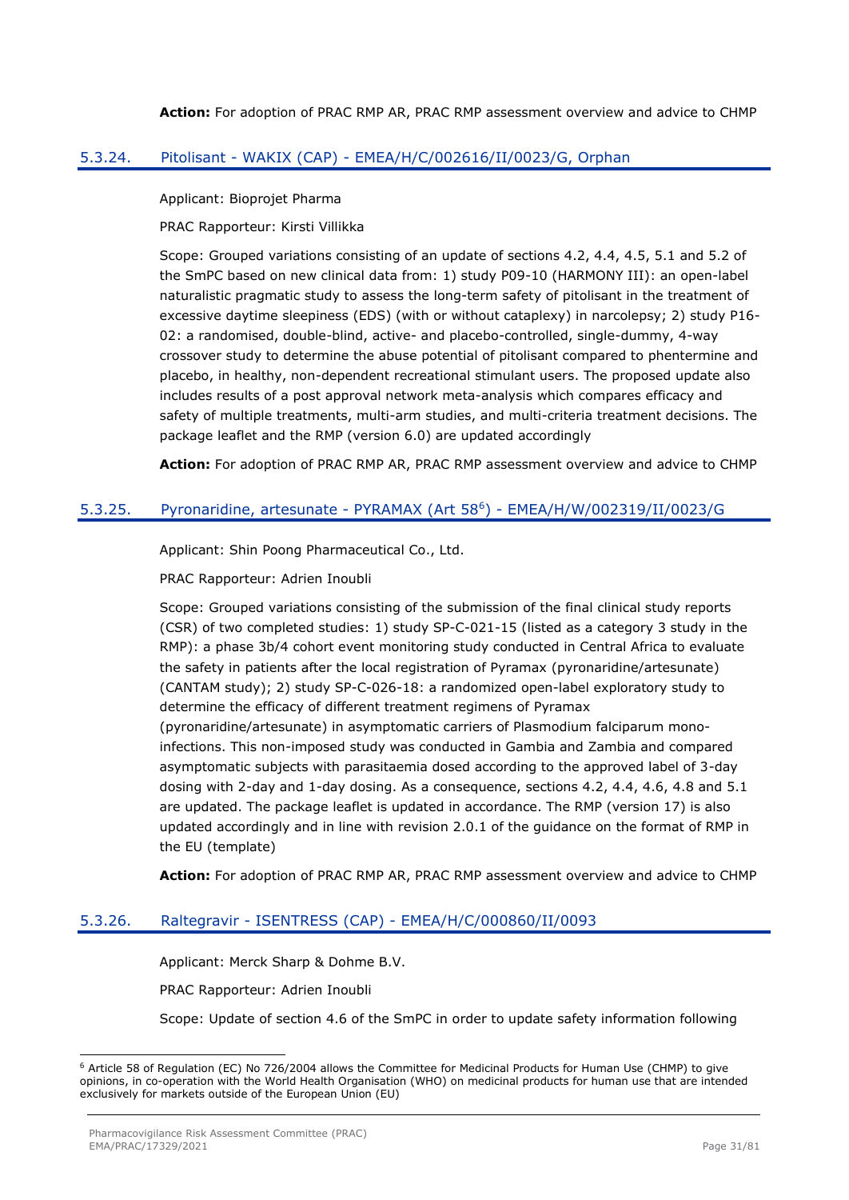**Action:** For adoption of PRAC RMP AR, PRAC RMP assessment overview and advice to CHMP

### 5.3.24. Pitolisant - WAKIX (CAP) - EMEA/H/C/002616/II/0023/G, Orphan

Applicant: Bioprojet Pharma

PRAC Rapporteur: Kirsti Villikka

Scope: Grouped variations consisting of an update of sections 4.2, 4.4, 4.5, 5.1 and 5.2 of the SmPC based on new clinical data from: 1) study P09-10 (HARMONY III): an open-label naturalistic pragmatic study to assess the long-term safety of pitolisant in the treatment of excessive daytime sleepiness (EDS) (with or without cataplexy) in narcolepsy; 2) study P16-02: a randomised, double-blind, active- and placebo-controlled, single-dummy, 4-way crossover study to determine the abuse potential of pitolisant compared to phentermine and placebo, in healthy, non-dependent recreational stimulant users. The proposed update also includes results of a post approval network meta-analysis which compares efficacy and safety of multiple treatments, multi-arm studies, and multi-criteria treatment decisions. The package leaflet and the RMP (version 6.0) are updated accordingly

**Action:** For adoption of PRAC RMP AR, PRAC RMP assessment overview and advice to CHMP

### 5.3.25. Pyronaridine, artesunate - PYRAMAX (Art 58[6]) - EMEA/H/W/002319/II/0023/G

Applicant: Shin Poong Pharmaceutical Co., Ltd.

PRAC Rapporteur: Adrien Inoubli

Scope: Grouped variations consisting of the submission of the final clinical study reports (CSR) of two completed studies: 1) study SP-C-021-15 (listed as a category 3 study in the RMP): a phase 3b/4 cohort event monitoring study conducted in Central Africa to evaluate the safety in patients after the local registration of Pyramax (pyronaridine/artesunate) (CANTAM study); 2) study SP-C-026-18: a randomized open-label exploratory study to determine the efficacy of different treatment regimens of Pyramax (pyronaridine/artesunate) in asymptomatic carriers of Plasmodium falciparum mono-infections. This non-imposed study was conducted in Gambia and Zambia and compared asymptomatic subjects with parasitaemia dosed according to the approved label of 3-day dosing with 2-day and 1-day dosing. As a consequence, sections 4.2, 4.4, 4.6, 4.8 and 5.1 are updated. The package leaflet is updated in accordance. The RMP (version 17) is also updated accordingly and in line with revision 2.0.1 of the guidance on the format of RMP in the EU (template)

**Action:** For adoption of PRAC RMP AR, PRAC RMP assessment overview and advice to CHMP

### 5.3.26. Raltegravir - ISENTRESS (CAP) - EMEA/H/C/000860/II/0093

Applicant: Merck Sharp & Dohme B.V.

PRAC Rapporteur: Adrien Inoubli

Scope: Update of section 4.6 of the SmPC in order to update safety information following

[6] Article 58 of Regulation (EC) No 726/2004 allows the Committee for Medicinal Products for Human Use (CHMP) to give opinions, in co-operation with the World Health Organisation (WHO) on medicinal products for human use that are intended exclusively for markets outside of the European Union (EU)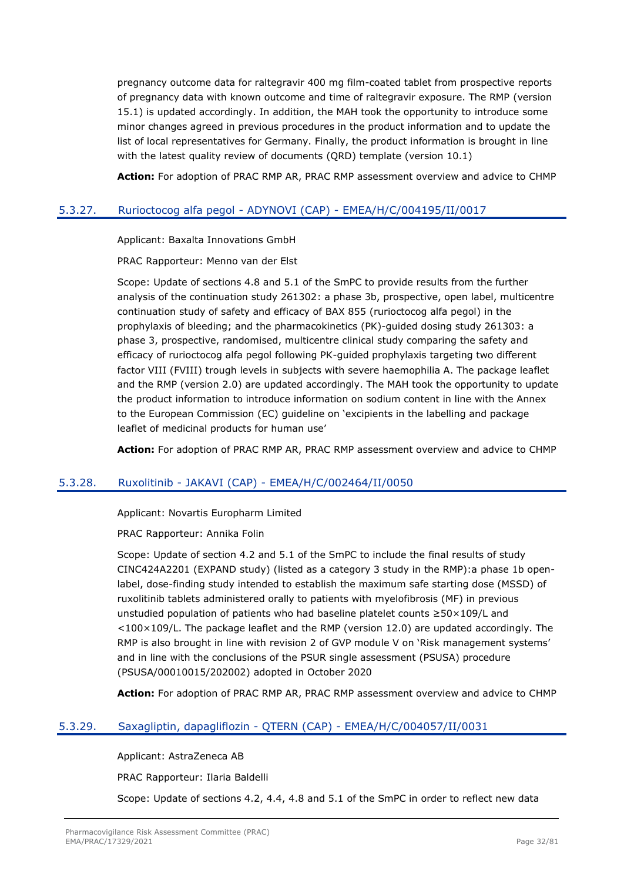pregnancy outcome data for raltegravir 400 mg film-coated tablet from prospective reports of pregnancy data with known outcome and time of raltegravir exposure. The RMP (version 15.1) is updated accordingly. In addition, the MAH took the opportunity to introduce some minor changes agreed in previous procedures in the product information and to update the list of local representatives for Germany. Finally, the product information is brought in line with the latest quality review of documents (QRD) template (version 10.1)

**Action:** For adoption of PRAC RMP AR, PRAC RMP assessment overview and advice to CHMP

### 5.3.27. Rurioctocog alfa pegol - ADYNOVI (CAP) - EMEA/H/C/004195/II/0017

Applicant: Baxalta Innovations GmbH

PRAC Rapporteur: Menno van der Elst

Scope: Update of sections 4.8 and 5.1 of the SmPC to provide results from the further analysis of the continuation study 261302: a phase 3b, prospective, open label, multicentre continuation study of safety and efficacy of BAX 855 (rurioctocog alfa pegol) in the prophylaxis of bleeding; and the pharmacokinetics (PK)-guided dosing study 261303: a phase 3, prospective, randomised, multicentre clinical study comparing the safety and efficacy of rurioctocog alfa pegol following PK-guided prophylaxis targeting two different factor VIII (FVIII) trough levels in subjects with severe haemophilia A. The package leaflet and the RMP (version 2.0) are updated accordingly. The MAH took the opportunity to update the product information to introduce information on sodium content in line with the Annex to the European Commission (EC) guideline on 'excipients in the labelling and package leaflet of medicinal products for human use'

**Action:** For adoption of PRAC RMP AR, PRAC RMP assessment overview and advice to CHMP

### 5.3.28. Ruxolitinib - JAKAVI (CAP) - EMEA/H/C/002464/II/0050

Applicant: Novartis Europharm Limited

PRAC Rapporteur: Annika Folin

Scope: Update of section 4.2 and 5.1 of the SmPC to include the final results of study CINC424A2201 (EXPAND study) (listed as a category 3 study in the RMP):a phase 1b open-label, dose-finding study intended to establish the maximum safe starting dose (MSSD) of ruxolitinib tablets administered orally to patients with myelofibrosis (MF) in previous unstudied population of patients who had baseline platelet counts ≥50×109/L and <100×109/L. The package leaflet and the RMP (version 12.0) are updated accordingly. The RMP is also brought in line with revision 2 of GVP module V on 'Risk management systems' and in line with the conclusions of the PSUR single assessment (PSUSA) procedure (PSUSA/00010015/202002) adopted in October 2020

**Action:** For adoption of PRAC RMP AR, PRAC RMP assessment overview and advice to CHMP

### 5.3.29. Saxagliptin, dapagliflozin - QTERN (CAP) - EMEA/H/C/004057/II/0031

Applicant: AstraZeneca AB

PRAC Rapporteur: Ilaria Baldelli

Scope: Update of sections 4.2, 4.4, 4.8 and 5.1 of the SmPC in order to reflect new data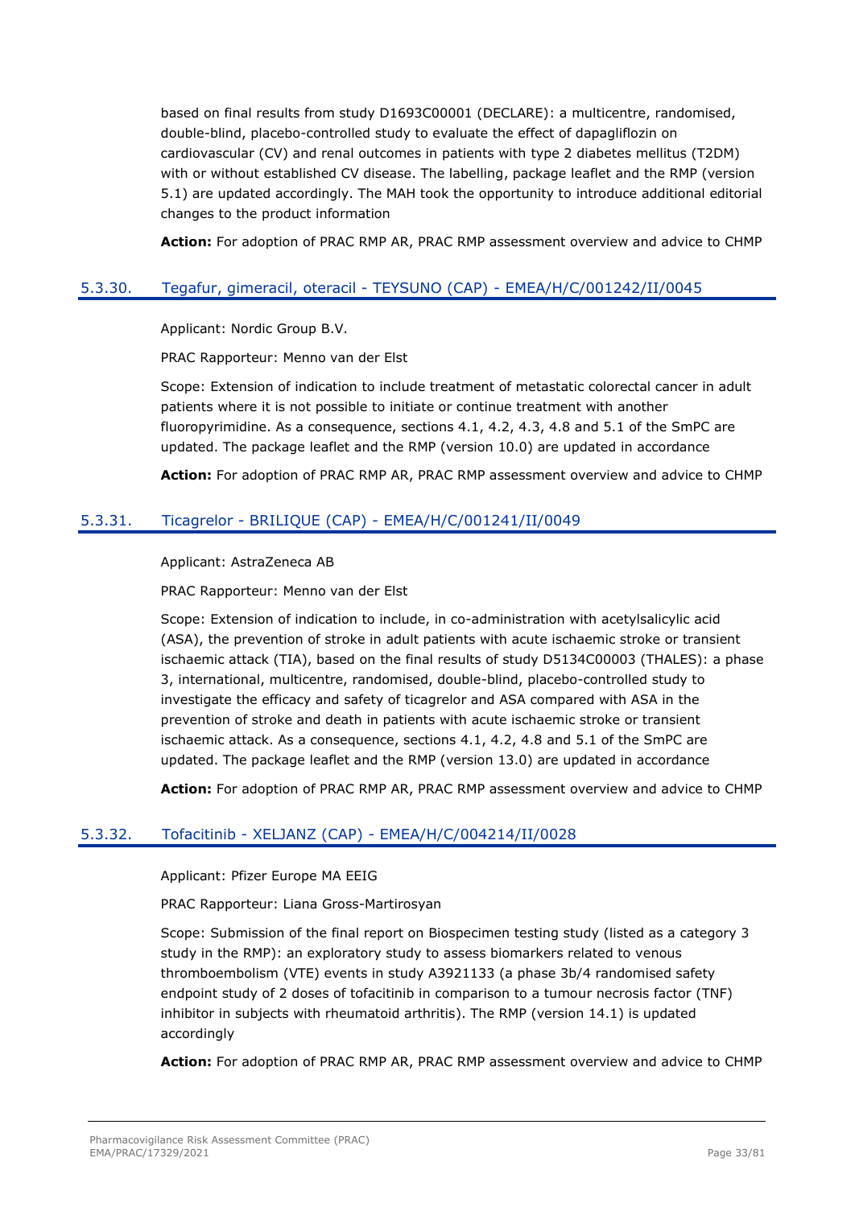based on final results from study D1693C00001 (DECLARE): a multicentre, randomised, double-blind, placebo-controlled study to evaluate the effect of dapagliflozin on cardiovascular (CV) and renal outcomes in patients with type 2 diabetes mellitus (T2DM) with or without established CV disease. The labelling, package leaflet and the RMP (version 5.1) are updated accordingly. The MAH took the opportunity to introduce additional editorial changes to the product information

**Action:** For adoption of PRAC RMP AR, PRAC RMP assessment overview and advice to CHMP

### 5.3.30. Tegafur, gimeracil, oteracil - TEYSUNO (CAP) - EMEA/H/C/001242/II/0045

Applicant: Nordic Group B.V.

PRAC Rapporteur: Menno van der Elst

Scope: Extension of indication to include treatment of metastatic colorectal cancer in adult patients where it is not possible to initiate or continue treatment with another fluoropyrimidine. As a consequence, sections 4.1, 4.2, 4.3, 4.8 and 5.1 of the SmPC are updated. The package leaflet and the RMP (version 10.0) are updated in accordance

**Action:** For adoption of PRAC RMP AR, PRAC RMP assessment overview and advice to CHMP

### 5.3.31. Ticagrelor - BRILIQUE (CAP) - EMEA/H/C/001241/II/0049

Applicant: AstraZeneca AB

PRAC Rapporteur: Menno van der Elst

Scope: Extension of indication to include, in co-administration with acetylsalicylic acid (ASA), the prevention of stroke in adult patients with acute ischaemic stroke or transient ischaemic attack (TIA), based on the final results of study D5134C00003 (THALES): a phase 3, international, multicentre, randomised, double-blind, placebo-controlled study to investigate the efficacy and safety of ticagrelor and ASA compared with ASA in the prevention of stroke and death in patients with acute ischaemic stroke or transient ischaemic attack. As a consequence, sections 4.1, 4.2, 4.8 and 5.1 of the SmPC are updated. The package leaflet and the RMP (version 13.0) are updated in accordance

**Action:** For adoption of PRAC RMP AR, PRAC RMP assessment overview and advice to CHMP

### 5.3.32. Tofacitinib - XELJANZ (CAP) - EMEA/H/C/004214/II/0028

Applicant: Pfizer Europe MA EEIG

PRAC Rapporteur: Liana Gross-Martirosyan

Scope: Submission of the final report on Biospecimen testing study (listed as a category 3 study in the RMP): an exploratory study to assess biomarkers related to venous thromboembolism (VTE) events in study A3921133 (a phase 3b/4 randomised safety endpoint study of 2 doses of tofacitinib in comparison to a tumour necrosis factor (TNF) inhibitor in subjects with rheumatoid arthritis). The RMP (version 14.1) is updated accordingly

**Action:** For adoption of PRAC RMP AR, PRAC RMP assessment overview and advice to CHMP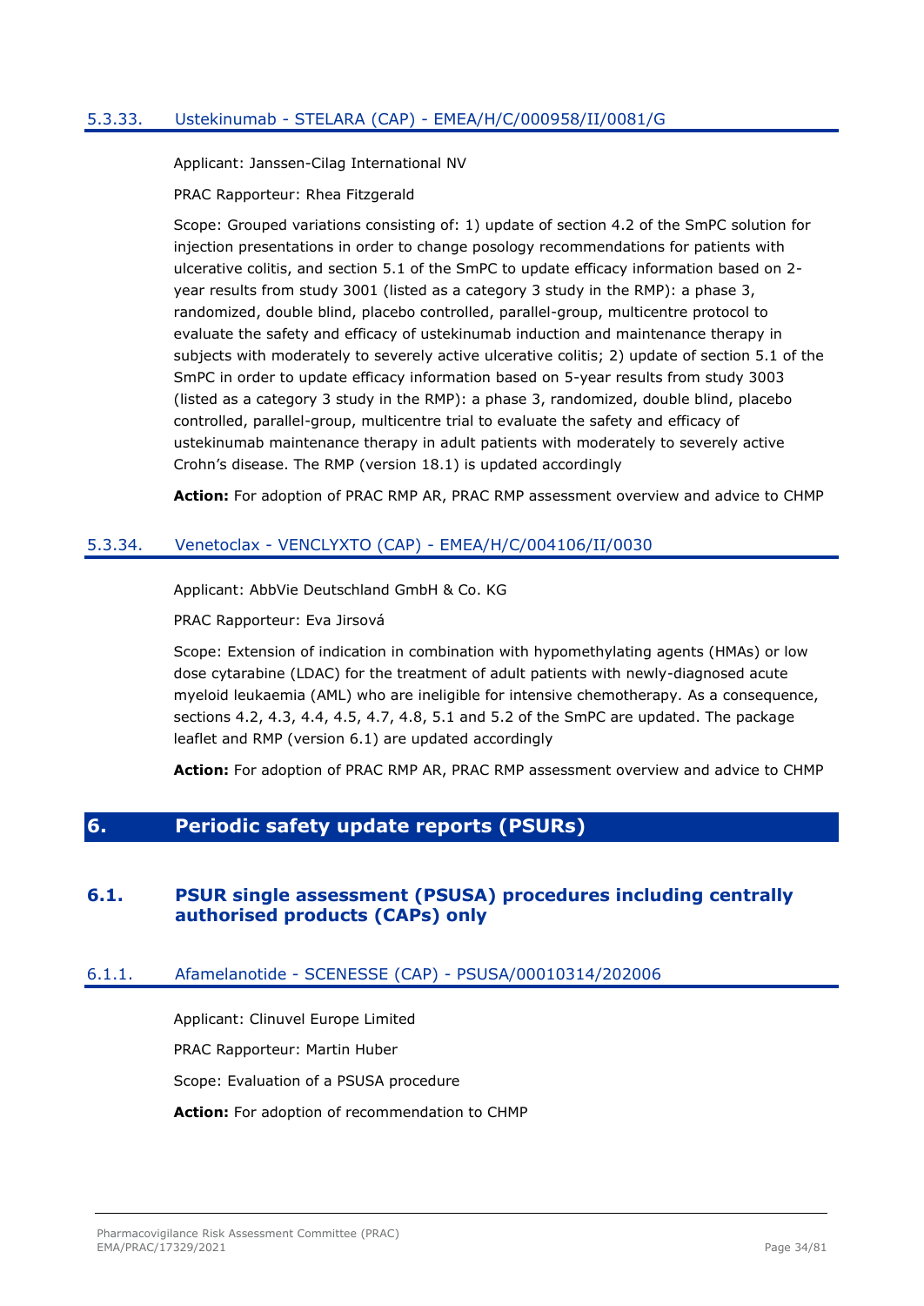### 5.3.33. Ustekinumab - STELARA (CAP) - EMEA/H/C/000958/II/0081/G

Applicant: Janssen-Cilag International NV

PRAC Rapporteur: Rhea Fitzgerald

Scope: Grouped variations consisting of: 1) update of section 4.2 of the SmPC solution for injection presentations in order to change posology recommendations for patients with ulcerative colitis, and section 5.1 of the SmPC to update efficacy information based on 2-year results from study 3001 (listed as a category 3 study in the RMP): a phase 3, randomized, double blind, placebo controlled, parallel-group, multicentre protocol to evaluate the safety and efficacy of ustekinumab induction and maintenance therapy in subjects with moderately to severely active ulcerative colitis; 2) update of section 5.1 of the SmPC in order to update efficacy information based on 5-year results from study 3003 (listed as a category 3 study in the RMP): a phase 3, randomized, double blind, placebo controlled, parallel-group, multicentre trial to evaluate the safety and efficacy of ustekinumab maintenance therapy in adult patients with moderately to severely active Crohn's disease. The RMP (version 18.1) is updated accordingly

**Action:** For adoption of PRAC RMP AR, PRAC RMP assessment overview and advice to CHMP

### 5.3.34. Venetoclax - VENCLYXTO (CAP) - EMEA/H/C/004106/II/0030

Applicant: AbbVie Deutschland GmbH & Co. KG

PRAC Rapporteur: Eva Jirsová

Scope: Extension of indication in combination with hypomethylating agents (HMAs) or low dose cytarabine (LDAC) for the treatment of adult patients with newly-diagnosed acute myeloid leukaemia (AML) who are ineligible for intensive chemotherapy. As a consequence, sections 4.2, 4.3, 4.4, 4.5, 4.7, 4.8, 5.1 and 5.2 of the SmPC are updated. The package leaflet and RMP (version 6.1) are updated accordingly

**Action:** For adoption of PRAC RMP AR, PRAC RMP assessment overview and advice to CHMP

# 6. Periodic safety update reports (PSURs)

## 6.1. PSUR single assessment (PSUSA) procedures including centrally authorised products (CAPs) only

### 6.1.1. Afamelanotide - SCENESSE (CAP) - PSUSA/00010314/202006

Applicant: Clinuvel Europe Limited

PRAC Rapporteur: Martin Huber

Scope: Evaluation of a PSUSA procedure

**Action:** For adoption of recommendation to CHMP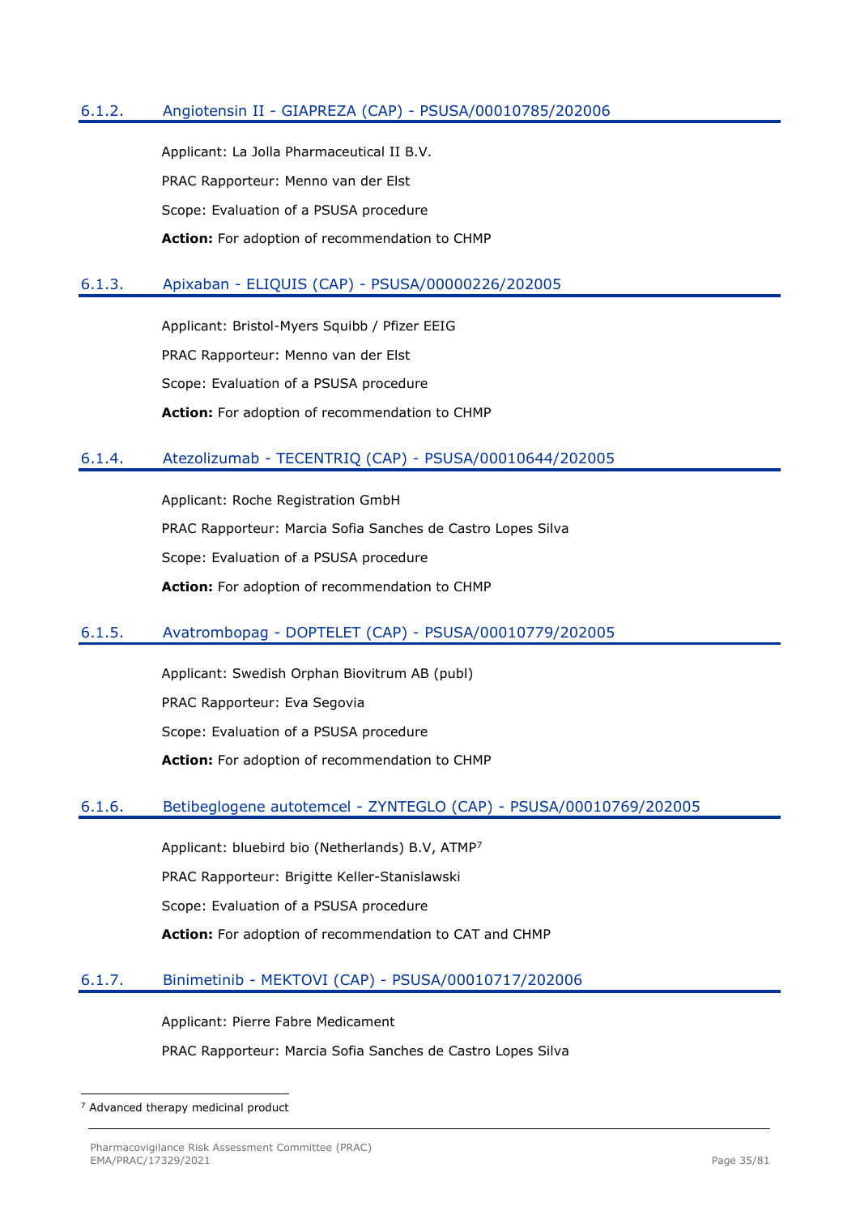### 6.1.2. Angiotensin II - GIAPREZA (CAP) - PSUSA/00010785/202006

Applicant: La Jolla Pharmaceutical II B.V.

PRAC Rapporteur: Menno van der Elst

Scope: Evaluation of a PSUSA procedure

**Action:** For adoption of recommendation to CHMP

### 6.1.3. Apixaban - ELIQUIS (CAP) - PSUSA/00000226/202005

Applicant: Bristol-Myers Squibb / Pfizer EEIG

PRAC Rapporteur: Menno van der Elst

Scope: Evaluation of a PSUSA procedure

**Action:** For adoption of recommendation to CHMP

### 6.1.4. Atezolizumab - TECENTRIQ (CAP) - PSUSA/00010644/202005

Applicant: Roche Registration GmbH

PRAC Rapporteur: Marcia Sofia Sanches de Castro Lopes Silva

Scope: Evaluation of a PSUSA procedure

**Action:** For adoption of recommendation to CHMP

### 6.1.5. Avatrombopag - DOPTELET (CAP) - PSUSA/00010779/202005

Applicant: Swedish Orphan Biovitrum AB (publ)

PRAC Rapporteur: Eva Segovia

Scope: Evaluation of a PSUSA procedure

**Action:** For adoption of recommendation to CHMP

### 6.1.6. Betibeglogene autotemcel - ZYNTEGLO (CAP) - PSUSA/00010769/202005

Applicant: bluebird bio (Netherlands) B.V, ATMP[7]

PRAC Rapporteur: Brigitte Keller-Stanislawski

Scope: Evaluation of a PSUSA procedure

**Action:** For adoption of recommendation to CAT and CHMP

### 6.1.7. Binimetinib - MEKTOVI (CAP) - PSUSA/00010717/202006

Applicant: Pierre Fabre Medicament

PRAC Rapporteur: Marcia Sofia Sanches de Castro Lopes Silva

[7] Advanced therapy medicinal product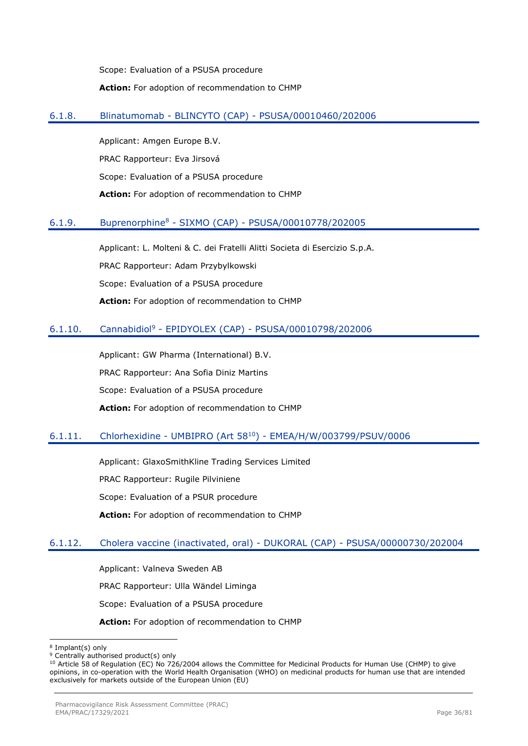Scope: Evaluation of a PSUSA procedure

**Action:** For adoption of recommendation to CHMP

### 6.1.8. Blinatumomab - BLINCYTO (CAP) - PSUSA/00010460/202006

Applicant: Amgen Europe B.V.

PRAC Rapporteur: Eva Jirsová

Scope: Evaluation of a PSUSA procedure

**Action:** For adoption of recommendation to CHMP

### 6.1.9. Buprenorphine[8] - SIXMO (CAP) - PSUSA/00010778/202005

Applicant: L. Molteni & C. dei Fratelli Alitti Societa di Esercizio S.p.A.

PRAC Rapporteur: Adam Przybylkowski

Scope: Evaluation of a PSUSA procedure

**Action:** For adoption of recommendation to CHMP

### 6.1.10. Cannabidiol[9] - EPIDYOLEX (CAP) - PSUSA/00010798/202006

Applicant: GW Pharma (International) B.V.

PRAC Rapporteur: Ana Sofia Diniz Martins

Scope: Evaluation of a PSUSA procedure

**Action:** For adoption of recommendation to CHMP

### 6.1.11. Chlorhexidine - UMBIPRO (Art 58[10]) - EMEA/H/W/003799/PSUV/0006

Applicant: GlaxoSmithKline Trading Services Limited

PRAC Rapporteur: Rugile Pilviniene

Scope: Evaluation of a PSUR procedure

**Action:** For adoption of recommendation to CHMP

### 6.1.12. Cholera vaccine (inactivated, oral) - DUKORAL (CAP) - PSUSA/00000730/202004

Applicant: Valneva Sweden AB

PRAC Rapporteur: Ulla Wändel Liminga

Scope: Evaluation of a PSUSA procedure

**Action:** For adoption of recommendation to CHMP

---

[8] Implant(s) only

[9] Centrally authorised product(s) only

[10] Article 58 of Regulation (EC) No 726/2004 allows the Committee for Medicinal Products for Human Use (CHMP) to give opinions, in co-operation with the World Health Organisation (WHO) on medicinal products for human use that are intended exclusively for markets outside of the European Union (EU)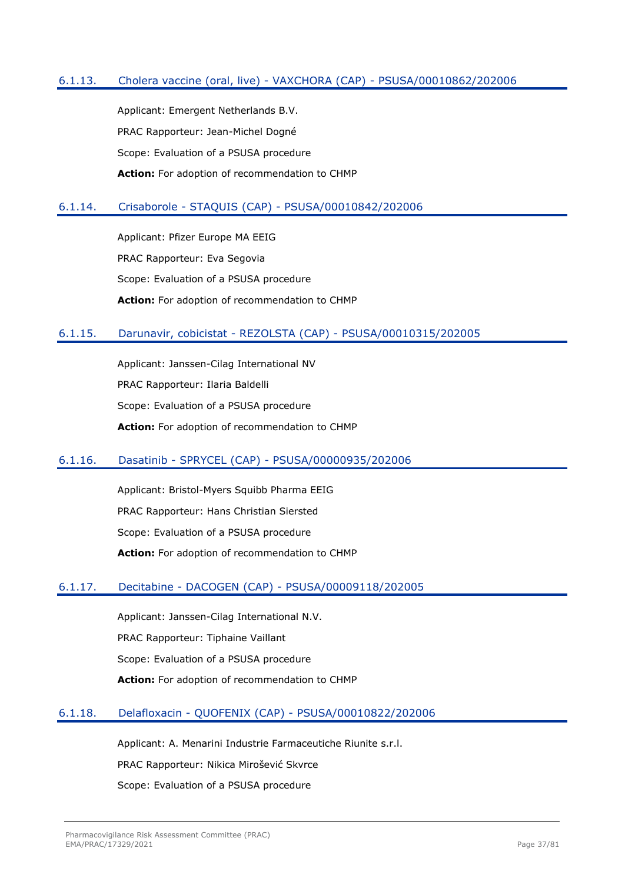### 6.1.13. Cholera vaccine (oral, live) - VAXCHORA (CAP) - PSUSA/00010862/202006

Applicant: Emergent Netherlands B.V.

PRAC Rapporteur: Jean-Michel Dogné

Scope: Evaluation of a PSUSA procedure

**Action:** For adoption of recommendation to CHMP

### 6.1.14. Crisaborole - STAQUIS (CAP) - PSUSA/00010842/202006

Applicant: Pfizer Europe MA EEIG

PRAC Rapporteur: Eva Segovia

Scope: Evaluation of a PSUSA procedure

**Action:** For adoption of recommendation to CHMP

### 6.1.15. Darunavir, cobicistat - REZOLSTA (CAP) - PSUSA/00010315/202005

Applicant: Janssen-Cilag International NV

PRAC Rapporteur: Ilaria Baldelli

Scope: Evaluation of a PSUSA procedure

**Action:** For adoption of recommendation to CHMP

### 6.1.16. Dasatinib - SPRYCEL (CAP) - PSUSA/00000935/202006

Applicant: Bristol-Myers Squibb Pharma EEIG

PRAC Rapporteur: Hans Christian Siersted

Scope: Evaluation of a PSUSA procedure

**Action:** For adoption of recommendation to CHMP

### 6.1.17. Decitabine - DACOGEN (CAP) - PSUSA/00009118/202005

Applicant: Janssen-Cilag International N.V.

PRAC Rapporteur: Tiphaine Vaillant

Scope: Evaluation of a PSUSA procedure

**Action:** For adoption of recommendation to CHMP

### 6.1.18. Delafloxacin - QUOFENIX (CAP) - PSUSA/00010822/202006

Applicant: A. Menarini Industrie Farmaceutiche Riunite s.r.l.

PRAC Rapporteur: Nikica Mirošević Skvrce

Scope: Evaluation of a PSUSA procedure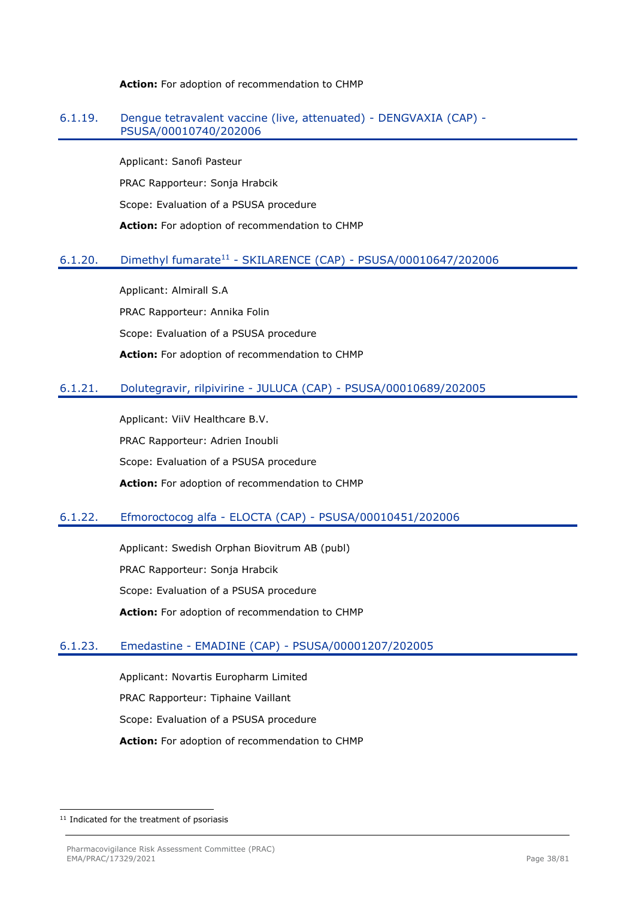**Action:** For adoption of recommendation to CHMP

### 6.1.19. Dengue tetravalent vaccine (live, attenuated) - DENGVAXIA (CAP) - PSUSA/00010740/202006

Applicant: Sanofi Pasteur

PRAC Rapporteur: Sonja Hrabcik

Scope: Evaluation of a PSUSA procedure

**Action:** For adoption of recommendation to CHMP

### 6.1.20. Dimethyl fumarate[11] - SKILARENCE (CAP) - PSUSA/00010647/202006

Applicant: Almirall S.A

PRAC Rapporteur: Annika Folin

Scope: Evaluation of a PSUSA procedure

**Action:** For adoption of recommendation to CHMP

### 6.1.21. Dolutegravir, rilpivirine - JULUCA (CAP) - PSUSA/00010689/202005

Applicant: ViiV Healthcare B.V.

PRAC Rapporteur: Adrien Inoubli

Scope: Evaluation of a PSUSA procedure

**Action:** For adoption of recommendation to CHMP

### 6.1.22. Efmoroctocog alfa - ELOCTA (CAP) - PSUSA/00010451/202006

Applicant: Swedish Orphan Biovitrum AB (publ)

PRAC Rapporteur: Sonja Hrabcik

Scope: Evaluation of a PSUSA procedure

**Action:** For adoption of recommendation to CHMP

### 6.1.23. Emedastine - EMADINE (CAP) - PSUSA/00001207/202005

Applicant: Novartis Europharm Limited

PRAC Rapporteur: Tiphaine Vaillant

Scope: Evaluation of a PSUSA procedure

**Action:** For adoption of recommendation to CHMP

---

[11] Indicated for the treatment of psoriasis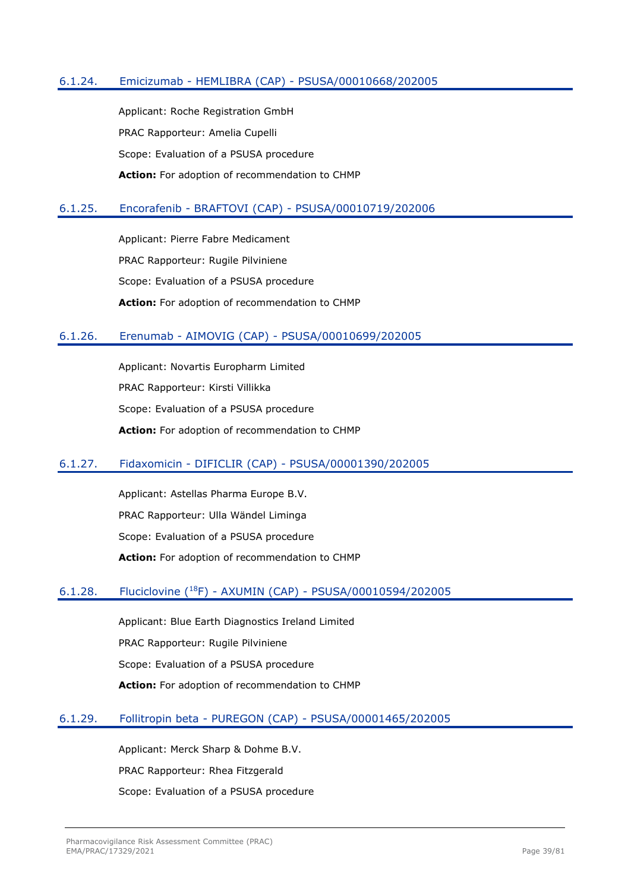### 6.1.24. Emicizumab - HEMLIBRA (CAP) - PSUSA/00010668/202005

Applicant: Roche Registration GmbH

PRAC Rapporteur: Amelia Cupelli

Scope: Evaluation of a PSUSA procedure

**Action:** For adoption of recommendation to CHMP

### 6.1.25. Encorafenib - BRAFTOVI (CAP) - PSUSA/00010719/202006

Applicant: Pierre Fabre Medicament

PRAC Rapporteur: Rugile Pilviniene

Scope: Evaluation of a PSUSA procedure

**Action:** For adoption of recommendation to CHMP

### 6.1.26. Erenumab - AIMOVIG (CAP) - PSUSA/00010699/202005

Applicant: Novartis Europharm Limited

PRAC Rapporteur: Kirsti Villikka

Scope: Evaluation of a PSUSA procedure

**Action:** For adoption of recommendation to CHMP

### 6.1.27. Fidaxomicin - DIFICLIR (CAP) - PSUSA/00001390/202005

Applicant: Astellas Pharma Europe B.V.

PRAC Rapporteur: Ulla Wändel Liminga

Scope: Evaluation of a PSUSA procedure

**Action:** For adoption of recommendation to CHMP

### 6.1.28. Fluciclovine ($^{18}F$) - AXUMIN (CAP) - PSUSA/00010594/202005

Applicant: Blue Earth Diagnostics Ireland Limited

PRAC Rapporteur: Rugile Pilviniene

Scope: Evaluation of a PSUSA procedure

**Action:** For adoption of recommendation to CHMP

### 6.1.29. Follitropin beta - PUREGON (CAP) - PSUSA/00001465/202005

Applicant: Merck Sharp & Dohme B.V.

PRAC Rapporteur: Rhea Fitzgerald

Scope: Evaluation of a PSUSA procedure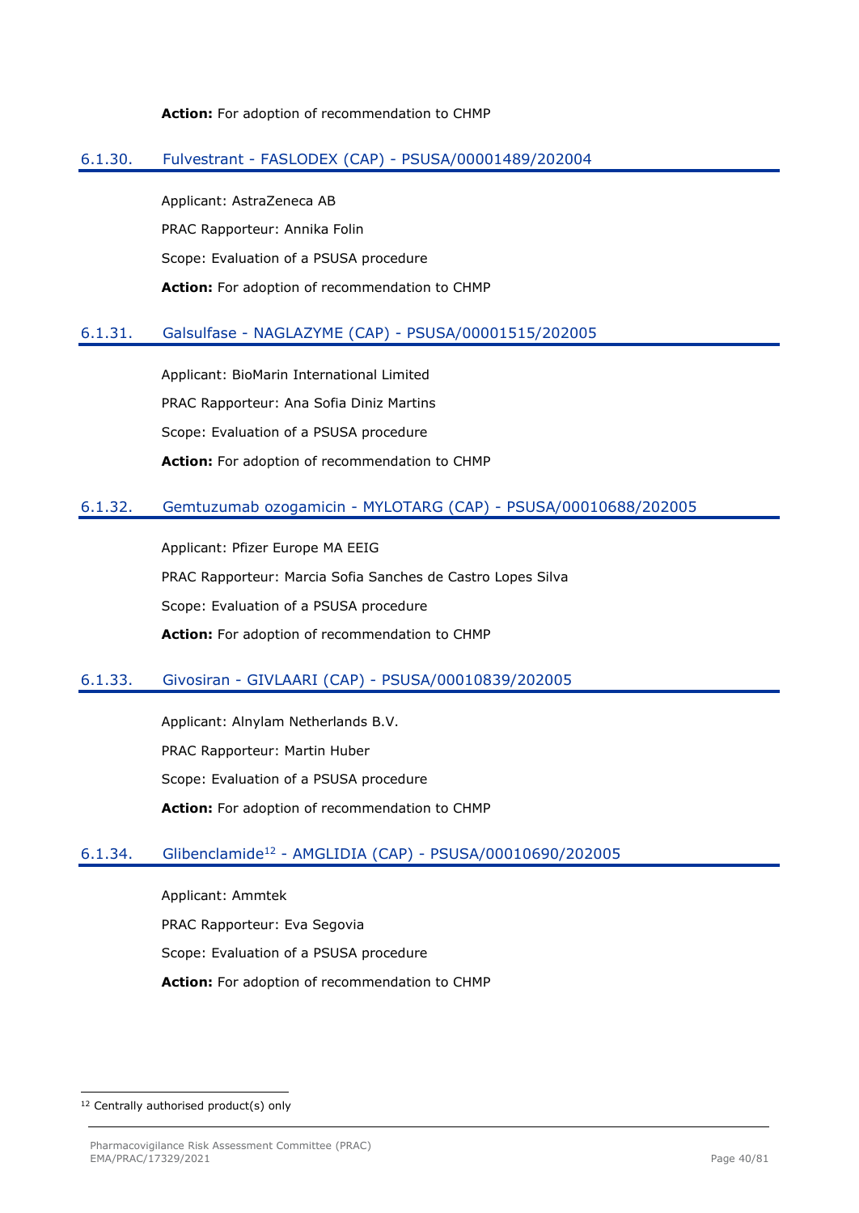**Action:** For adoption of recommendation to CHMP

### 6.1.30. Fulvestrant - FASLODEX (CAP) - PSUSA/00001489/202004

Applicant: AstraZeneca AB

PRAC Rapporteur: Annika Folin

Scope: Evaluation of a PSUSA procedure

**Action:** For adoption of recommendation to CHMP

### 6.1.31. Galsulfase - NAGLAZYME (CAP) - PSUSA/00001515/202005

Applicant: BioMarin International Limited

PRAC Rapporteur: Ana Sofia Diniz Martins

Scope: Evaluation of a PSUSA procedure

**Action:** For adoption of recommendation to CHMP

### 6.1.32. Gemtuzumab ozogamicin - MYLOTARG (CAP) - PSUSA/00010688/202005

Applicant: Pfizer Europe MA EEIG

PRAC Rapporteur: Marcia Sofia Sanches de Castro Lopes Silva

Scope: Evaluation of a PSUSA procedure

**Action:** For adoption of recommendation to CHMP

### 6.1.33. Givosiran - GIVLAARI (CAP) - PSUSA/00010839/202005

Applicant: Alnylam Netherlands B.V.

PRAC Rapporteur: Martin Huber

Scope: Evaluation of a PSUSA procedure

**Action:** For adoption of recommendation to CHMP

### 6.1.34. Glibenclamide[12] - AMGLIDIA (CAP) - PSUSA/00010690/202005

Applicant: Ammtek

PRAC Rapporteur: Eva Segovia

Scope: Evaluation of a PSUSA procedure

**Action:** For adoption of recommendation to CHMP

---

[12] Centrally authorised product(s) only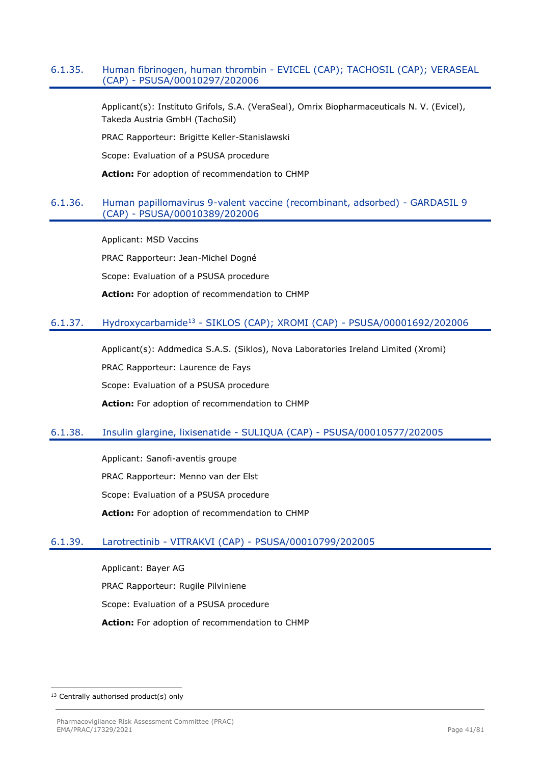### 6.1.35. Human fibrinogen, human thrombin - EVICEL (CAP); TACHOSIL (CAP); VERASEAL (CAP) - PSUSA/00010297/202006

Applicant(s): Instituto Grifols, S.A. (VeraSeal), Omrix Biopharmaceuticals N. V. (Evicel), Takeda Austria GmbH (TachoSil)

PRAC Rapporteur: Brigitte Keller-Stanislawski

Scope: Evaluation of a PSUSA procedure

**Action:** For adoption of recommendation to CHMP

### 6.1.36. Human papillomavirus 9-valent vaccine (recombinant, adsorbed) - GARDASIL 9 (CAP) - PSUSA/00010389/202006

Applicant: MSD Vaccins

PRAC Rapporteur: Jean-Michel Dogné

Scope: Evaluation of a PSUSA procedure

**Action:** For adoption of recommendation to CHMP

### 6.1.37. Hydroxycarbamide[13] - SIKLOS (CAP); XROMI (CAP) - PSUSA/00001692/202006

Applicant(s): Addmedica S.A.S. (Siklos), Nova Laboratories Ireland Limited (Xromi)

PRAC Rapporteur: Laurence de Fays

Scope: Evaluation of a PSUSA procedure

**Action:** For adoption of recommendation to CHMP

### 6.1.38. Insulin glargine, lixisenatide - SULIQUA (CAP) - PSUSA/00010577/202005

Applicant: Sanofi-aventis groupe

PRAC Rapporteur: Menno van der Elst

Scope: Evaluation of a PSUSA procedure

**Action:** For adoption of recommendation to CHMP

### 6.1.39. Larotrectinib - VITRAKVI (CAP) - PSUSA/00010799/202005

Applicant: Bayer AG

PRAC Rapporteur: Rugile Pilviniene

Scope: Evaluation of a PSUSA procedure

**Action:** For adoption of recommendation to CHMP

---

[13] Centrally authorised product(s) only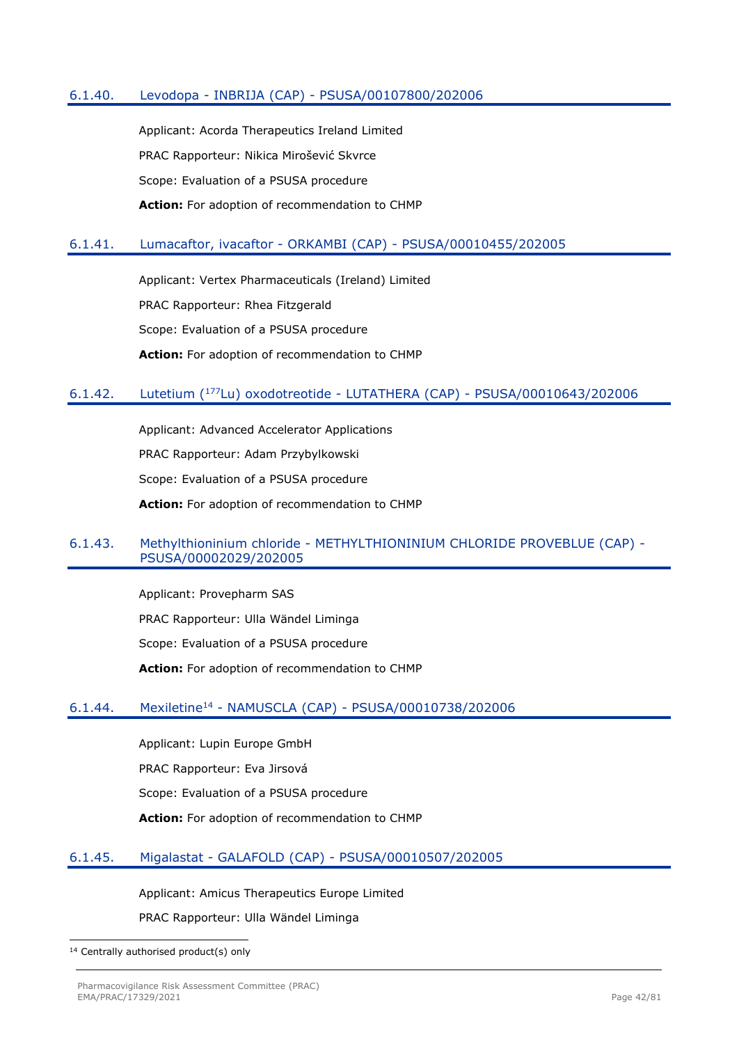### 6.1.40. Levodopa - INBRIJA (CAP) - PSUSA/00107800/202006

Applicant: Acorda Therapeutics Ireland Limited

PRAC Rapporteur: Nikica Mirošević Skvrce

Scope: Evaluation of a PSUSA procedure

**Action:** For adoption of recommendation to CHMP

### 6.1.41. Lumacaftor, ivacaftor - ORKAMBI (CAP) - PSUSA/00010455/202005

Applicant: Vertex Pharmaceuticals (Ireland) Limited

PRAC Rapporteur: Rhea Fitzgerald

Scope: Evaluation of a PSUSA procedure

**Action:** For adoption of recommendation to CHMP

### 6.1.42. Lutetium ($^{177}$Lu) oxodotreotide - LUTATHERA (CAP) - PSUSA/00010643/202006

Applicant: Advanced Accelerator Applications

PRAC Rapporteur: Adam Przybylkowski

Scope: Evaluation of a PSUSA procedure

**Action:** For adoption of recommendation to CHMP

### 6.1.43. Methylthioninium chloride - METHYLTHIONINIUM CHLORIDE PROVEBLUE (CAP) - PSUSA/00002029/202005

Applicant: Provepharm SAS

PRAC Rapporteur: Ulla Wändel Liminga

Scope: Evaluation of a PSUSA procedure

**Action:** For adoption of recommendation to CHMP

### 6.1.44. Mexiletine[14] - NAMUSCLA (CAP) - PSUSA/00010738/202006

Applicant: Lupin Europe GmbH

PRAC Rapporteur: Eva Jirsová

Scope: Evaluation of a PSUSA procedure

**Action:** For adoption of recommendation to CHMP

### 6.1.45. Migalastat - GALAFOLD (CAP) - PSUSA/00010507/202005

Applicant: Amicus Therapeutics Europe Limited

PRAC Rapporteur: Ulla Wändel Liminga

---

[14] Centrally authorised product(s) only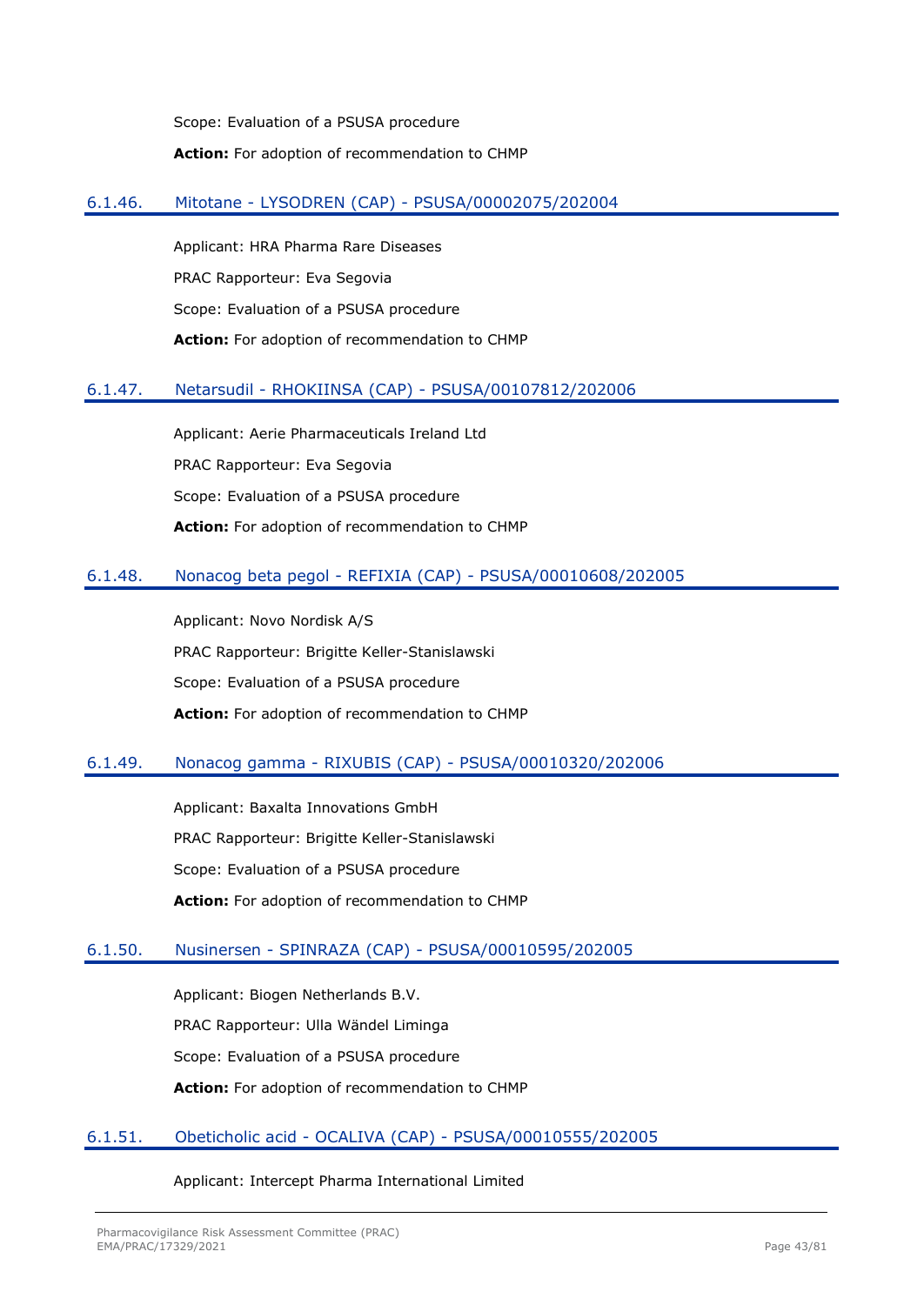Scope: Evaluation of a PSUSA procedure

**Action:** For adoption of recommendation to CHMP

### 6.1.46. Mitotane - LYSODREN (CAP) - PSUSA/00002075/202004

Applicant: HRA Pharma Rare Diseases

PRAC Rapporteur: Eva Segovia

Scope: Evaluation of a PSUSA procedure

**Action:** For adoption of recommendation to CHMP

### 6.1.47. Netarsudil - RHOKIINSA (CAP) - PSUSA/00107812/202006

Applicant: Aerie Pharmaceuticals Ireland Ltd

PRAC Rapporteur: Eva Segovia

Scope: Evaluation of a PSUSA procedure

**Action:** For adoption of recommendation to CHMP

### 6.1.48. Nonacog beta pegol - REFIXIA (CAP) - PSUSA/00010608/202005

Applicant: Novo Nordisk A/S

PRAC Rapporteur: Brigitte Keller-Stanislawski

Scope: Evaluation of a PSUSA procedure

**Action:** For adoption of recommendation to CHMP

### 6.1.49. Nonacog gamma - RIXUBIS (CAP) - PSUSA/00010320/202006

Applicant: Baxalta Innovations GmbH

PRAC Rapporteur: Brigitte Keller-Stanislawski

Scope: Evaluation of a PSUSA procedure

**Action:** For adoption of recommendation to CHMP

### 6.1.50. Nusinersen - SPINRAZA (CAP) - PSUSA/00010595/202005

Applicant: Biogen Netherlands B.V.

PRAC Rapporteur: Ulla Wändel Liminga

Scope: Evaluation of a PSUSA procedure

**Action:** For adoption of recommendation to CHMP

### 6.1.51. Obeticholic acid - OCALIVA (CAP) - PSUSA/00010555/202005

Applicant: Intercept Pharma International Limited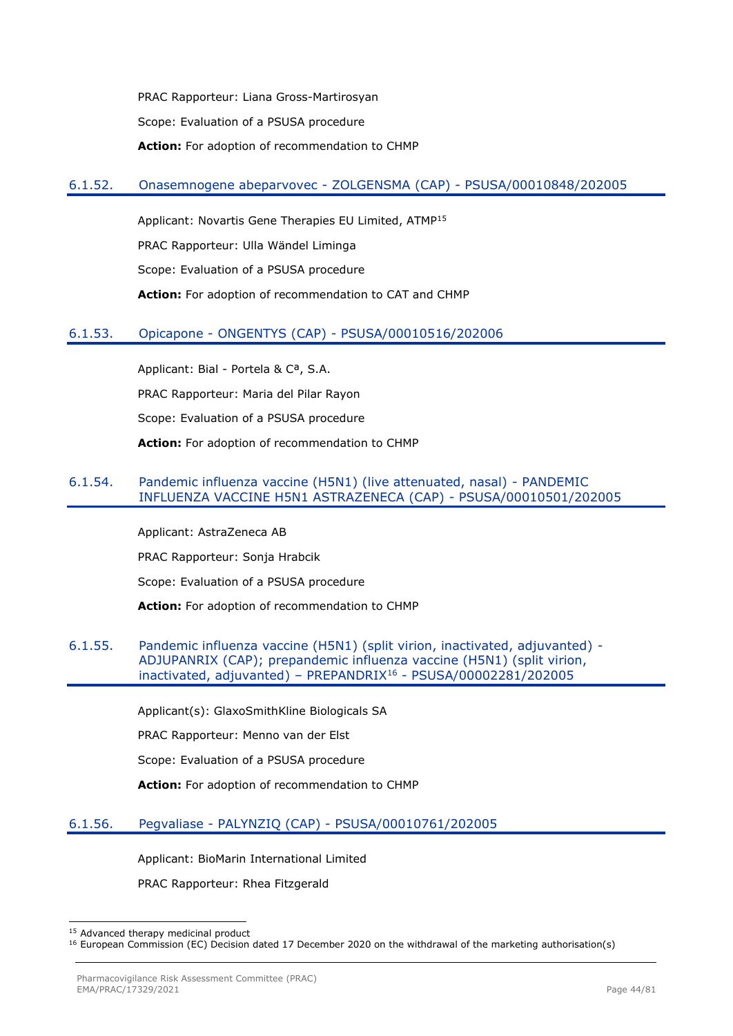PRAC Rapporteur: Liana Gross-Martirosyan

Scope: Evaluation of a PSUSA procedure

**Action:** For adoption of recommendation to CHMP

### 6.1.52. Onasemnogene abeparvovec - ZOLGENSMA (CAP) - PSUSA/00010848/202005

Applicant: Novartis Gene Therapies EU Limited, ATMP[15]

PRAC Rapporteur: Ulla Wändel Liminga

Scope: Evaluation of a PSUSA procedure

**Action:** For adoption of recommendation to CAT and CHMP

### 6.1.53. Opicapone - ONGENTYS (CAP) - PSUSA/00010516/202006

Applicant: Bial - Portela & Cª, S.A.

PRAC Rapporteur: Maria del Pilar Rayon

Scope: Evaluation of a PSUSA procedure

**Action:** For adoption of recommendation to CHMP

### 6.1.54. Pandemic influenza vaccine (H5N1) (live attenuated, nasal) - PANDEMIC INFLUENZA VACCINE H5N1 ASTRAZENECA (CAP) - PSUSA/00010501/202005

Applicant: AstraZeneca AB

PRAC Rapporteur: Sonja Hrabcik

Scope: Evaluation of a PSUSA procedure

**Action:** For adoption of recommendation to CHMP

### 6.1.55. Pandemic influenza vaccine (H5N1) (split virion, inactivated, adjuvanted) - ADJUPANRIX (CAP); prepandemic influenza vaccine (H5N1) (split virion, inactivated, adjuvanted) – PREPANDRIX[16] - PSUSA/00002281/202005

Applicant(s): GlaxoSmithKline Biologicals SA

PRAC Rapporteur: Menno van der Elst

Scope: Evaluation of a PSUSA procedure

**Action:** For adoption of recommendation to CHMP

### 6.1.56. Pegvaliase - PALYNZIQ (CAP) - PSUSA/00010761/202005

Applicant: BioMarin International Limited

PRAC Rapporteur: Rhea Fitzgerald

---

[15] Advanced therapy medicinal product

[16] European Commission (EC) Decision dated 17 December 2020 on the withdrawal of the marketing authorisation(s)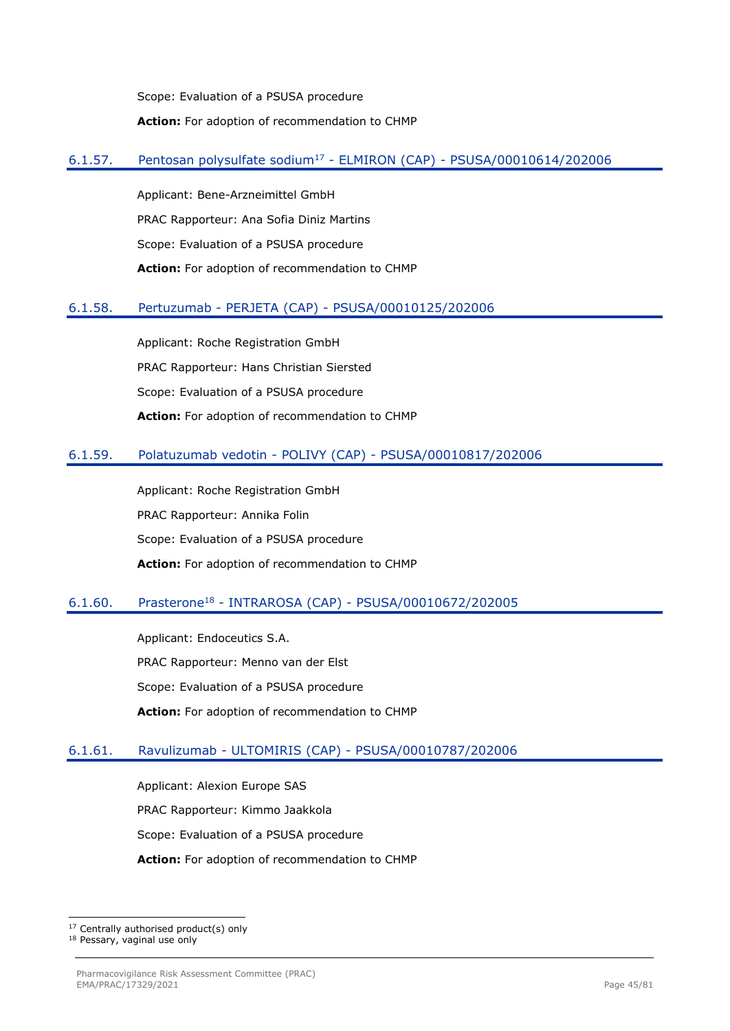Scope: Evaluation of a PSUSA procedure

**Action:** For adoption of recommendation to CHMP

### 6.1.57. Pentosan polysulfate sodium[17] - ELMIRON (CAP) - PSUSA/00010614/202006

Applicant: Bene-Arzneimittel GmbH

PRAC Rapporteur: Ana Sofia Diniz Martins

Scope: Evaluation of a PSUSA procedure

**Action:** For adoption of recommendation to CHMP

### 6.1.58. Pertuzumab - PERJETA (CAP) - PSUSA/00010125/202006

Applicant: Roche Registration GmbH

PRAC Rapporteur: Hans Christian Siersted

Scope: Evaluation of a PSUSA procedure

**Action:** For adoption of recommendation to CHMP

### 6.1.59. Polatuzumab vedotin - POLIVY (CAP) - PSUSA/00010817/202006

Applicant: Roche Registration GmbH

PRAC Rapporteur: Annika Folin

Scope: Evaluation of a PSUSA procedure

**Action:** For adoption of recommendation to CHMP

### 6.1.60. Prasterone[18] - INTRAROSA (CAP) - PSUSA/00010672/202005

Applicant: Endoceutics S.A.

PRAC Rapporteur: Menno van der Elst

Scope: Evaluation of a PSUSA procedure

**Action:** For adoption of recommendation to CHMP

### 6.1.61. Ravulizumab - ULTOMIRIS (CAP) - PSUSA/00010787/202006

Applicant: Alexion Europe SAS

PRAC Rapporteur: Kimmo Jaakkola

Scope: Evaluation of a PSUSA procedure

**Action:** For adoption of recommendation to CHMP

---

[17] Centrally authorised product(s) only

[18] Pessary, vaginal use only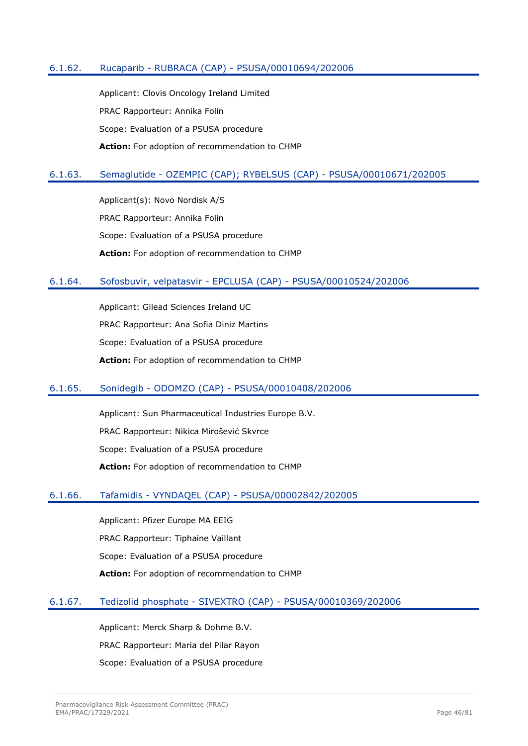### 6.1.62. Rucaparib - RUBRACA (CAP) - PSUSA/00010694/202006

Applicant: Clovis Oncology Ireland Limited

PRAC Rapporteur: Annika Folin

Scope: Evaluation of a PSUSA procedure

**Action:** For adoption of recommendation to CHMP

### 6.1.63. Semaglutide - OZEMPIC (CAP); RYBELSUS (CAP) - PSUSA/00010671/202005

Applicant(s): Novo Nordisk A/S

PRAC Rapporteur: Annika Folin

Scope: Evaluation of a PSUSA procedure

**Action:** For adoption of recommendation to CHMP

### 6.1.64. Sofosbuvir, velpatasvir - EPCLUSA (CAP) - PSUSA/00010524/202006

Applicant: Gilead Sciences Ireland UC

PRAC Rapporteur: Ana Sofia Diniz Martins

Scope: Evaluation of a PSUSA procedure

**Action:** For adoption of recommendation to CHMP

### 6.1.65. Sonidegib - ODOMZO (CAP) - PSUSA/00010408/202006

Applicant: Sun Pharmaceutical Industries Europe B.V.

PRAC Rapporteur: Nikica Mirošević Skvrce

Scope: Evaluation of a PSUSA procedure

**Action:** For adoption of recommendation to CHMP

### 6.1.66. Tafamidis - VYNDAQEL (CAP) - PSUSA/00002842/202005

Applicant: Pfizer Europe MA EEIG

PRAC Rapporteur: Tiphaine Vaillant

Scope: Evaluation of a PSUSA procedure

**Action:** For adoption of recommendation to CHMP

### 6.1.67. Tedizolid phosphate - SIVEXTRO (CAP) - PSUSA/00010369/202006

Applicant: Merck Sharp & Dohme B.V.

PRAC Rapporteur: Maria del Pilar Rayon

Scope: Evaluation of a PSUSA procedure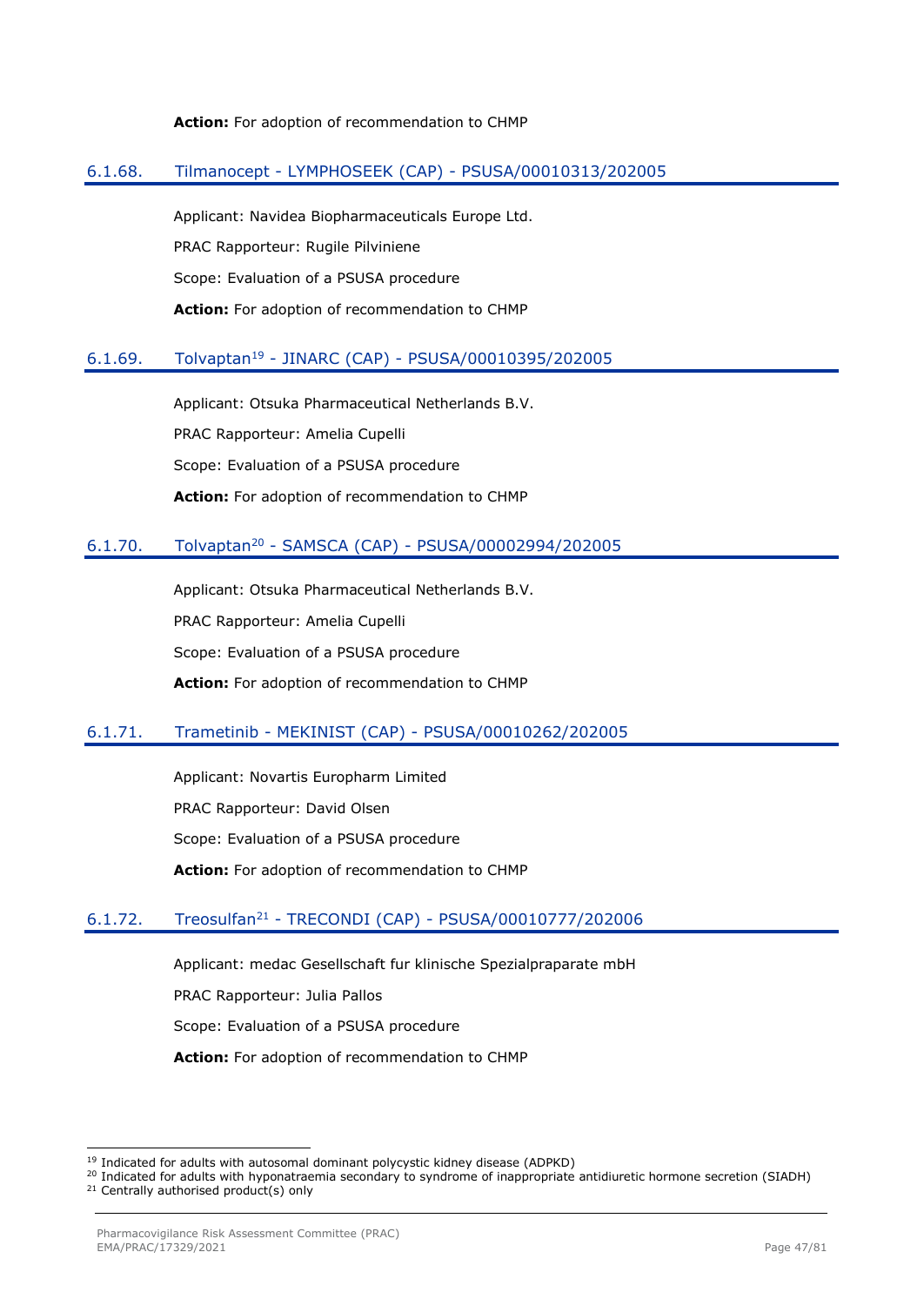**Action:** For adoption of recommendation to CHMP

### 6.1.68. Tilmanocept - LYMPHOSEEK (CAP) - PSUSA/00010313/202005

Applicant: Navidea Biopharmaceuticals Europe Ltd.

PRAC Rapporteur: Rugile Pilviniene

Scope: Evaluation of a PSUSA procedure

**Action:** For adoption of recommendation to CHMP

### 6.1.69. Tolvaptan[19] - JINARC (CAP) - PSUSA/00010395/202005

Applicant: Otsuka Pharmaceutical Netherlands B.V.

PRAC Rapporteur: Amelia Cupelli

Scope: Evaluation of a PSUSA procedure

**Action:** For adoption of recommendation to CHMP

### 6.1.70. Tolvaptan[20] - SAMSCA (CAP) - PSUSA/00002994/202005

Applicant: Otsuka Pharmaceutical Netherlands B.V.

PRAC Rapporteur: Amelia Cupelli

Scope: Evaluation of a PSUSA procedure

**Action:** For adoption of recommendation to CHMP

### 6.1.71. Trametinib - MEKINIST (CAP) - PSUSA/00010262/202005

Applicant: Novartis Europharm Limited

PRAC Rapporteur: David Olsen

Scope: Evaluation of a PSUSA procedure

**Action:** For adoption of recommendation to CHMP

### 6.1.72. Treosulfan[21] - TRECONDI (CAP) - PSUSA/00010777/202006

Applicant: medac Gesellschaft fur klinische Spezialpraparate mbH

PRAC Rapporteur: Julia Pallos

Scope: Evaluation of a PSUSA procedure

**Action:** For adoption of recommendation to CHMP

---

[19] Indicated for adults with autosomal dominant polycystic kidney disease (ADPKD)

[20] Indicated for adults with hyponatraemia secondary to syndrome of inappropriate antidiuretic hormone secretion (SIADH)

[21] Centrally authorised product(s) only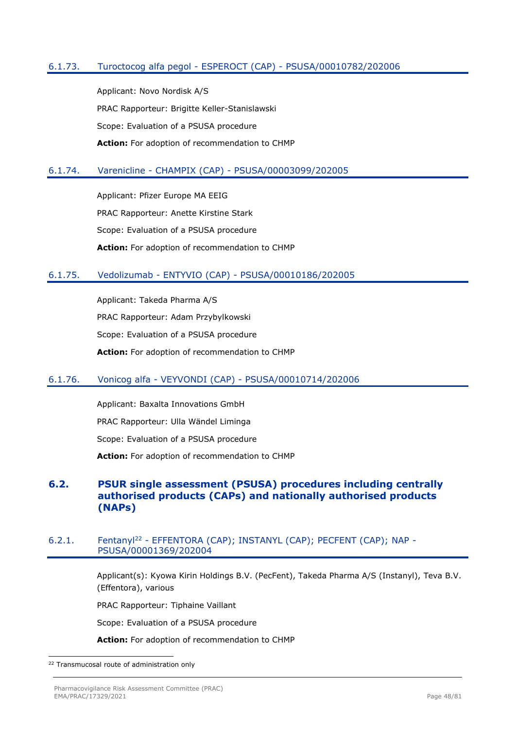### 6.1.73. Turoctocog alfa pegol - ESPEROCT (CAP) - PSUSA/00010782/202006

Applicant: Novo Nordisk A/S

PRAC Rapporteur: Brigitte Keller-Stanislawski

Scope: Evaluation of a PSUSA procedure

**Action:** For adoption of recommendation to CHMP

### 6.1.74. Varenicline - CHAMPIX (CAP) - PSUSA/00003099/202005

Applicant: Pfizer Europe MA EEIG

PRAC Rapporteur: Anette Kirstine Stark

Scope: Evaluation of a PSUSA procedure

**Action:** For adoption of recommendation to CHMP

### 6.1.75. Vedolizumab - ENTYVIO (CAP) - PSUSA/00010186/202005

Applicant: Takeda Pharma A/S

PRAC Rapporteur: Adam Przybylkowski

Scope: Evaluation of a PSUSA procedure

**Action:** For adoption of recommendation to CHMP

### 6.1.76. Vonicog alfa - VEYVONDI (CAP) - PSUSA/00010714/202006

Applicant: Baxalta Innovations GmbH

PRAC Rapporteur: Ulla Wändel Liminga

Scope: Evaluation of a PSUSA procedure

**Action:** For adoption of recommendation to CHMP

## 6.2. PSUR single assessment (PSUSA) procedures including centrally authorised products (CAPs) and nationally authorised products (NAPs)

### 6.2.1. Fentanyl[22] - EFFENTORA (CAP); INSTANYL (CAP); PECFENT (CAP); NAP - PSUSA/00001369/202004

Applicant(s): Kyowa Kirin Holdings B.V. (PecFent), Takeda Pharma A/S (Instanyl), Teva B.V. (Effentora), various

PRAC Rapporteur: Tiphaine Vaillant

Scope: Evaluation of a PSUSA procedure

**Action:** For adoption of recommendation to CHMP

[22] Transmucosal route of administration only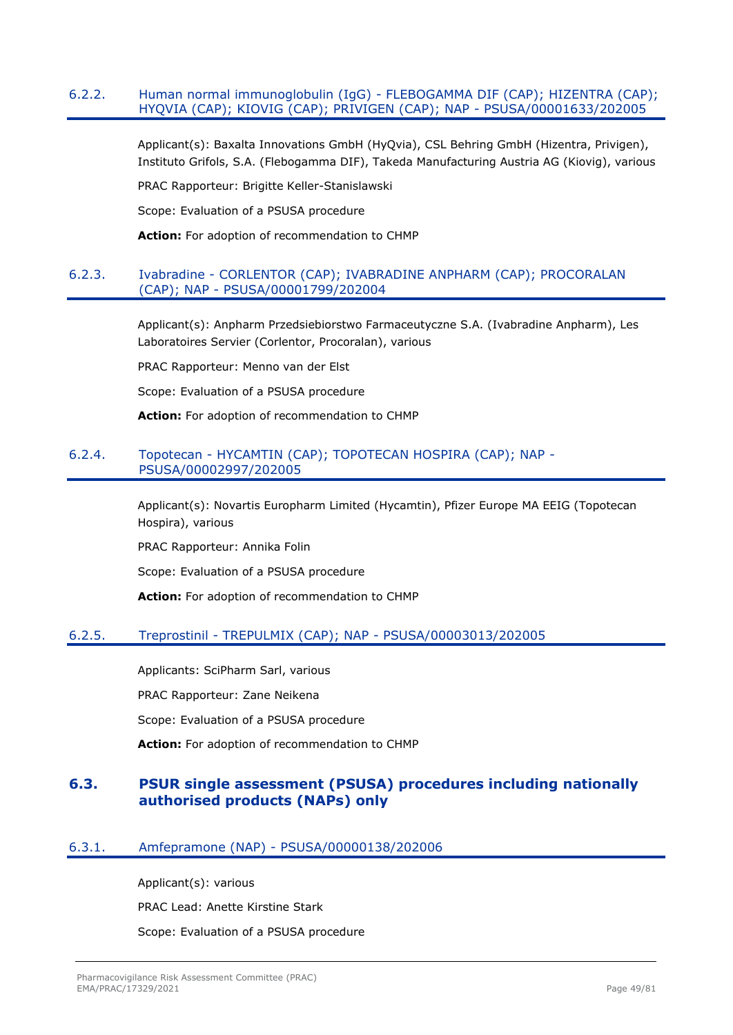### 6.2.2. Human normal immunoglobulin (IgG) - FLEBOGAMMA DIF (CAP); HIZENTRA (CAP); HYQVIA (CAP); KIOVIG (CAP); PRIVIGEN (CAP); NAP - PSUSA/00001633/202005

Applicant(s): Baxalta Innovations GmbH (HyQvia), CSL Behring GmbH (Hizentra, Privigen), Instituto Grifols, S.A. (Flebogamma DIF), Takeda Manufacturing Austria AG (Kiovig), various

PRAC Rapporteur: Brigitte Keller-Stanislawski

Scope: Evaluation of a PSUSA procedure

**Action:** For adoption of recommendation to CHMP

### 6.2.3. Ivabradine - CORLENTOR (CAP); IVABRADINE ANPHARM (CAP); PROCORALAN (CAP); NAP - PSUSA/00001799/202004

Applicant(s): Anpharm Przedsiebiorstwo Farmaceutyczne S.A. (Ivabradine Anpharm), Les Laboratoires Servier (Corlentor, Procoralan), various

PRAC Rapporteur: Menno van der Elst

Scope: Evaluation of a PSUSA procedure

**Action:** For adoption of recommendation to CHMP

### 6.2.4. Topotecan - HYCAMTIN (CAP); TOPOTECAN HOSPIRA (CAP); NAP - PSUSA/00002997/202005

Applicant(s): Novartis Europharm Limited (Hycamtin), Pfizer Europe MA EEIG (Topotecan Hospira), various

PRAC Rapporteur: Annika Folin

Scope: Evaluation of a PSUSA procedure

**Action:** For adoption of recommendation to CHMP

### 6.2.5. Treprostinil - TREPULMIX (CAP); NAP - PSUSA/00003013/202005

Applicants: SciPharm Sarl, various

PRAC Rapporteur: Zane Neikena

Scope: Evaluation of a PSUSA procedure

**Action:** For adoption of recommendation to CHMP

## 6.3. PSUR single assessment (PSUSA) procedures including nationally authorised products (NAPs) only

### 6.3.1. Amfepramone (NAP) - PSUSA/00000138/202006

Applicant(s): various

PRAC Lead: Anette Kirstine Stark

Scope: Evaluation of a PSUSA procedure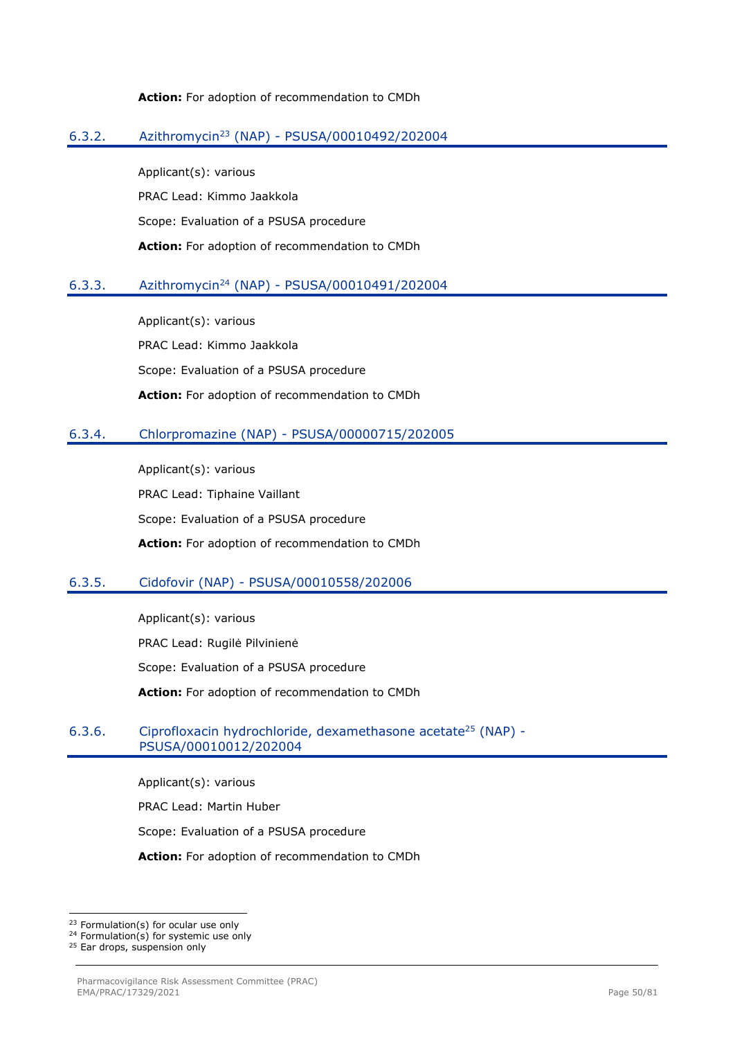**Action:** For adoption of recommendation to CMDh

### 6.3.2. Azithromycin[23] (NAP) - PSUSA/00010492/202004

Applicant(s): various

PRAC Lead: Kimmo Jaakkola

Scope: Evaluation of a PSUSA procedure

**Action:** For adoption of recommendation to CMDh

### 6.3.3. Azithromycin[24] (NAP) - PSUSA/00010491/202004

Applicant(s): various

PRAC Lead: Kimmo Jaakkola

Scope: Evaluation of a PSUSA procedure

**Action:** For adoption of recommendation to CMDh

### 6.3.4. Chlorpromazine (NAP) - PSUSA/00000715/202005

Applicant(s): various

PRAC Lead: Tiphaine Vaillant

Scope: Evaluation of a PSUSA procedure

**Action:** For adoption of recommendation to CMDh

### 6.3.5. Cidofovir (NAP) - PSUSA/00010558/202006

Applicant(s): various

PRAC Lead: Rugilė Pilvinienė

Scope: Evaluation of a PSUSA procedure

**Action:** For adoption of recommendation to CMDh

### 6.3.6. Ciprofloxacin hydrochloride, dexamethasone acetate[25] (NAP) - PSUSA/00010012/202004

Applicant(s): various

PRAC Lead: Martin Huber

Scope: Evaluation of a PSUSA procedure

**Action:** For adoption of recommendation to CMDh

---

[23] Formulation(s) for ocular use only
[24] Formulation(s) for systemic use only
[25] Ear drops, suspension only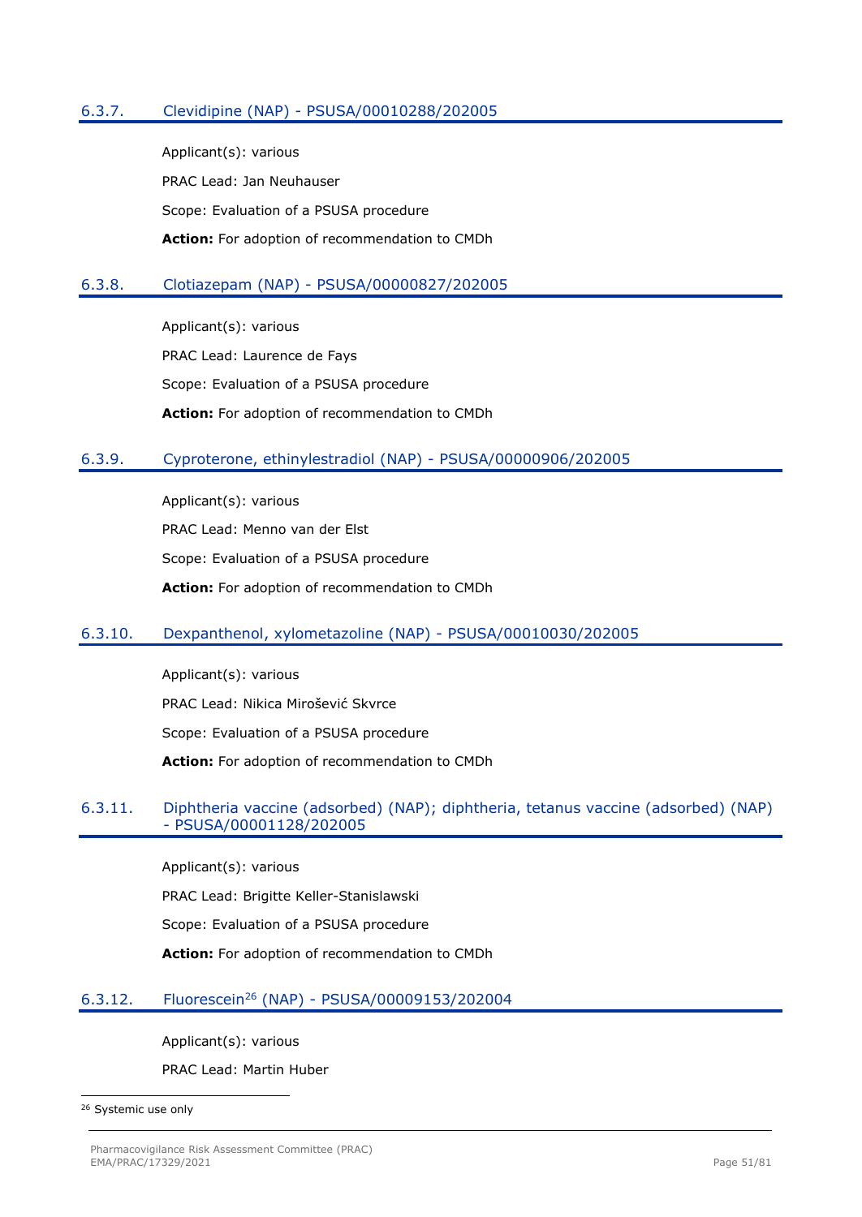### 6.3.7. Clevidipine (NAP) - PSUSA/00010288/202005

Applicant(s): various

PRAC Lead: Jan Neuhauser

Scope: Evaluation of a PSUSA procedure

**Action:** For adoption of recommendation to CMDh

### 6.3.8. Clotiazepam (NAP) - PSUSA/00000827/202005

Applicant(s): various

PRAC Lead: Laurence de Fays

Scope: Evaluation of a PSUSA procedure

**Action:** For adoption of recommendation to CMDh

### 6.3.9. Cyproterone, ethinylestradiol (NAP) - PSUSA/00000906/202005

Applicant(s): various

PRAC Lead: Menno van der Elst

Scope: Evaluation of a PSUSA procedure

**Action:** For adoption of recommendation to CMDh

### 6.3.10. Dexpanthenol, xylometazoline (NAP) - PSUSA/00010030/202005

Applicant(s): various

PRAC Lead: Nikica Mirošević Skvrce

Scope: Evaluation of a PSUSA procedure

**Action:** For adoption of recommendation to CMDh

### 6.3.11. Diphtheria vaccine (adsorbed) (NAP); diphtheria, tetanus vaccine (adsorbed) (NAP) - PSUSA/00001128/202005

Applicant(s): various

PRAC Lead: Brigitte Keller-Stanislawski

Scope: Evaluation of a PSUSA procedure

**Action:** For adoption of recommendation to CMDh

### 6.3.12. Fluorescein[26] (NAP) - PSUSA/00009153/202004

Applicant(s): various

PRAC Lead: Martin Huber

[26] Systemic use only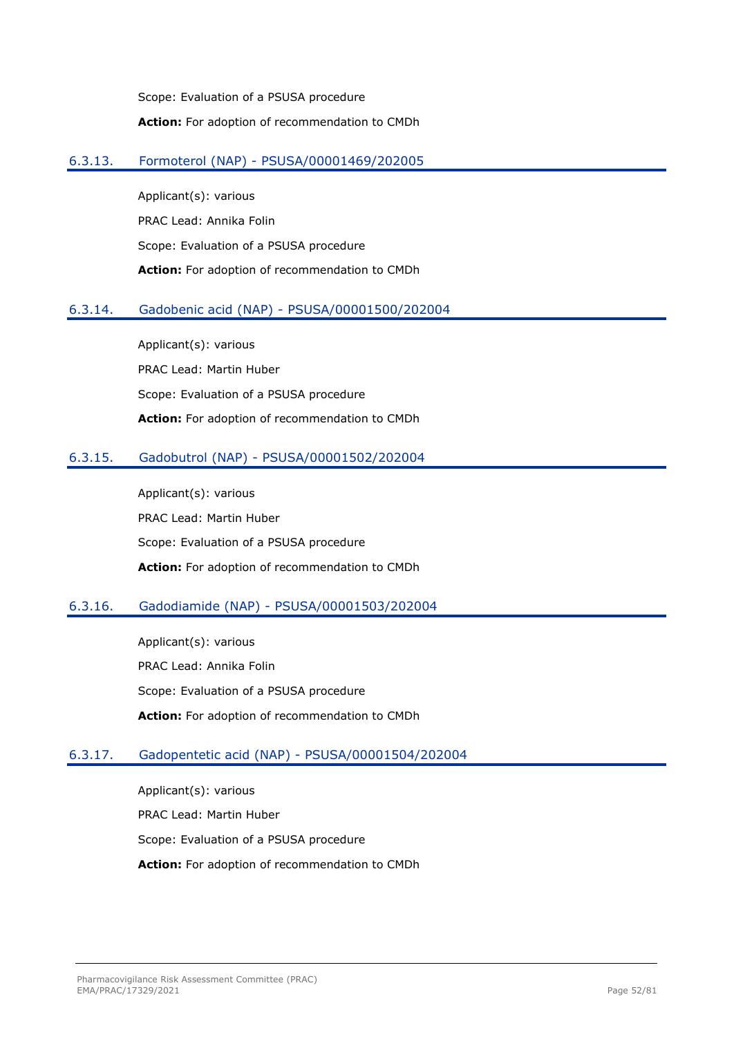Scope: Evaluation of a PSUSA procedure

**Action:** For adoption of recommendation to CMDh

### 6.3.13. Formoterol (NAP) - PSUSA/00001469/202005

Applicant(s): various

PRAC Lead: Annika Folin

Scope: Evaluation of a PSUSA procedure

**Action:** For adoption of recommendation to CMDh

### 6.3.14. Gadobenic acid (NAP) - PSUSA/00001500/202004

Applicant(s): various

PRAC Lead: Martin Huber

Scope: Evaluation of a PSUSA procedure

**Action:** For adoption of recommendation to CMDh

### 6.3.15. Gadobutrol (NAP) - PSUSA/00001502/202004

Applicant(s): various

PRAC Lead: Martin Huber

Scope: Evaluation of a PSUSA procedure

**Action:** For adoption of recommendation to CMDh

### 6.3.16. Gadodiamide (NAP) - PSUSA/00001503/202004

Applicant(s): various

PRAC Lead: Annika Folin

Scope: Evaluation of a PSUSA procedure

**Action:** For adoption of recommendation to CMDh

### 6.3.17. Gadopentetic acid (NAP) - PSUSA/00001504/202004

Applicant(s): various

PRAC Lead: Martin Huber

Scope: Evaluation of a PSUSA procedure

**Action:** For adoption of recommendation to CMDh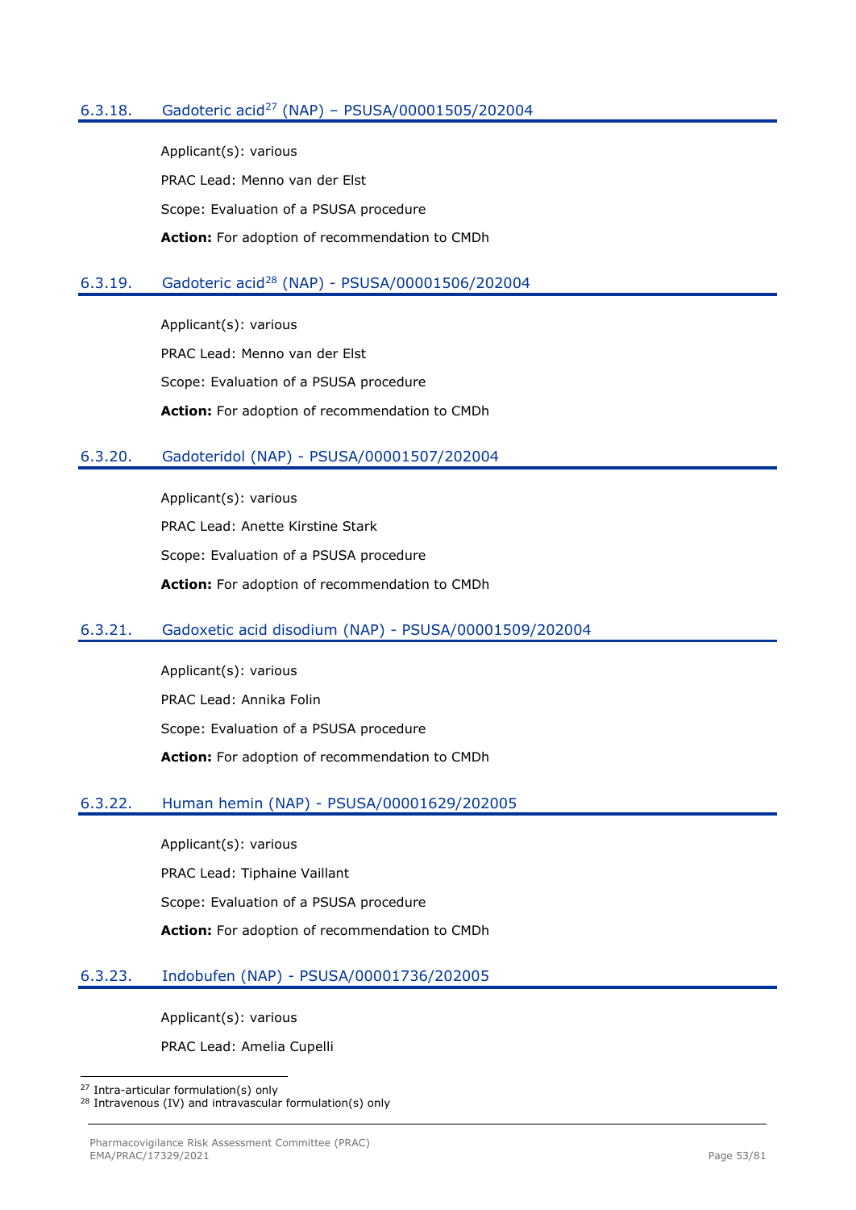### 6.3.18. Gadoteric acid[27] (NAP) – PSUSA/00001505/202004

Applicant(s): various

PRAC Lead: Menno van der Elst

Scope: Evaluation of a PSUSA procedure

**Action:** For adoption of recommendation to CMDh

### 6.3.19. Gadoteric acid[28] (NAP) - PSUSA/00001506/202004

Applicant(s): various

PRAC Lead: Menno van der Elst

Scope: Evaluation of a PSUSA procedure

**Action:** For adoption of recommendation to CMDh

### 6.3.20. Gadoteridol (NAP) - PSUSA/00001507/202004

Applicant(s): various

PRAC Lead: Anette Kirstine Stark

Scope: Evaluation of a PSUSA procedure

**Action:** For adoption of recommendation to CMDh

### 6.3.21. Gadoxetic acid disodium (NAP) - PSUSA/00001509/202004

Applicant(s): various

PRAC Lead: Annika Folin

Scope: Evaluation of a PSUSA procedure

**Action:** For adoption of recommendation to CMDh

### 6.3.22. Human hemin (NAP) - PSUSA/00001629/202005

Applicant(s): various

PRAC Lead: Tiphaine Vaillant

Scope: Evaluation of a PSUSA procedure

**Action:** For adoption of recommendation to CMDh

### 6.3.23. Indobufen (NAP) - PSUSA/00001736/202005

Applicant(s): various

PRAC Lead: Amelia Cupelli

---

[27] Intra-articular formulation(s) only

[28] Intravenous (IV) and intravascular formulation(s) only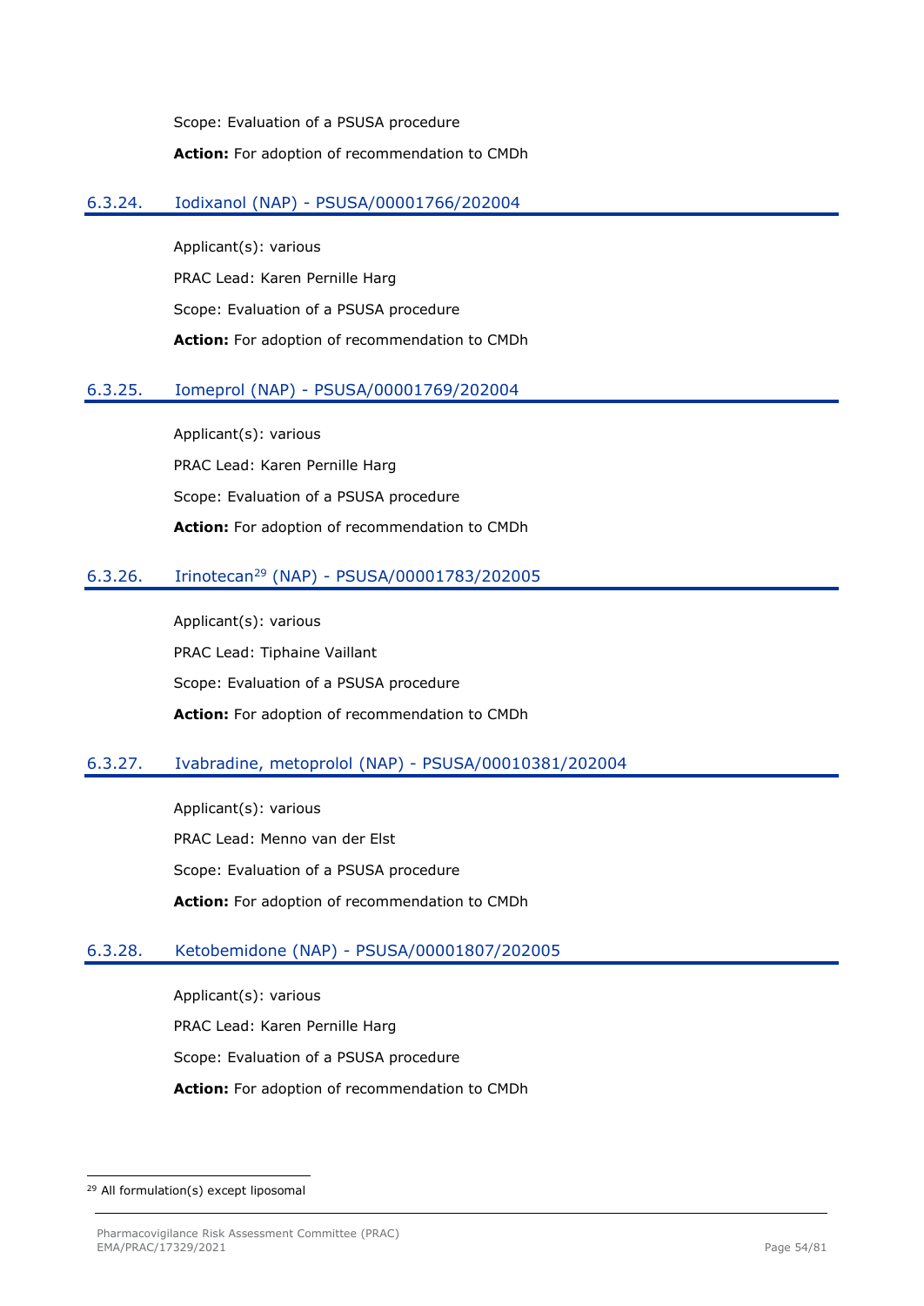Scope: Evaluation of a PSUSA procedure

**Action:** For adoption of recommendation to CMDh

### 6.3.24. Iodixanol (NAP) - PSUSA/00001766/202004

Applicant(s): various

PRAC Lead: Karen Pernille Harg

Scope: Evaluation of a PSUSA procedure

**Action:** For adoption of recommendation to CMDh

### 6.3.25. Iomeprol (NAP) - PSUSA/00001769/202004

Applicant(s): various

PRAC Lead: Karen Pernille Harg

Scope: Evaluation of a PSUSA procedure

**Action:** For adoption of recommendation to CMDh

### 6.3.26. Irinotecan[29] (NAP) - PSUSA/00001783/202005

Applicant(s): various

PRAC Lead: Tiphaine Vaillant

Scope: Evaluation of a PSUSA procedure

**Action:** For adoption of recommendation to CMDh

### 6.3.27. Ivabradine, metoprolol (NAP) - PSUSA/00010381/202004

Applicant(s): various

PRAC Lead: Menno van der Elst

Scope: Evaluation of a PSUSA procedure

**Action:** For adoption of recommendation to CMDh

### 6.3.28. Ketobemidone (NAP) - PSUSA/00001807/202005

Applicant(s): various

PRAC Lead: Karen Pernille Harg

Scope: Evaluation of a PSUSA procedure

**Action:** For adoption of recommendation to CMDh

---

[29] All formulation(s) except liposomal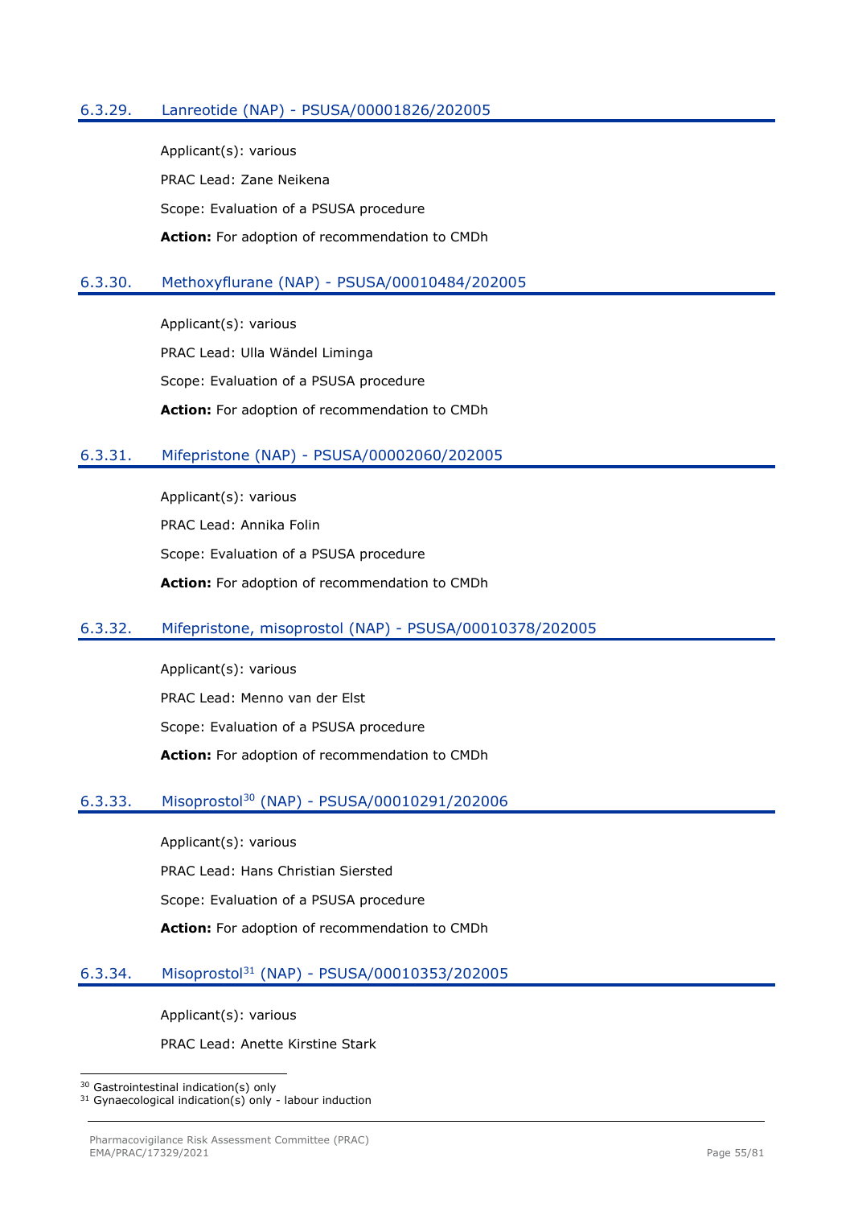### 6.3.29. Lanreotide (NAP) - PSUSA/00001826/202005

Applicant(s): various

PRAC Lead: Zane Neikena

Scope: Evaluation of a PSUSA procedure

**Action:** For adoption of recommendation to CMDh

### 6.3.30. Methoxyflurane (NAP) - PSUSA/00010484/202005

Applicant(s): various

PRAC Lead: Ulla Wändel Liminga

Scope: Evaluation of a PSUSA procedure

**Action:** For adoption of recommendation to CMDh

### 6.3.31. Mifepristone (NAP) - PSUSA/00002060/202005

Applicant(s): various

PRAC Lead: Annika Folin

Scope: Evaluation of a PSUSA procedure

**Action:** For adoption of recommendation to CMDh

### 6.3.32. Mifepristone, misoprostol (NAP) - PSUSA/00010378/202005

Applicant(s): various

PRAC Lead: Menno van der Elst

Scope: Evaluation of a PSUSA procedure

**Action:** For adoption of recommendation to CMDh

### 6.3.33. Misoprostol[30] (NAP) - PSUSA/00010291/202006

Applicant(s): various

PRAC Lead: Hans Christian Siersted

Scope: Evaluation of a PSUSA procedure

**Action:** For adoption of recommendation to CMDh

### 6.3.34. Misoprostol[31] (NAP) - PSUSA/00010353/202005

Applicant(s): various

PRAC Lead: Anette Kirstine Stark

---

[30] Gastrointestinal indication(s) only

[31] Gynaecological indication(s) only - labour induction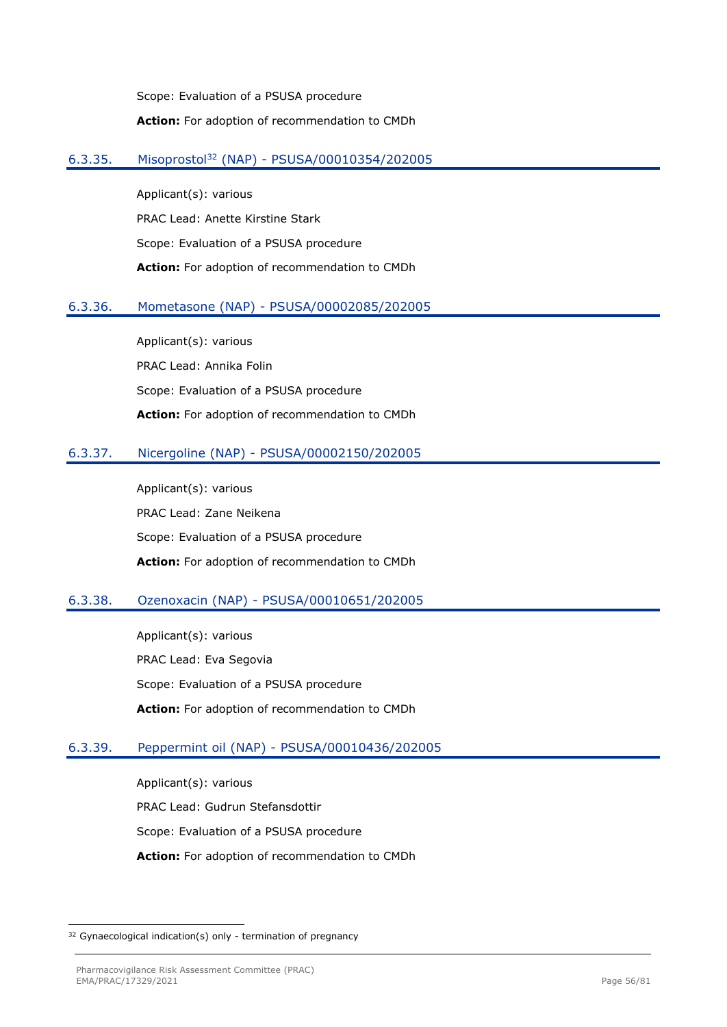Scope: Evaluation of a PSUSA procedure

**Action:** For adoption of recommendation to CMDh

### 6.3.35. Misoprostol[32] (NAP) - PSUSA/00010354/202005

Applicant(s): various

PRAC Lead: Anette Kirstine Stark

Scope: Evaluation of a PSUSA procedure

**Action:** For adoption of recommendation to CMDh

### 6.3.36. Mometasone (NAP) - PSUSA/00002085/202005

Applicant(s): various

PRAC Lead: Annika Folin

Scope: Evaluation of a PSUSA procedure

**Action:** For adoption of recommendation to CMDh

### 6.3.37. Nicergoline (NAP) - PSUSA/00002150/202005

Applicant(s): various

PRAC Lead: Zane Neikena

Scope: Evaluation of a PSUSA procedure

**Action:** For adoption of recommendation to CMDh

### 6.3.38. Ozenoxacin (NAP) - PSUSA/00010651/202005

Applicant(s): various

PRAC Lead: Eva Segovia

Scope: Evaluation of a PSUSA procedure

**Action:** For adoption of recommendation to CMDh

### 6.3.39. Peppermint oil (NAP) - PSUSA/00010436/202005

Applicant(s): various

PRAC Lead: Gudrun Stefansdottir

Scope: Evaluation of a PSUSA procedure

**Action:** For adoption of recommendation to CMDh

---

[32] Gynaecological indication(s) only - termination of pregnancy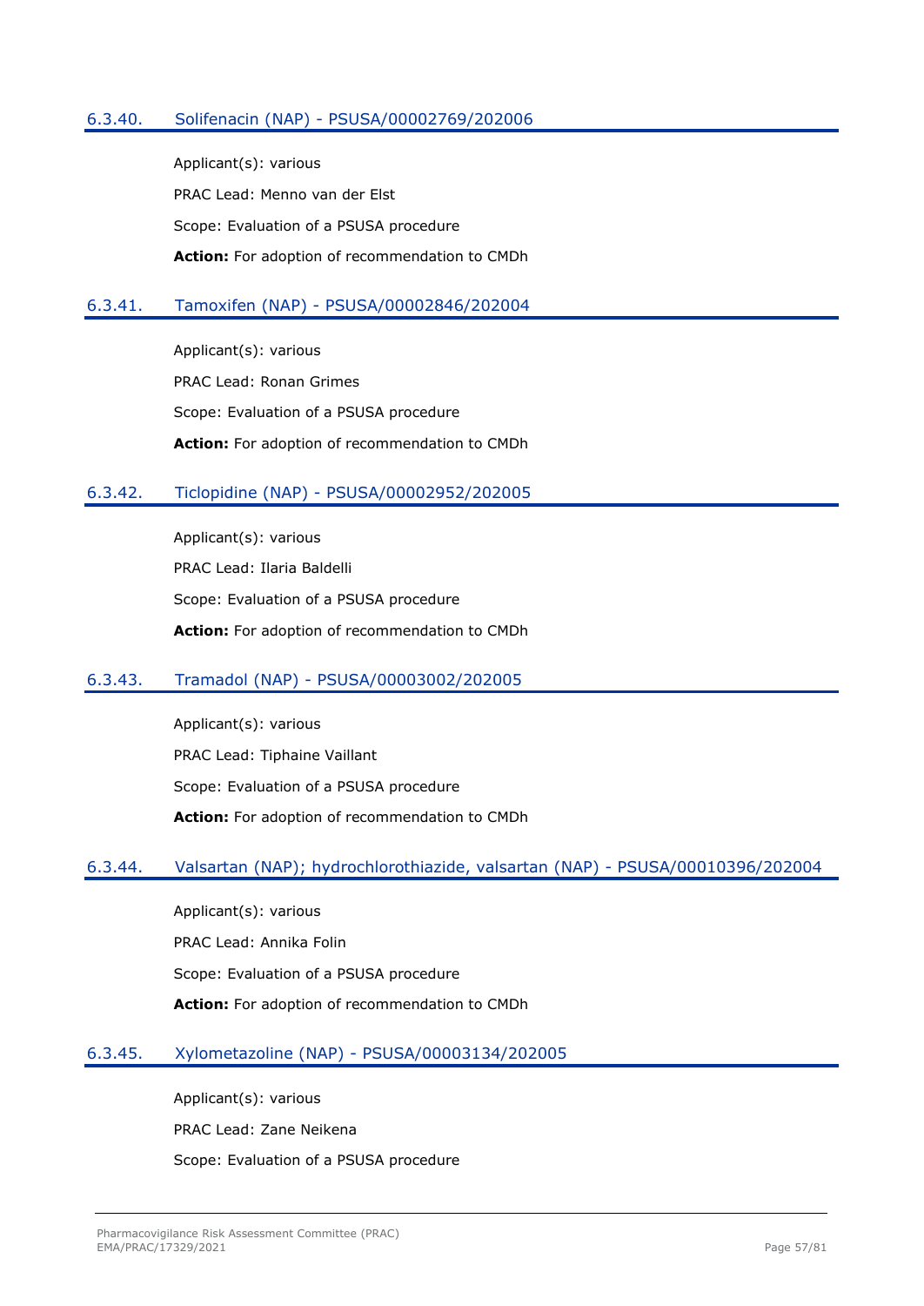### 6.3.40. Solifenacin (NAP) - PSUSA/00002769/202006

Applicant(s): various

PRAC Lead: Menno van der Elst

Scope: Evaluation of a PSUSA procedure

**Action:** For adoption of recommendation to CMDh

### 6.3.41. Tamoxifen (NAP) - PSUSA/00002846/202004

Applicant(s): various

PRAC Lead: Ronan Grimes

Scope: Evaluation of a PSUSA procedure

**Action:** For adoption of recommendation to CMDh

### 6.3.42. Ticlopidine (NAP) - PSUSA/00002952/202005

Applicant(s): various

PRAC Lead: Ilaria Baldelli

Scope: Evaluation of a PSUSA procedure

**Action:** For adoption of recommendation to CMDh

### 6.3.43. Tramadol (NAP) - PSUSA/00003002/202005

Applicant(s): various

PRAC Lead: Tiphaine Vaillant

Scope: Evaluation of a PSUSA procedure

**Action:** For adoption of recommendation to CMDh

### 6.3.44. Valsartan (NAP); hydrochlorothiazide, valsartan (NAP) - PSUSA/00010396/202004

Applicant(s): various

PRAC Lead: Annika Folin

Scope: Evaluation of a PSUSA procedure

**Action:** For adoption of recommendation to CMDh

### 6.3.45. Xylometazoline (NAP) - PSUSA/00003134/202005

Applicant(s): various

PRAC Lead: Zane Neikena

Scope: Evaluation of a PSUSA procedure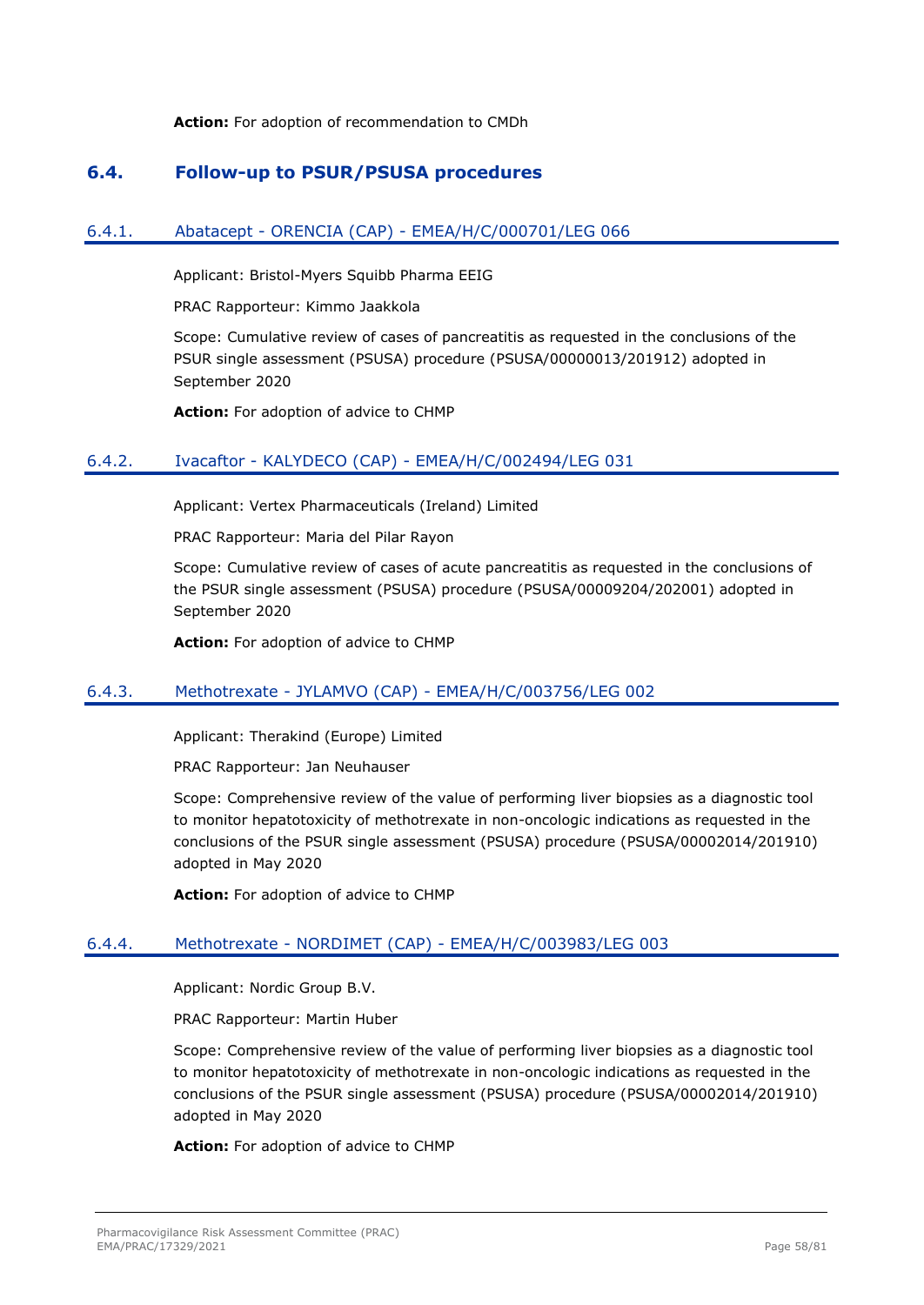**Action:** For adoption of recommendation to CMDh

## 6.4. Follow-up to PSUR/PSUSA procedures

### 6.4.1. Abatacept - ORENCIA (CAP) - EMEA/H/C/000701/LEG 066

Applicant: Bristol-Myers Squibb Pharma EEIG

PRAC Rapporteur: Kimmo Jaakkola

Scope: Cumulative review of cases of pancreatitis as requested in the conclusions of the PSUR single assessment (PSUSA) procedure (PSUSA/00000013/201912) adopted in September 2020

**Action:** For adoption of advice to CHMP

### 6.4.2. Ivacaftor - KALYDECO (CAP) - EMEA/H/C/002494/LEG 031

Applicant: Vertex Pharmaceuticals (Ireland) Limited

PRAC Rapporteur: Maria del Pilar Rayon

Scope: Cumulative review of cases of acute pancreatitis as requested in the conclusions of the PSUR single assessment (PSUSA) procedure (PSUSA/00009204/202001) adopted in September 2020

**Action:** For adoption of advice to CHMP

### 6.4.3. Methotrexate - JYLAMVO (CAP) - EMEA/H/C/003756/LEG 002

Applicant: Therakind (Europe) Limited

PRAC Rapporteur: Jan Neuhauser

Scope: Comprehensive review of the value of performing liver biopsies as a diagnostic tool to monitor hepatotoxicity of methotrexate in non-oncologic indications as requested in the conclusions of the PSUR single assessment (PSUSA) procedure (PSUSA/00002014/201910) adopted in May 2020

**Action:** For adoption of advice to CHMP

### 6.4.4. Methotrexate - NORDIMET (CAP) - EMEA/H/C/003983/LEG 003

Applicant: Nordic Group B.V.

PRAC Rapporteur: Martin Huber

Scope: Comprehensive review of the value of performing liver biopsies as a diagnostic tool to monitor hepatotoxicity of methotrexate in non-oncologic indications as requested in the conclusions of the PSUR single assessment (PSUSA) procedure (PSUSA/00002014/201910) adopted in May 2020

**Action:** For adoption of advice to CHMP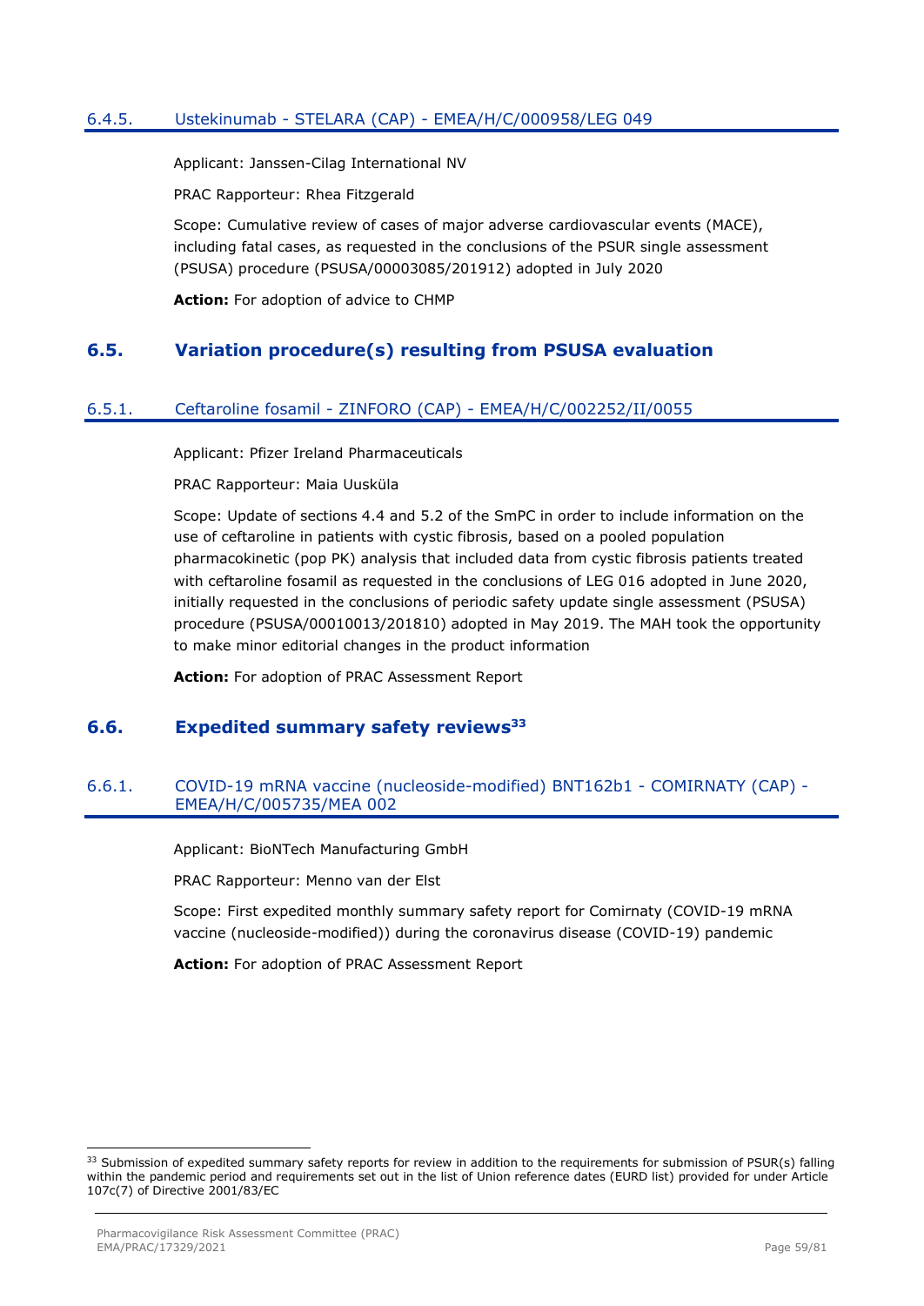### 6.4.5. Ustekinumab - STELARA (CAP) - EMEA/H/C/000958/LEG 049

Applicant: Janssen-Cilag International NV

PRAC Rapporteur: Rhea Fitzgerald

Scope: Cumulative review of cases of major adverse cardiovascular events (MACE), including fatal cases, as requested in the conclusions of the PSUR single assessment (PSUSA) procedure (PSUSA/00003085/201912) adopted in July 2020

**Action:** For adoption of advice to CHMP

## 6.5. Variation procedure(s) resulting from PSUSA evaluation

### 6.5.1. Ceftaroline fosamil - ZINFORO (CAP) - EMEA/H/C/002252/II/0055

Applicant: Pfizer Ireland Pharmaceuticals

PRAC Rapporteur: Maia Uusküla

Scope: Update of sections 4.4 and 5.2 of the SmPC in order to include information on the use of ceftaroline in patients with cystic fibrosis, based on a pooled population pharmacokinetic (pop PK) analysis that included data from cystic fibrosis patients treated with ceftaroline fosamil as requested in the conclusions of LEG 016 adopted in June 2020, initially requested in the conclusions of periodic safety update single assessment (PSUSA) procedure (PSUSA/00010013/201810) adopted in May 2019. The MAH took the opportunity to make minor editorial changes in the product information

**Action:** For adoption of PRAC Assessment Report

## 6.6. Expedited summary safety reviews[33]

### 6.6.1. COVID-19 mRNA vaccine (nucleoside-modified) BNT162b1 - COMIRNATY (CAP) - EMEA/H/C/005735/MEA 002

Applicant: BioNTech Manufacturing GmbH

PRAC Rapporteur: Menno van der Elst

Scope: First expedited monthly summary safety report for Comirnaty (COVID-19 mRNA vaccine (nucleoside-modified)) during the coronavirus disease (COVID-19) pandemic

**Action:** For adoption of PRAC Assessment Report

---

[33] Submission of expedited summary safety reports for review in addition to the requirements for submission of PSUR(s) falling within the pandemic period and requirements set out in the list of Union reference dates (EURD list) provided for under Article 107c(7) of Directive 2001/83/EC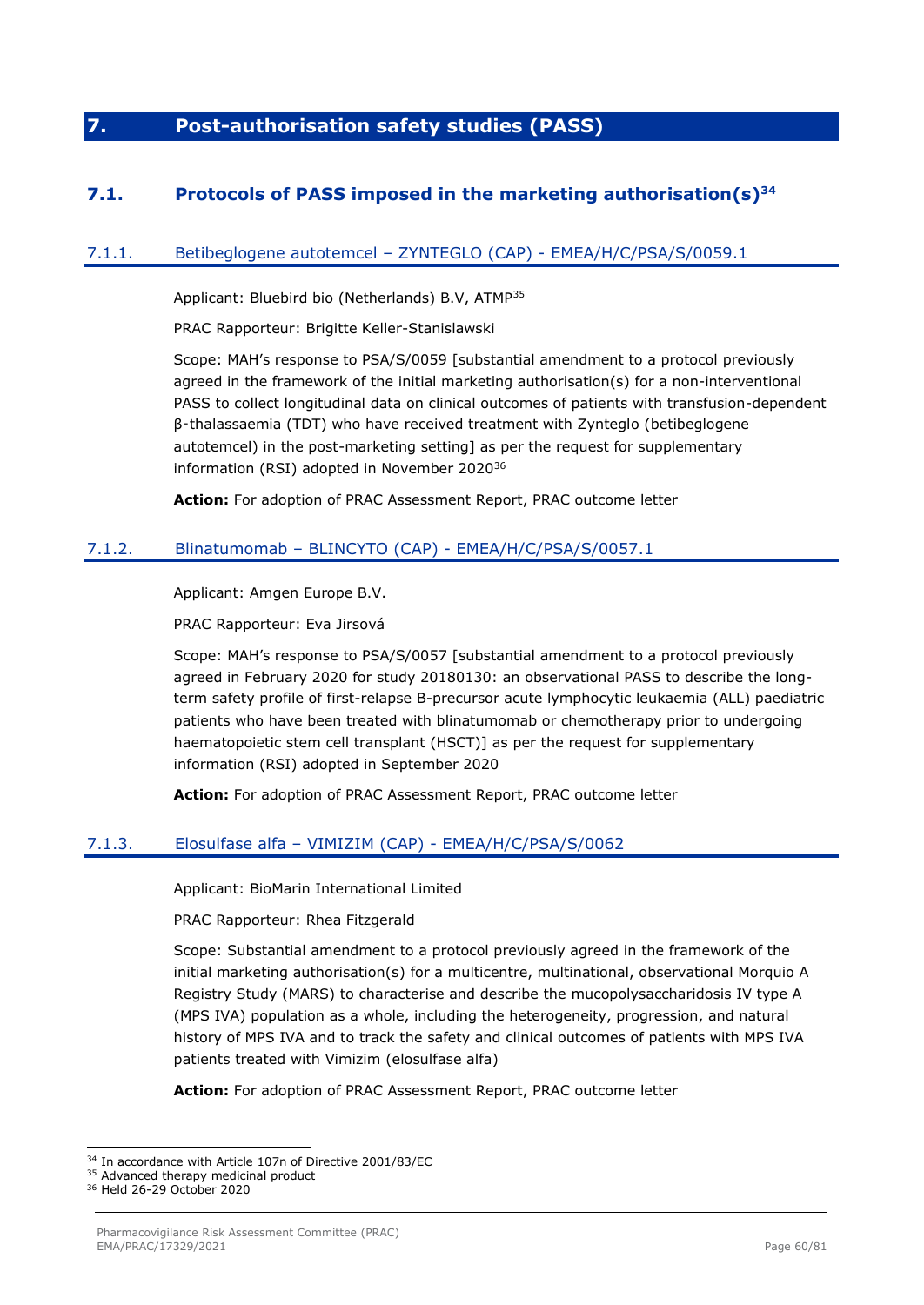# 7. Post-authorisation safety studies (PASS)

## 7.1. Protocols of PASS imposed in the marketing authorisation(s)[34]

### 7.1.1. Betibeglogene autotemcel – ZYNTEGLO (CAP) - EMEA/H/C/PSA/S/0059.1

Applicant: Bluebird bio (Netherlands) B.V, ATMP[35]

PRAC Rapporteur: Brigitte Keller-Stanislawski

Scope: MAH's response to PSA/S/0059 [substantial amendment to a protocol previously agreed in the framework of the initial marketing authorisation(s) for a non-interventional PASS to collect longitudinal data on clinical outcomes of patients with transfusion-dependent β-thalassaemia (TDT) who have received treatment with Zynteglo (betibeglogene autotemcel) in the post-marketing setting] as per the request for supplementary information (RSI) adopted in November 2020[36]

**Action:** For adoption of PRAC Assessment Report, PRAC outcome letter

### 7.1.2. Blinatumomab – BLINCYTO (CAP) - EMEA/H/C/PSA/S/0057.1

Applicant: Amgen Europe B.V.

PRAC Rapporteur: Eva Jirsová

Scope: MAH's response to PSA/S/0057 [substantial amendment to a protocol previously agreed in February 2020 for study 20180130: an observational PASS to describe the long-term safety profile of first-relapse B-precursor acute lymphocytic leukaemia (ALL) paediatric patients who have been treated with blinatumomab or chemotherapy prior to undergoing haematopoietic stem cell transplant (HSCT)] as per the request for supplementary information (RSI) adopted in September 2020

**Action:** For adoption of PRAC Assessment Report, PRAC outcome letter

### 7.1.3. Elosulfase alfa – VIMIZIM (CAP) - EMEA/H/C/PSA/S/0062

Applicant: BioMarin International Limited

PRAC Rapporteur: Rhea Fitzgerald

Scope: Substantial amendment to a protocol previously agreed in the framework of the initial marketing authorisation(s) for a multicentre, multinational, observational Morquio A Registry Study (MARS) to characterise and describe the mucopolysaccharidosis IV type A (MPS IVA) population as a whole, including the heterogeneity, progression, and natural history of MPS IVA and to track the safety and clinical outcomes of patients with MPS IVA patients treated with Vimizim (elosulfase alfa)

**Action:** For adoption of PRAC Assessment Report, PRAC outcome letter

---

[34] In accordance with Article 107n of Directive 2001/83/EC

[35] Advanced therapy medicinal product

[36] Held 26-29 October 2020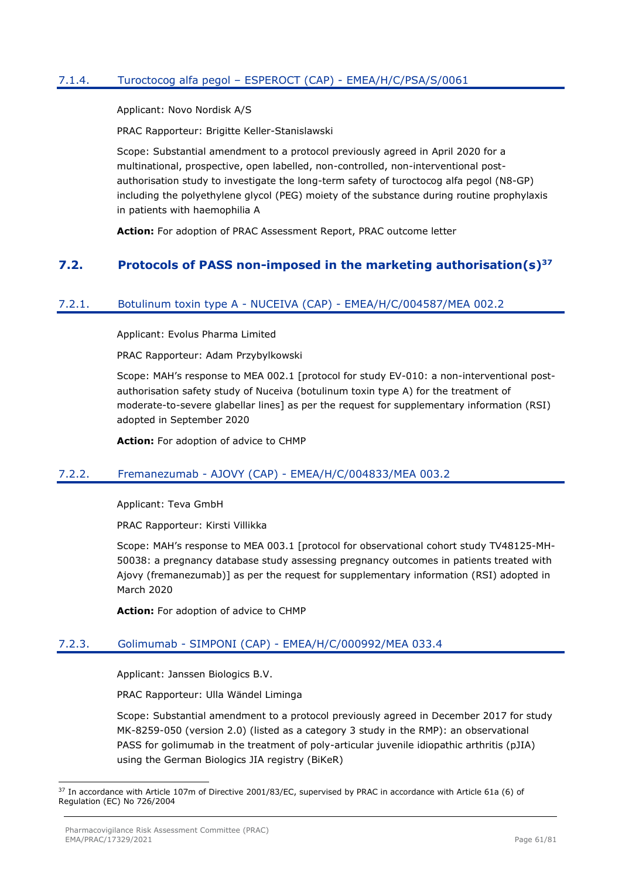### 7.1.4. Turoctocog alfa pegol – ESPEROCT (CAP) - EMEA/H/C/PSA/S/0061

Applicant: Novo Nordisk A/S

PRAC Rapporteur: Brigitte Keller-Stanislawski

Scope: Substantial amendment to a protocol previously agreed in April 2020 for a multinational, prospective, open labelled, non-controlled, non-interventional post-authorisation study to investigate the long-term safety of turoctocog alfa pegol (N8-GP) including the polyethylene glycol (PEG) moiety of the substance during routine prophylaxis in patients with haemophilia A

**Action:** For adoption of PRAC Assessment Report, PRAC outcome letter

## 7.2. Protocols of PASS non-imposed in the marketing authorisation(s)[37]

### 7.2.1. Botulinum toxin type A - NUCEIVA (CAP) - EMEA/H/C/004587/MEA 002.2

Applicant: Evolus Pharma Limited

PRAC Rapporteur: Adam Przybylkowski

Scope: MAH's response to MEA 002.1 [protocol for study EV-010: a non-interventional post-authorisation safety study of Nuceiva (botulinum toxin type A) for the treatment of moderate-to-severe glabellar lines] as per the request for supplementary information (RSI) adopted in September 2020

**Action:** For adoption of advice to CHMP

### 7.2.2. Fremanezumab - AJOVY (CAP) - EMEA/H/C/004833/MEA 003.2

Applicant: Teva GmbH

PRAC Rapporteur: Kirsti Villikka

Scope: MAH's response to MEA 003.1 [protocol for observational cohort study TV48125-MH-50038: a pregnancy database study assessing pregnancy outcomes in patients treated with Ajovy (fremanezumab)] as per the request for supplementary information (RSI) adopted in March 2020

**Action:** For adoption of advice to CHMP

### 7.2.3. Golimumab - SIMPONI (CAP) - EMEA/H/C/000992/MEA 033.4

Applicant: Janssen Biologics B.V.

PRAC Rapporteur: Ulla Wändel Liminga

Scope: Substantial amendment to a protocol previously agreed in December 2017 for study MK-8259-050 (version 2.0) (listed as a category 3 study in the RMP): an observational PASS for golimumab in the treatment of poly-articular juvenile idiopathic arthritis (pJIA) using the German Biologics JIA registry (BiKeR)

---

[37] In accordance with Article 107m of Directive 2001/83/EC, supervised by PRAC in accordance with Article 61a (6) of Regulation (EC) No 726/2004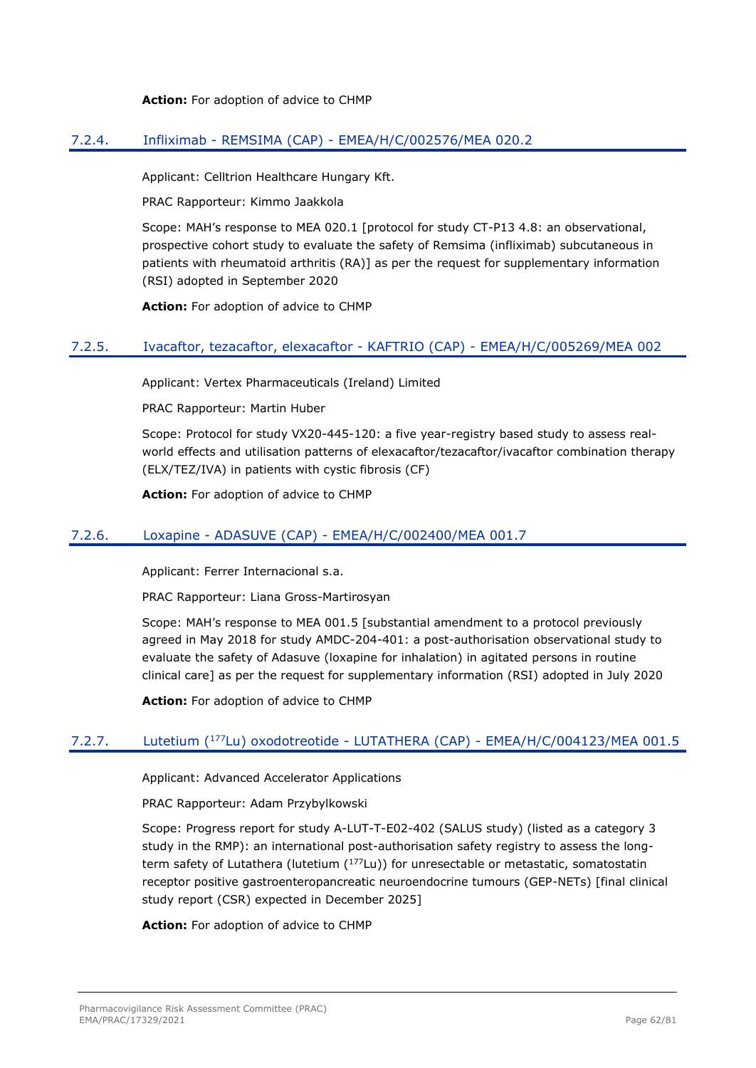**Action:** For adoption of advice to CHMP

### 7.2.4. Infliximab - REMSIMA (CAP) - EMEA/H/C/002576/MEA 020.2

Applicant: Celltrion Healthcare Hungary Kft.

PRAC Rapporteur: Kimmo Jaakkola

Scope: MAH's response to MEA 020.1 [protocol for study CT-P13 4.8: an observational, prospective cohort study to evaluate the safety of Remsima (infliximab) subcutaneous in patients with rheumatoid arthritis (RA)] as per the request for supplementary information (RSI) adopted in September 2020

**Action:** For adoption of advice to CHMP

### 7.2.5. Ivacaftor, tezacaftor, elexacaftor - KAFTRIO (CAP) - EMEA/H/C/005269/MEA 002

Applicant: Vertex Pharmaceuticals (Ireland) Limited

PRAC Rapporteur: Martin Huber

Scope: Protocol for study VX20-445-120: a five year-registry based study to assess real-world effects and utilisation patterns of elexacaftor/tezacaftor/ivacaftor combination therapy (ELX/TEZ/IVA) in patients with cystic fibrosis (CF)

**Action:** For adoption of advice to CHMP

### 7.2.6. Loxapine - ADASUVE (CAP) - EMEA/H/C/002400/MEA 001.7

Applicant: Ferrer Internacional s.a.

PRAC Rapporteur: Liana Gross-Martirosyan

Scope: MAH's response to MEA 001.5 [substantial amendment to a protocol previously agreed in May 2018 for study AMDC-204-401: a post-authorisation observational study to evaluate the safety of Adasuve (loxapine for inhalation) in agitated persons in routine clinical care] as per the request for supplementary information (RSI) adopted in July 2020

**Action:** For adoption of advice to CHMP

### 7.2.7. Lutetium ($^{177}$Lu) oxodotreotide - LUTATHERA (CAP) - EMEA/H/C/004123/MEA 001.5

Applicant: Advanced Accelerator Applications

PRAC Rapporteur: Adam Przybylkowski

Scope: Progress report for study A-LUT-T-E02-402 (SALUS study) (listed as a category 3 study in the RMP): an international post-authorisation safety registry to assess the long-term safety of Lutathera (lutetium ($^{177}$Lu)) for unresectable or metastatic, somatostatin receptor positive gastroenteropancreatic neuroendocrine tumours (GEP-NETs) [final clinical study report (CSR) expected in December 2025]

**Action:** For adoption of advice to CHMP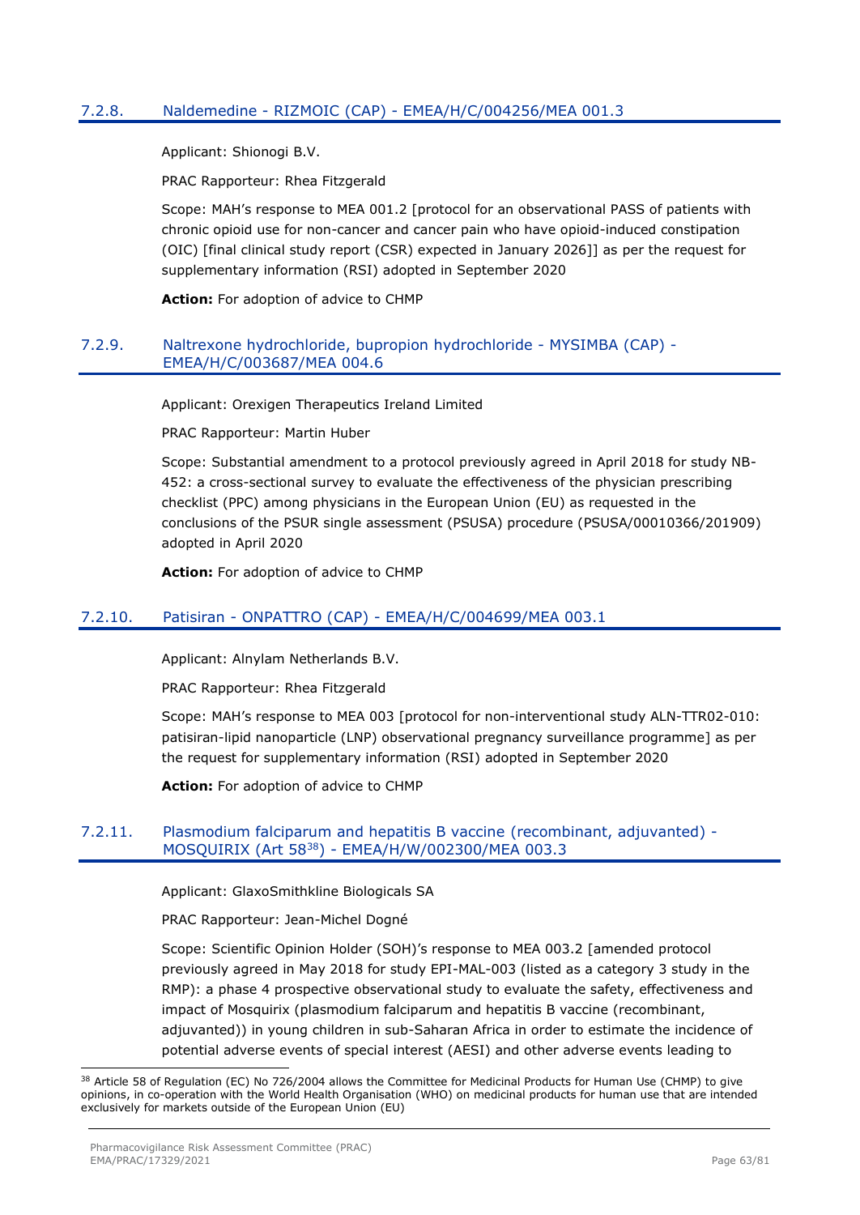### 7.2.8. Naldemedine - RIZMOIC (CAP) - EMEA/H/C/004256/MEA 001.3

Applicant: Shionogi B.V.

PRAC Rapporteur: Rhea Fitzgerald

Scope: MAH's response to MEA 001.2 [protocol for an observational PASS of patients with chronic opioid use for non-cancer and cancer pain who have opioid-induced constipation (OIC) [final clinical study report (CSR) expected in January 2026]] as per the request for supplementary information (RSI) adopted in September 2020

**Action:** For adoption of advice to CHMP

### 7.2.9. Naltrexone hydrochloride, bupropion hydrochloride - MYSIMBA (CAP) - EMEA/H/C/003687/MEA 004.6

Applicant: Orexigen Therapeutics Ireland Limited

PRAC Rapporteur: Martin Huber

Scope: Substantial amendment to a protocol previously agreed in April 2018 for study NB-452: a cross-sectional survey to evaluate the effectiveness of the physician prescribing checklist (PPC) among physicians in the European Union (EU) as requested in the conclusions of the PSUR single assessment (PSUSA) procedure (PSUSA/00010366/201909) adopted in April 2020

**Action:** For adoption of advice to CHMP

### 7.2.10. Patisiran - ONPATTRO (CAP) - EMEA/H/C/004699/MEA 003.1

Applicant: Alnylam Netherlands B.V.

PRAC Rapporteur: Rhea Fitzgerald

Scope: MAH's response to MEA 003 [protocol for non-interventional study ALN-TTR02-010: patisiran-lipid nanoparticle (LNP) observational pregnancy surveillance programme] as per the request for supplementary information (RSI) adopted in September 2020

**Action:** For adoption of advice to CHMP

### 7.2.11. Plasmodium falciparum and hepatitis B vaccine (recombinant, adjuvanted) - MOSQUIRIX (Art 58[38]) - EMEA/H/W/002300/MEA 003.3

Applicant: GlaxoSmithKline Biologicals SA

PRAC Rapporteur: Jean-Michel Dogné

Scope: Scientific Opinion Holder (SOH)'s response to MEA 003.2 [amended protocol previously agreed in May 2018 for study EPI-MAL-003 (listed as a category 3 study in the RMP): a phase 4 prospective observational study to evaluate the safety, effectiveness and impact of Mosquirix (plasmodium falciparum and hepatitis B vaccine (recombinant, adjuvanted)) in young children in sub-Saharan Africa in order to estimate the incidence of potential adverse events of special interest (AESI) and other adverse events leading to

[38] Article 58 of Regulation (EC) No 726/2004 allows the Committee for Medicinal Products for Human Use (CHMP) to give opinions, in co-operation with the World Health Organisation (WHO) on medicinal products for human use that are intended exclusively for markets outside of the European Union (EU)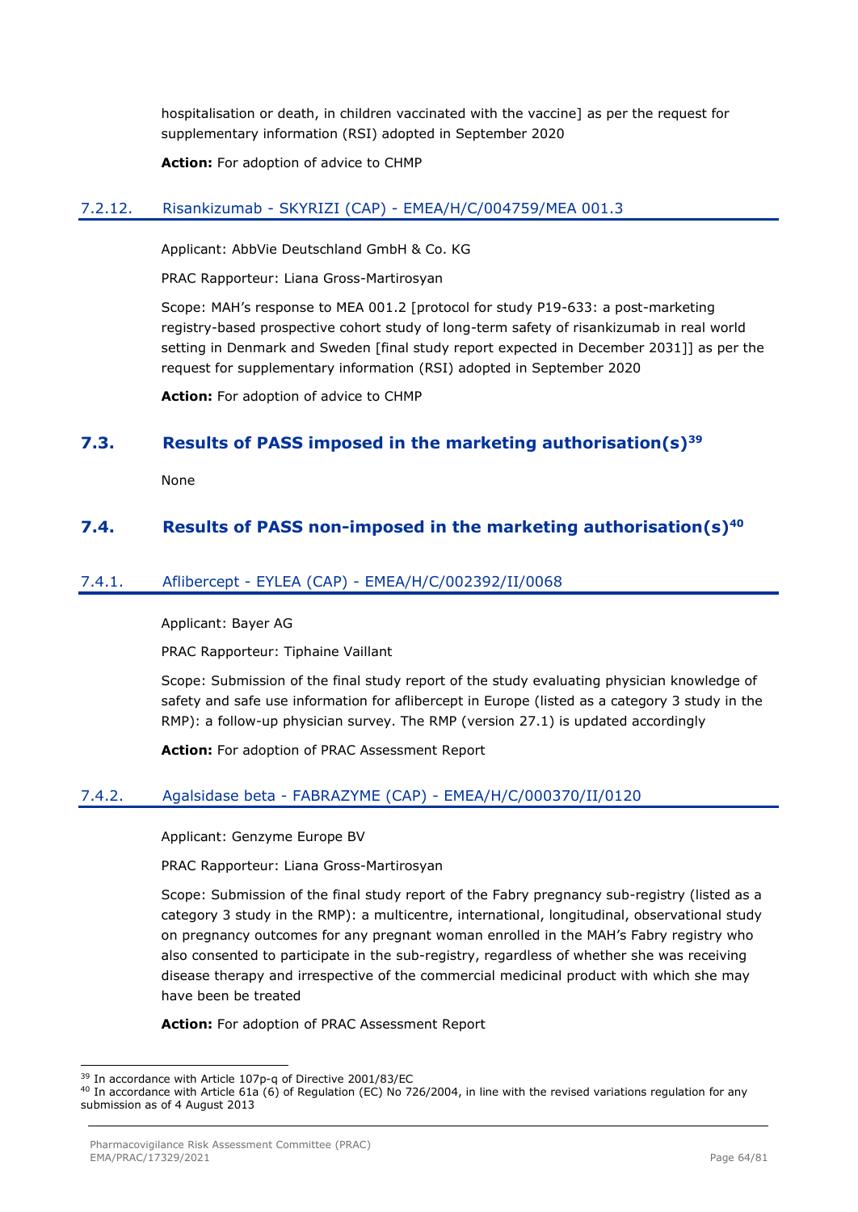hospitalisation or death, in children vaccinated with the vaccine] as per the request for supplementary information (RSI) adopted in September 2020

**Action:** For adoption of advice to CHMP

### 7.2.12. Risankizumab - SKYRIZI (CAP) - EMEA/H/C/004759/MEA 001.3

Applicant: AbbVie Deutschland GmbH & Co. KG

PRAC Rapporteur: Liana Gross-Martirosyan

Scope: MAH's response to MEA 001.2 [protocol for study P19-633: a post-marketing registry-based prospective cohort study of long-term safety of risankizumab in real world setting in Denmark and Sweden [final study report expected in December 2031]] as per the request for supplementary information (RSI) adopted in September 2020

**Action:** For adoption of advice to CHMP

## 7.3. Results of PASS imposed in the marketing authorisation(s)[39]

None

## 7.4. Results of PASS non-imposed in the marketing authorisation(s)[40]

### 7.4.1. Aflibercept - EYLEA (CAP) - EMEA/H/C/002392/II/0068

Applicant: Bayer AG

PRAC Rapporteur: Tiphaine Vaillant

Scope: Submission of the final study report of the study evaluating physician knowledge of safety and safe use information for aflibercept in Europe (listed as a category 3 study in the RMP): a follow-up physician survey. The RMP (version 27.1) is updated accordingly

**Action:** For adoption of PRAC Assessment Report

### 7.4.2. Agalsidase beta - FABRAZYME (CAP) - EMEA/H/C/000370/II/0120

Applicant: Genzyme Europe BV

PRAC Rapporteur: Liana Gross-Martirosyan

Scope: Submission of the final study report of the Fabry pregnancy sub-registry (listed as a category 3 study in the RMP): a multicentre, international, longitudinal, observational study on pregnancy outcomes for any pregnant woman enrolled in the MAH's Fabry registry who also consented to participate in the sub-registry, regardless of whether she was receiving disease therapy and irrespective of the commercial medicinal product with which she may have been be treated

**Action:** For adoption of PRAC Assessment Report

---

[39] In accordance with Article 107p-q of Directive 2001/83/EC

[40] In accordance with Article 61a (6) of Regulation (EC) No 726/2004, in line with the revised variations regulation for any submission as of 4 August 2013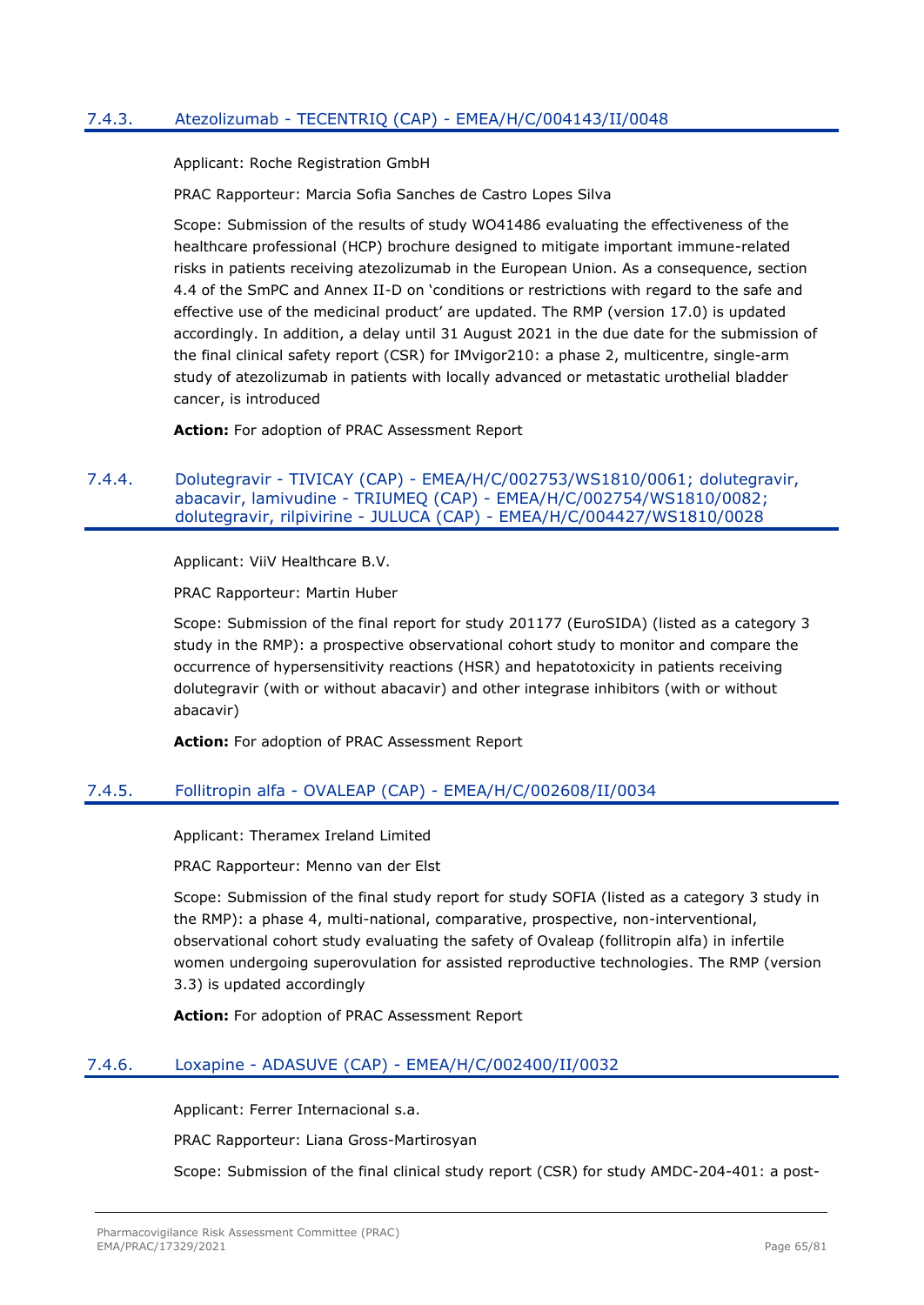### 7.4.3. Atezolizumab - TECENTRIQ (CAP) - EMEA/H/C/004143/II/0048

Applicant: Roche Registration GmbH

PRAC Rapporteur: Marcia Sofia Sanches de Castro Lopes Silva

Scope: Submission of the results of study WO41486 evaluating the effectiveness of the healthcare professional (HCP) brochure designed to mitigate important immune-related risks in patients receiving atezolizumab in the European Union. As a consequence, section 4.4 of the SmPC and Annex II-D on 'conditions or restrictions with regard to the safe and effective use of the medicinal product' are updated. The RMP (version 17.0) is updated accordingly. In addition, a delay until 31 August 2021 in the due date for the submission of the final clinical safety report (CSR) for IMvigor210: a phase 2, multicentre, single-arm study of atezolizumab in patients with locally advanced or metastatic urothelial bladder cancer, is introduced

**Action:** For adoption of PRAC Assessment Report

### 7.4.4. Dolutegravir - TIVICAY (CAP) - EMEA/H/C/002753/WS1810/0061; dolutegravir, abacavir, lamivudine - TRIUMEQ (CAP) - EMEA/H/C/002754/WS1810/0082; dolutegravir, rilpivirine - JULUCA (CAP) - EMEA/H/C/004427/WS1810/0028

Applicant: ViiV Healthcare B.V.

PRAC Rapporteur: Martin Huber

Scope: Submission of the final report for study 201177 (EuroSIDA) (listed as a category 3 study in the RMP): a prospective observational cohort study to monitor and compare the occurrence of hypersensitivity reactions (HSR) and hepatotoxicity in patients receiving dolutegravir (with or without abacavir) and other integrase inhibitors (with or without abacavir)

**Action:** For adoption of PRAC Assessment Report

### 7.4.5. Follitropin alfa - OVALEAP (CAP) - EMEA/H/C/002608/II/0034

Applicant: Theramex Ireland Limited

PRAC Rapporteur: Menno van der Elst

Scope: Submission of the final study report for study SOFIA (listed as a category 3 study in the RMP): a phase 4, multi-national, comparative, prospective, non-interventional, observational cohort study evaluating the safety of Ovaleap (follitropin alfa) in infertile women undergoing superovulation for assisted reproductive technologies. The RMP (version 3.3) is updated accordingly

**Action:** For adoption of PRAC Assessment Report

### 7.4.6. Loxapine - ADASUVE (CAP) - EMEA/H/C/002400/II/0032

Applicant: Ferrer Internacional s.a.

PRAC Rapporteur: Liana Gross-Martirosyan

Scope: Submission of the final clinical study report (CSR) for study AMDC-204-401: a post-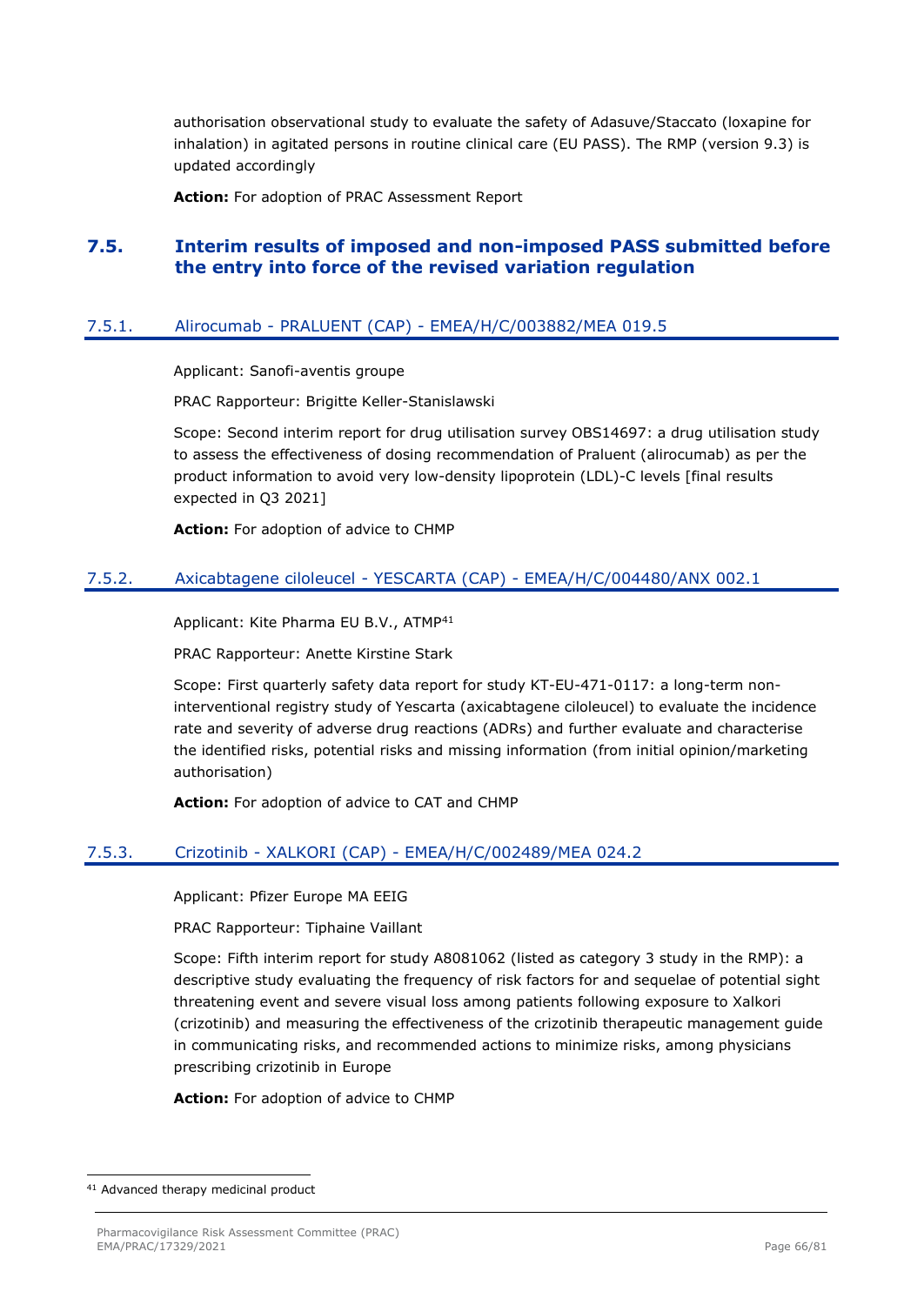authorisation observational study to evaluate the safety of Adasuve/Staccato (loxapine for inhalation) in agitated persons in routine clinical care (EU PASS). The RMP (version 9.3) is updated accordingly

**Action:** For adoption of PRAC Assessment Report

## 7.5. Interim results of imposed and non-imposed PASS submitted before the entry into force of the revised variation regulation

### 7.5.1. Alirocumab - PRALUENT (CAP) - EMEA/H/C/003882/MEA 019.5

Applicant: Sanofi-aventis groupe

PRAC Rapporteur: Brigitte Keller-Stanislawski

Scope: Second interim report for drug utilisation survey OBS14697: a drug utilisation study to assess the effectiveness of dosing recommendation of Praluent (alirocumab) as per the product information to avoid very low-density lipoprotein (LDL)-C levels [final results expected in Q3 2021]

**Action:** For adoption of advice to CHMP

### 7.5.2. Axicabtagene ciloleucel - YESCARTA (CAP) - EMEA/H/C/004480/ANX 002.1

Applicant: Kite Pharma EU B.V., ATMP[41]

PRAC Rapporteur: Anette Kirstine Stark

Scope: First quarterly safety data report for study KT-EU-471-0117: a long-term non-interventional registry study of Yescarta (axicabtagene ciloleucel) to evaluate the incidence rate and severity of adverse drug reactions (ADRs) and further evaluate and characterise the identified risks, potential risks and missing information (from initial opinion/marketing authorisation)

**Action:** For adoption of advice to CAT and CHMP

### 7.5.3. Crizotinib - XALKORI (CAP) - EMEA/H/C/002489/MEA 024.2

Applicant: Pfizer Europe MA EEIG

PRAC Rapporteur: Tiphaine Vaillant

Scope: Fifth interim report for study A8081062 (listed as category 3 study in the RMP): a descriptive study evaluating the frequency of risk factors for and sequelae of potential sight threatening event and severe visual loss among patients following exposure to Xalkori (crizotinib) and measuring the effectiveness of the crizotinib therapeutic management guide in communicating risks, and recommended actions to minimize risks, among physicians prescribing crizotinib in Europe

**Action:** For adoption of advice to CHMP

---

[41] Advanced therapy medicinal product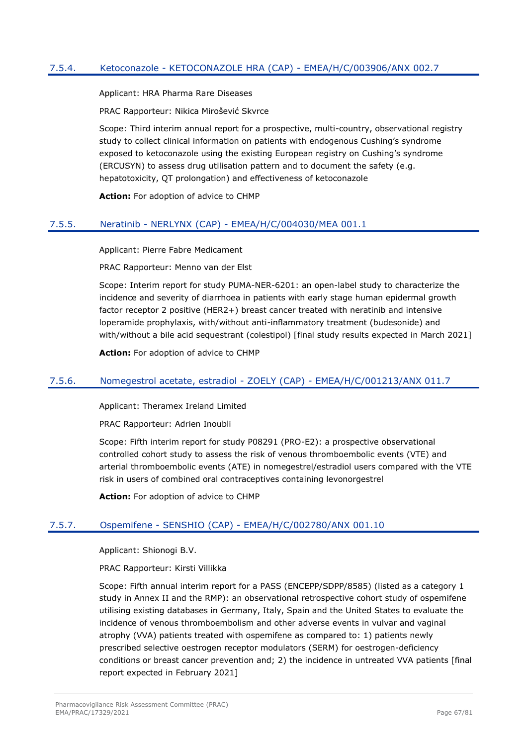### 7.5.4. Ketoconazole - KETOCONAZOLE HRA (CAP) - EMEA/H/C/003906/ANX 002.7

Applicant: HRA Pharma Rare Diseases

PRAC Rapporteur: Nikica Mirošević Skvrce

Scope: Third interim annual report for a prospective, multi-country, observational registry study to collect clinical information on patients with endogenous Cushing's syndrome exposed to ketoconazole using the existing European registry on Cushing's syndrome (ERCUSYN) to assess drug utilisation pattern and to document the safety (e.g. hepatotoxicity, QT prolongation) and effectiveness of ketoconazole

**Action:** For adoption of advice to CHMP

### 7.5.5. Neratinib - NERLYNX (CAP) - EMEA/H/C/004030/MEA 001.1

Applicant: Pierre Fabre Medicament

PRAC Rapporteur: Menno van der Elst

Scope: Interim report for study PUMA-NER-6201: an open-label study to characterize the incidence and severity of diarrhoea in patients with early stage human epidermal growth factor receptor 2 positive (HER2+) breast cancer treated with neratinib and intensive loperamide prophylaxis, with/without anti-inflammatory treatment (budesonide) and with/without a bile acid sequestrant (colestipol) [final study results expected in March 2021]

**Action:** For adoption of advice to CHMP

### 7.5.6. Nomegestrol acetate, estradiol - ZOELY (CAP) - EMEA/H/C/001213/ANX 011.7

Applicant: Theramex Ireland Limited

PRAC Rapporteur: Adrien Inoubli

Scope: Fifth interim report for study P08291 (PRO-E2): a prospective observational controlled cohort study to assess the risk of venous thromboembolic events (VTE) and arterial thromboembolic events (ATE) in nomegestrel/estradiol users compared with the VTE risk in users of combined oral contraceptives containing levonorgestrel

**Action:** For adoption of advice to CHMP

### 7.5.7. Ospemifene - SENSHIO (CAP) - EMEA/H/C/002780/ANX 001.10

Applicant: Shionogi B.V.

PRAC Rapporteur: Kirsti Villikka

Scope: Fifth annual interim report for a PASS (ENCEPP/SDPP/8585) (listed as a category 1 study in Annex II and the RMP): an observational retrospective cohort study of ospemifene utilising existing databases in Germany, Italy, Spain and the United States to evaluate the incidence of venous thromboembolism and other adverse events in vulvar and vaginal atrophy (VVA) patients treated with ospemifene as compared to: 1) patients newly prescribed selective oestrogen receptor modulators (SERM) for oestrogen-deficiency conditions or breast cancer prevention and; 2) the incidence in untreated VVA patients [final report expected in February 2021]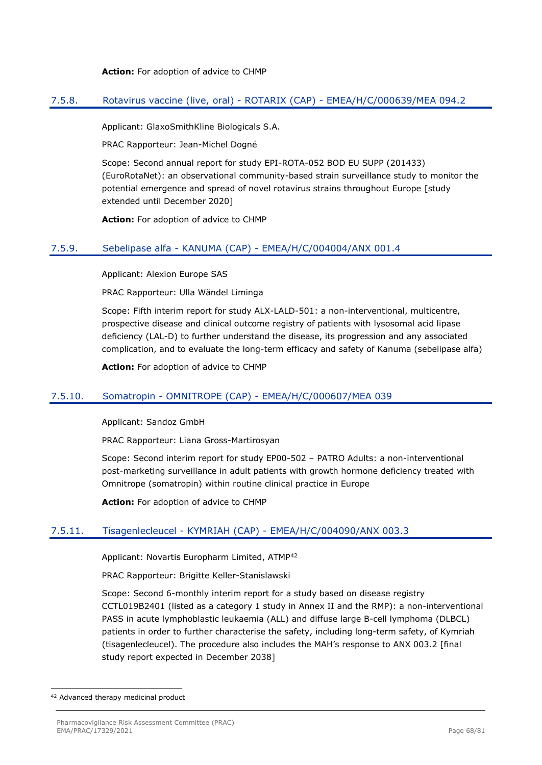**Action:** For adoption of advice to CHMP

### 7.5.8. Rotavirus vaccine (live, oral) - ROTARIX (CAP) - EMEA/H/C/000639/MEA 094.2

Applicant: GlaxoSmithKline Biologicals S.A.

PRAC Rapporteur: Jean-Michel Dogné

Scope: Second annual report for study EPI-ROTA-052 BOD EU SUPP (201433) (EuroRotaNet): an observational community-based strain surveillance study to monitor the potential emergence and spread of novel rotavirus strains throughout Europe [study extended until December 2020]

**Action:** For adoption of advice to CHMP

### 7.5.9. Sebelipase alfa - KANUMA (CAP) - EMEA/H/C/004004/ANX 001.4

Applicant: Alexion Europe SAS

PRAC Rapporteur: Ulla Wändel Liminga

Scope: Fifth interim report for study ALX-LALD-501: a non-interventional, multicentre, prospective disease and clinical outcome registry of patients with lysosomal acid lipase deficiency (LAL-D) to further understand the disease, its progression and any associated complication, and to evaluate the long-term efficacy and safety of Kanuma (sebelipase alfa)

**Action:** For adoption of advice to CHMP

### 7.5.10. Somatropin - OMNITROPE (CAP) - EMEA/H/C/000607/MEA 039

Applicant: Sandoz GmbH

PRAC Rapporteur: Liana Gross-Martirosyan

Scope: Second interim report for study EP00-502 – PATRO Adults: a non-interventional post-marketing surveillance in adult patients with growth hormone deficiency treated with Omnitrope (somatropin) within routine clinical practice in Europe

**Action:** For adoption of advice to CHMP

### 7.5.11. Tisagenlecleucel - KYMRIAH (CAP) - EMEA/H/C/004090/ANX 003.3

Applicant: Novartis Europharm Limited, ATMP[42]

PRAC Rapporteur: Brigitte Keller-Stanislawski

Scope: Second 6-monthly interim report for a study based on disease registry CCTL019B2401 (listed as a category 1 study in Annex II and the RMP): a non-interventional PASS in acute lymphoblastic leukaemia (ALL) and diffuse large B-cell lymphoma (DLBCL) patients in order to further characterise the safety, including long-term safety, of Kymriah (tisagenlecleucel). The procedure also includes the MAH's response to ANX 003.2 [final study report expected in December 2038]

---

[42] Advanced therapy medicinal product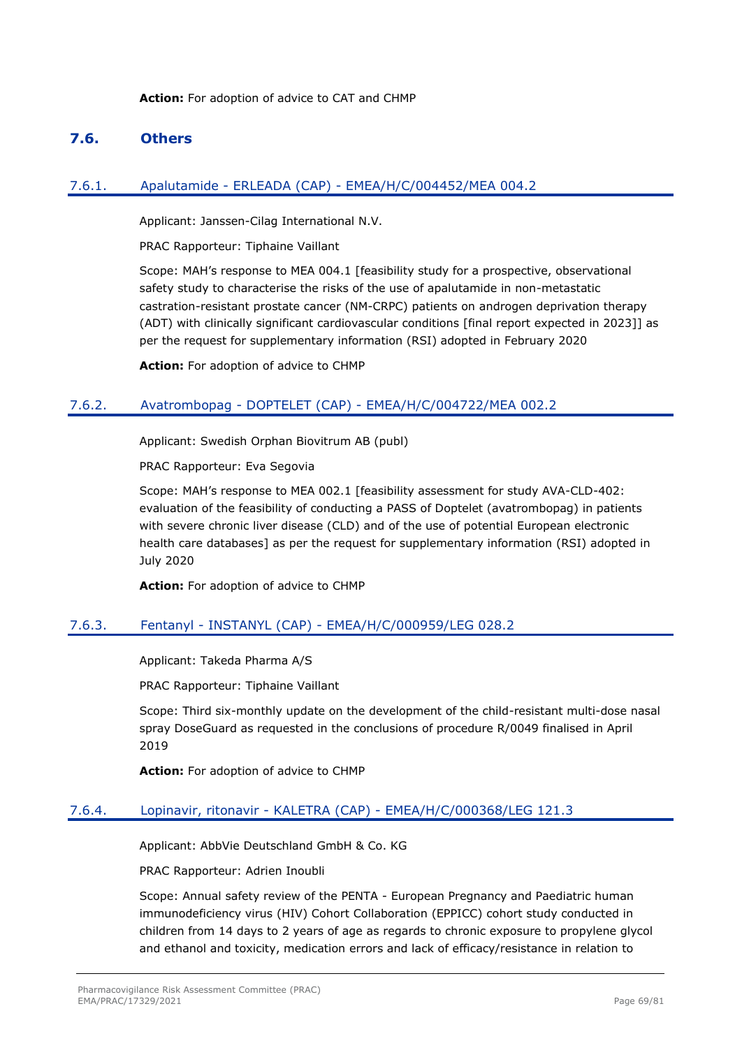**Action:** For adoption of advice to CAT and CHMP

## 7.6. Others

### 7.6.1. Apalutamide - ERLEADA (CAP) - EMEA/H/C/004452/MEA 004.2

Applicant: Janssen-Cilag International N.V.

PRAC Rapporteur: Tiphaine Vaillant

Scope: MAH's response to MEA 004.1 [feasibility study for a prospective, observational safety study to characterise the risks of the use of apalutamide in non-metastatic castration-resistant prostate cancer (NM-CRPC) patients on androgen deprivation therapy (ADT) with clinically significant cardiovascular conditions [final report expected in 2023]] as per the request for supplementary information (RSI) adopted in February 2020

**Action:** For adoption of advice to CHMP

### 7.6.2. Avatrombopag - DOPTELET (CAP) - EMEA/H/C/004722/MEA 002.2

Applicant: Swedish Orphan Biovitrum AB (publ)

PRAC Rapporteur: Eva Segovia

Scope: MAH's response to MEA 002.1 [feasibility assessment for study AVA-CLD-402: evaluation of the feasibility of conducting a PASS of Doptelet (avatrombopag) in patients with severe chronic liver disease (CLD) and of the use of potential European electronic health care databases] as per the request for supplementary information (RSI) adopted in July 2020

**Action:** For adoption of advice to CHMP

### 7.6.3. Fentanyl - INSTANYL (CAP) - EMEA/H/C/000959/LEG 028.2

Applicant: Takeda Pharma A/S

PRAC Rapporteur: Tiphaine Vaillant

Scope: Third six-monthly update on the development of the child-resistant multi-dose nasal spray DoseGuard as requested in the conclusions of procedure R/0049 finalised in April 2019

**Action:** For adoption of advice to CHMP

### 7.6.4. Lopinavir, ritonavir - KALETRA (CAP) - EMEA/H/C/000368/LEG 121.3

Applicant: AbbVie Deutschland GmbH & Co. KG

PRAC Rapporteur: Adrien Inoubli

Scope: Annual safety review of the PENTA - European Pregnancy and Paediatric human immunodeficiency virus (HIV) Cohort Collaboration (EPPICC) cohort study conducted in children from 14 days to 2 years of age as regards to chronic exposure to propylene glycol and ethanol and toxicity, medication errors and lack of efficacy/resistance in relation to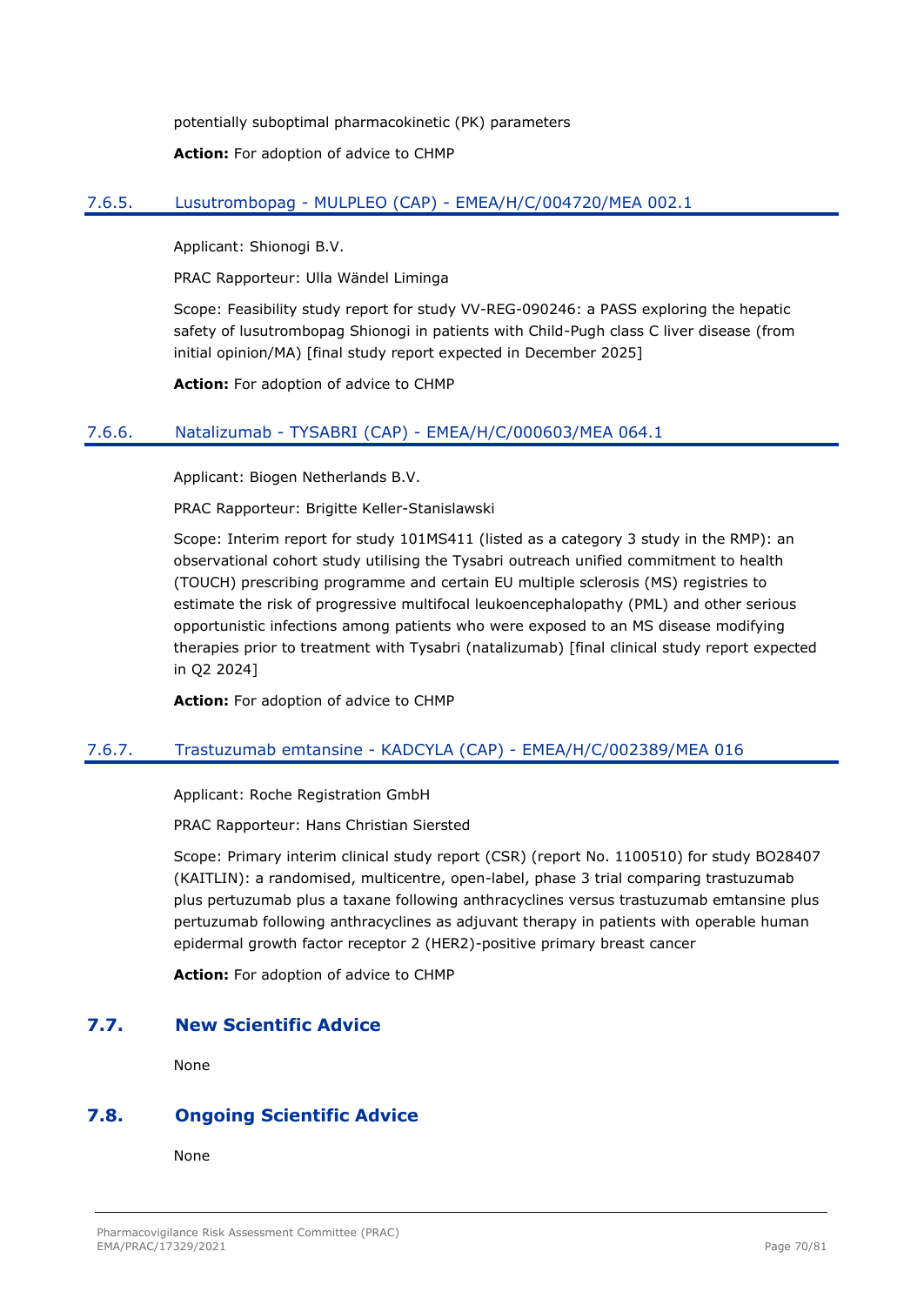potentially suboptimal pharmacokinetic (PK) parameters

**Action:** For adoption of advice to CHMP

### 7.6.5. Lusutrombopag - MULPLEO (CAP) - EMEA/H/C/004720/MEA 002.1

Applicant: Shionogi B.V.

PRAC Rapporteur: Ulla Wändel Liminga

Scope: Feasibility study report for study VV-REG-090246: a PASS exploring the hepatic safety of lusutrombopag Shionogi in patients with Child-Pugh class C liver disease (from initial opinion/MA) [final study report expected in December 2025]

**Action:** For adoption of advice to CHMP

### 7.6.6. Natalizumab - TYSABRI (CAP) - EMEA/H/C/000603/MEA 064.1

Applicant: Biogen Netherlands B.V.

PRAC Rapporteur: Brigitte Keller-Stanislawski

Scope: Interim report for study 101MS411 (listed as a category 3 study in the RMP): an observational cohort study utilising the Tysabri outreach unified commitment to health (TOUCH) prescribing programme and certain EU multiple sclerosis (MS) registries to estimate the risk of progressive multifocal leukoencephalopathy (PML) and other serious opportunistic infections among patients who were exposed to an MS disease modifying therapies prior to treatment with Tysabri (natalizumab) [final clinical study report expected in Q2 2024]

**Action:** For adoption of advice to CHMP

### 7.6.7. Trastuzumab emtansine - KADCYLA (CAP) - EMEA/H/C/002389/MEA 016

Applicant: Roche Registration GmbH

PRAC Rapporteur: Hans Christian Siersted

Scope: Primary interim clinical study report (CSR) (report No. 1100510) for study BO28407 (KAITLIN): a randomised, multicentre, open-label, phase 3 trial comparing trastuzumab plus pertuzumab plus a taxane following anthracyclines versus trastuzumab emtansine plus pertuzumab following anthracyclines as adjuvant therapy in patients with operable human epidermal growth factor receptor 2 (HER2)-positive primary breast cancer

**Action:** For adoption of advice to CHMP

## 7.7. New Scientific Advice

None

## 7.8. Ongoing Scientific Advice

None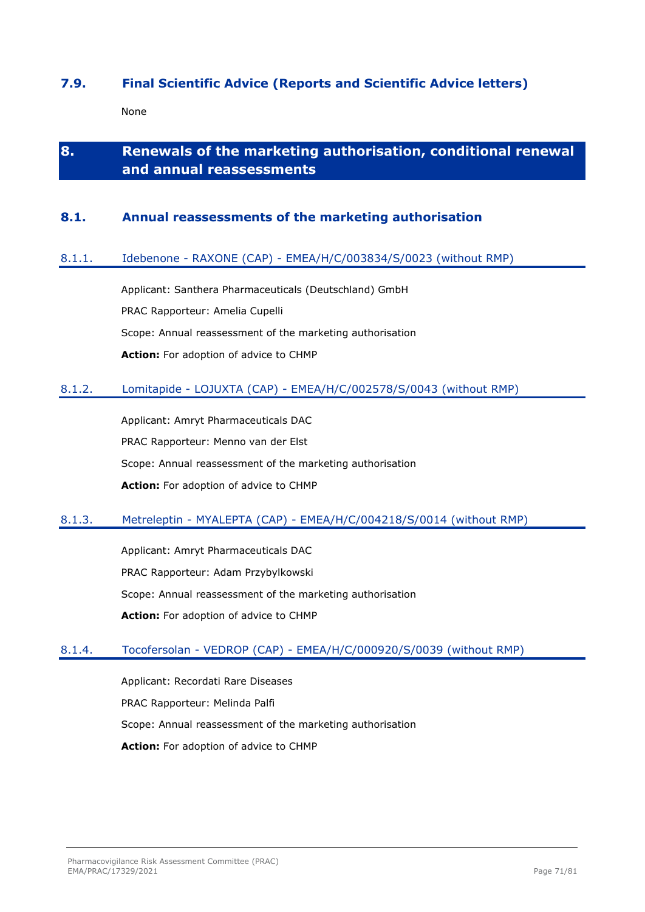### 7.9. Final Scientific Advice (Reports and Scientific Advice letters)

None

# 8. Renewals of the marketing authorisation, conditional renewal and annual reassessments

## 8.1. Annual reassessments of the marketing authorisation

#### 8.1.1. Idebenone - RAXONE (CAP) - EMEA/H/C/003834/S/0023 (without RMP)

Applicant: Santhera Pharmaceuticals (Deutschland) GmbH

PRAC Rapporteur: Amelia Cupelli

Scope: Annual reassessment of the marketing authorisation

**Action:** For adoption of advice to CHMP

#### 8.1.2. Lomitapide - LOJUXTA (CAP) - EMEA/H/C/002578/S/0043 (without RMP)

Applicant: Amryt Pharmaceuticals DAC

PRAC Rapporteur: Menno van der Elst

Scope: Annual reassessment of the marketing authorisation

**Action:** For adoption of advice to CHMP

#### 8.1.3. Metreleptin - MYALEPTA (CAP) - EMEA/H/C/004218/S/0014 (without RMP)

Applicant: Amryt Pharmaceuticals DAC

PRAC Rapporteur: Adam Przybylkowski

Scope: Annual reassessment of the marketing authorisation

**Action:** For adoption of advice to CHMP

#### 8.1.4. Tocofersolan - VEDROP (CAP) - EMEA/H/C/000920/S/0039 (without RMP)

Applicant: Recordati Rare Diseases

PRAC Rapporteur: Melinda Palfi

Scope: Annual reassessment of the marketing authorisation

**Action:** For adoption of advice to CHMP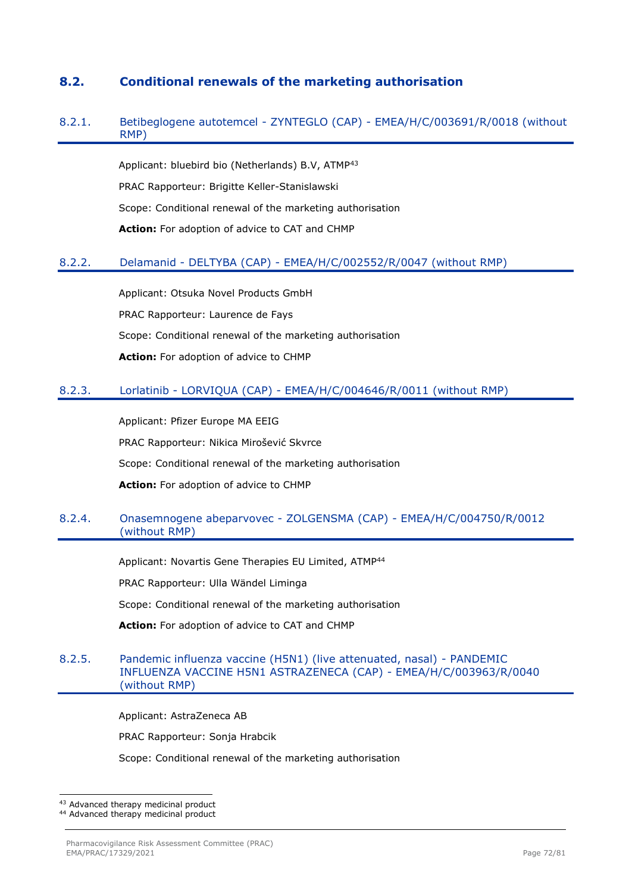## 8.2. Conditional renewals of the marketing authorisation

### 8.2.1. Betibeglogene autotemcel - ZYNTEGLO (CAP) - EMEA/H/C/003691/R/0018 (without RMP)

Applicant: bluebird bio (Netherlands) B.V, ATMP[43]

PRAC Rapporteur: Brigitte Keller-Stanislawski

Scope: Conditional renewal of the marketing authorisation

**Action:** For adoption of advice to CAT and CHMP

### 8.2.2. Delamanid - DELTYBA (CAP) - EMEA/H/C/002552/R/0047 (without RMP)

Applicant: Otsuka Novel Products GmbH

PRAC Rapporteur: Laurence de Fays

Scope: Conditional renewal of the marketing authorisation

**Action:** For adoption of advice to CHMP

### 8.2.3. Lorlatinib - LORVIQUA (CAP) - EMEA/H/C/004646/R/0011 (without RMP)

Applicant: Pfizer Europe MA EEIG

PRAC Rapporteur: Nikica Mirošević Skvrce

Scope: Conditional renewal of the marketing authorisation

**Action:** For adoption of advice to CHMP

### 8.2.4. Onasemnogene abeparvovec - ZOLGENSMA (CAP) - EMEA/H/C/004750/R/0012 (without RMP)

Applicant: Novartis Gene Therapies EU Limited, ATMP[44]

PRAC Rapporteur: Ulla Wändel Liminga

Scope: Conditional renewal of the marketing authorisation

**Action:** For adoption of advice to CAT and CHMP

### 8.2.5. Pandemic influenza vaccine (H5N1) (live attenuated, nasal) - PANDEMIC INFLUENZA VACCINE H5N1 ASTRAZENECA (CAP) - EMEA/H/C/003963/R/0040 (without RMP)

Applicant: AstraZeneca AB

PRAC Rapporteur: Sonja Hrabcik

Scope: Conditional renewal of the marketing authorisation

---

[43] Advanced therapy medicinal product

[44] Advanced therapy medicinal product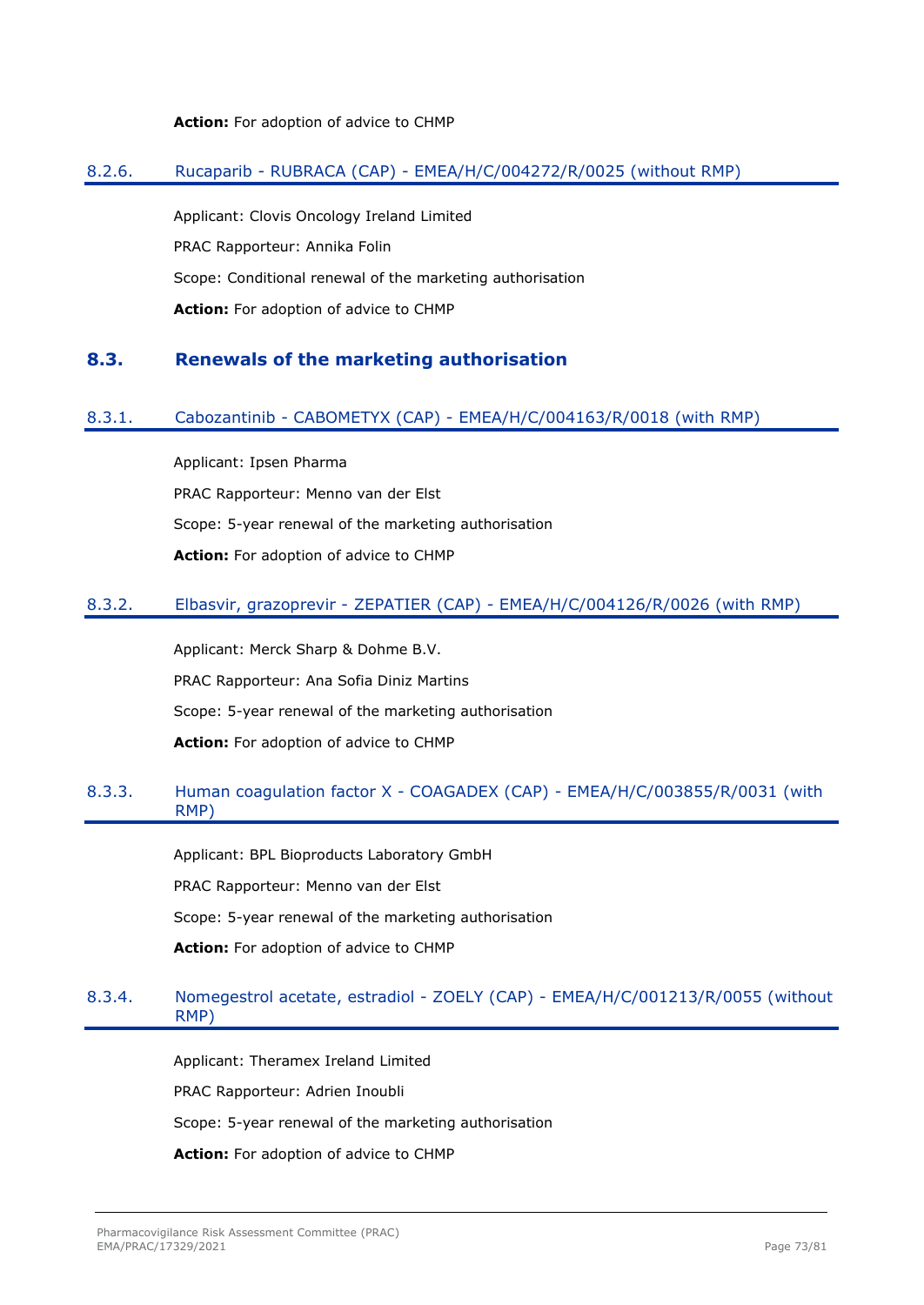**Action:** For adoption of advice to CHMP

### 8.2.6. Rucaparib - RUBRACA (CAP) - EMEA/H/C/004272/R/0025 (without RMP)

Applicant: Clovis Oncology Ireland Limited

PRAC Rapporteur: Annika Folin

Scope: Conditional renewal of the marketing authorisation

**Action:** For adoption of advice to CHMP

## 8.3. Renewals of the marketing authorisation

### 8.3.1. Cabozantinib - CABOMETYX (CAP) - EMEA/H/C/004163/R/0018 (with RMP)

Applicant: Ipsen Pharma

PRAC Rapporteur: Menno van der Elst

Scope: 5-year renewal of the marketing authorisation

**Action:** For adoption of advice to CHMP

### 8.3.2. Elbasvir, grazoprevir - ZEPATIER (CAP) - EMEA/H/C/004126/R/0026 (with RMP)

Applicant: Merck Sharp & Dohme B.V.

PRAC Rapporteur: Ana Sofia Diniz Martins

Scope: 5-year renewal of the marketing authorisation

**Action:** For adoption of advice to CHMP

### 8.3.3. Human coagulation factor X - COAGADEX (CAP) - EMEA/H/C/003855/R/0031 (with RMP)

Applicant: BPL Bioproducts Laboratory GmbH

PRAC Rapporteur: Menno van der Elst

Scope: 5-year renewal of the marketing authorisation

**Action:** For adoption of advice to CHMP

### 8.3.4. Nomegestrol acetate, estradiol - ZOELY (CAP) - EMEA/H/C/001213/R/0055 (without RMP)

Applicant: Theramex Ireland Limited

PRAC Rapporteur: Adrien Inoubli

Scope: 5-year renewal of the marketing authorisation

**Action:** For adoption of advice to CHMP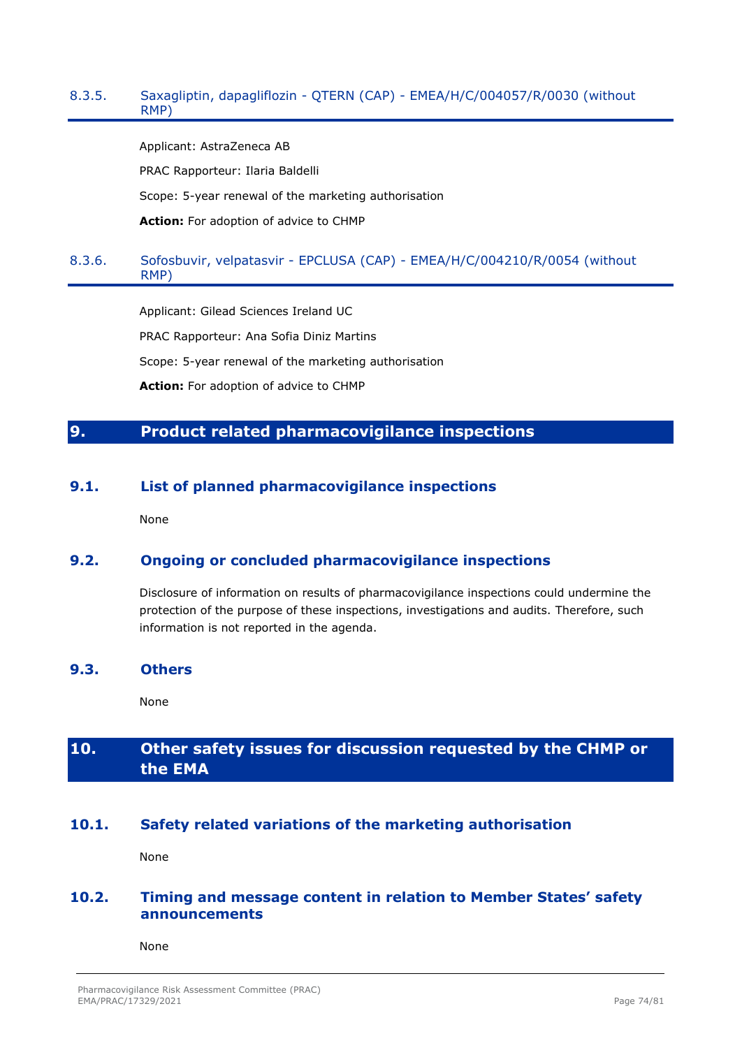### 8.3.5. Saxagliptin, dapagliflozin - QTERN (CAP) - EMEA/H/C/004057/R/0030 (without RMP)

Applicant: AstraZeneca AB

PRAC Rapporteur: Ilaria Baldelli

Scope: 5-year renewal of the marketing authorisation

**Action:** For adoption of advice to CHMP

### 8.3.6. Sofosbuvir, velpatasvir - EPCLUSA (CAP) - EMEA/H/C/004210/R/0054 (without RMP)

Applicant: Gilead Sciences Ireland UC

PRAC Rapporteur: Ana Sofia Diniz Martins

Scope: 5-year renewal of the marketing authorisation

**Action:** For adoption of advice to CHMP

# 9. Product related pharmacovigilance inspections

## 9.1. List of planned pharmacovigilance inspections

None

## 9.2. Ongoing or concluded pharmacovigilance inspections

Disclosure of information on results of pharmacovigilance inspections could undermine the protection of the purpose of these inspections, investigations and audits. Therefore, such information is not reported in the agenda.

## 9.3. Others

None

# 10. Other safety issues for discussion requested by the CHMP or the EMA

## 10.1. Safety related variations of the marketing authorisation

None

## 10.2. Timing and message content in relation to Member States' safety announcements

None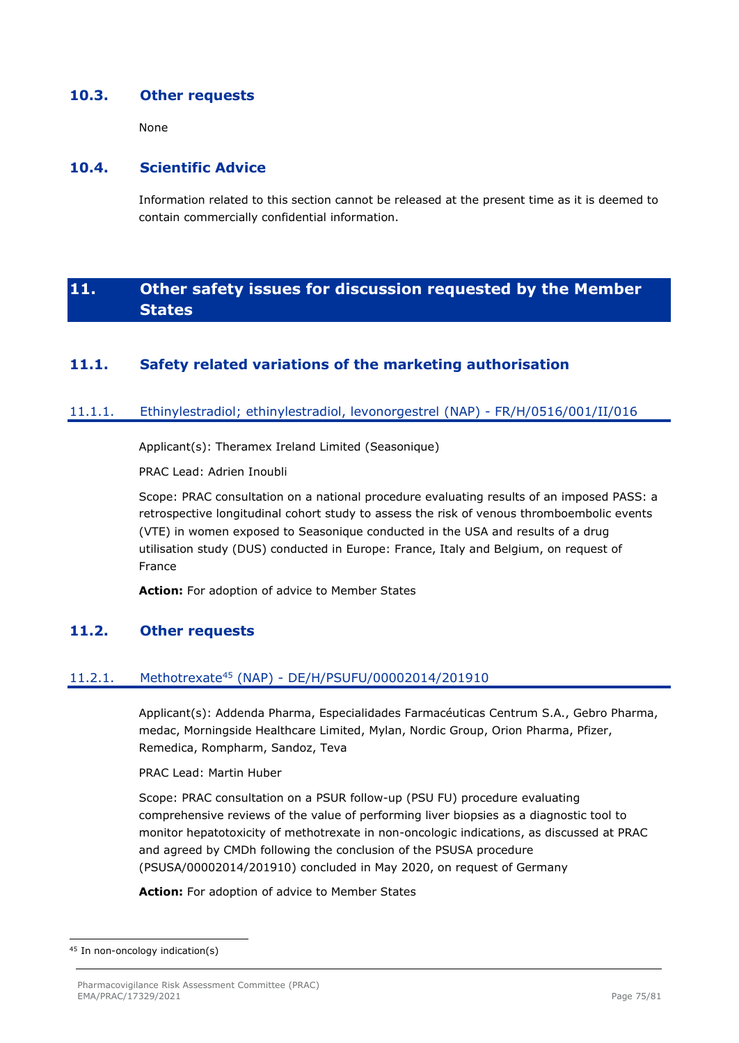## 10.3. Other requests

None

## 10.4. Scientific Advice

Information related to this section cannot be released at the present time as it is deemed to contain commercially confidential information.

# 11. Other safety issues for discussion requested by the Member States

## 11.1. Safety related variations of the marketing authorisation

### 11.1.1. Ethinylestradiol; ethinylestradiol, levonorgestrel (NAP) - FR/H/0516/001/II/016

Applicant(s): Theramex Ireland Limited (Seasonique)

PRAC Lead: Adrien Inoubli

Scope: PRAC consultation on a national procedure evaluating results of an imposed PASS: a retrospective longitudinal cohort study to assess the risk of venous thromboembolic events (VTE) in women exposed to Seasonique conducted in the USA and results of a drug utilisation study (DUS) conducted in Europe: France, Italy and Belgium, on request of France

**Action:** For adoption of advice to Member States

## 11.2. Other requests

### 11.2.1. Methotrexate[45] (NAP) - DE/H/PSUFU/00002014/201910

Applicant(s): Addenda Pharma, Especialidades Farmacéuticas Centrum S.A., Gebro Pharma, medac, Morningside Healthcare Limited, Mylan, Nordic Group, Orion Pharma, Pfizer, Remedica, Rompharm, Sandoz, Teva

PRAC Lead: Martin Huber

Scope: PRAC consultation on a PSUR follow-up (PSU FU) procedure evaluating comprehensive reviews of the value of performing liver biopsies as a diagnostic tool to monitor hepatotoxicity of methotrexate in non-oncologic indications, as discussed at PRAC and agreed by CMDh following the conclusion of the PSUSA procedure (PSUSA/00002014/201910) concluded in May 2020, on request of Germany

**Action:** For adoption of advice to Member States

[45] In non-oncology indication(s)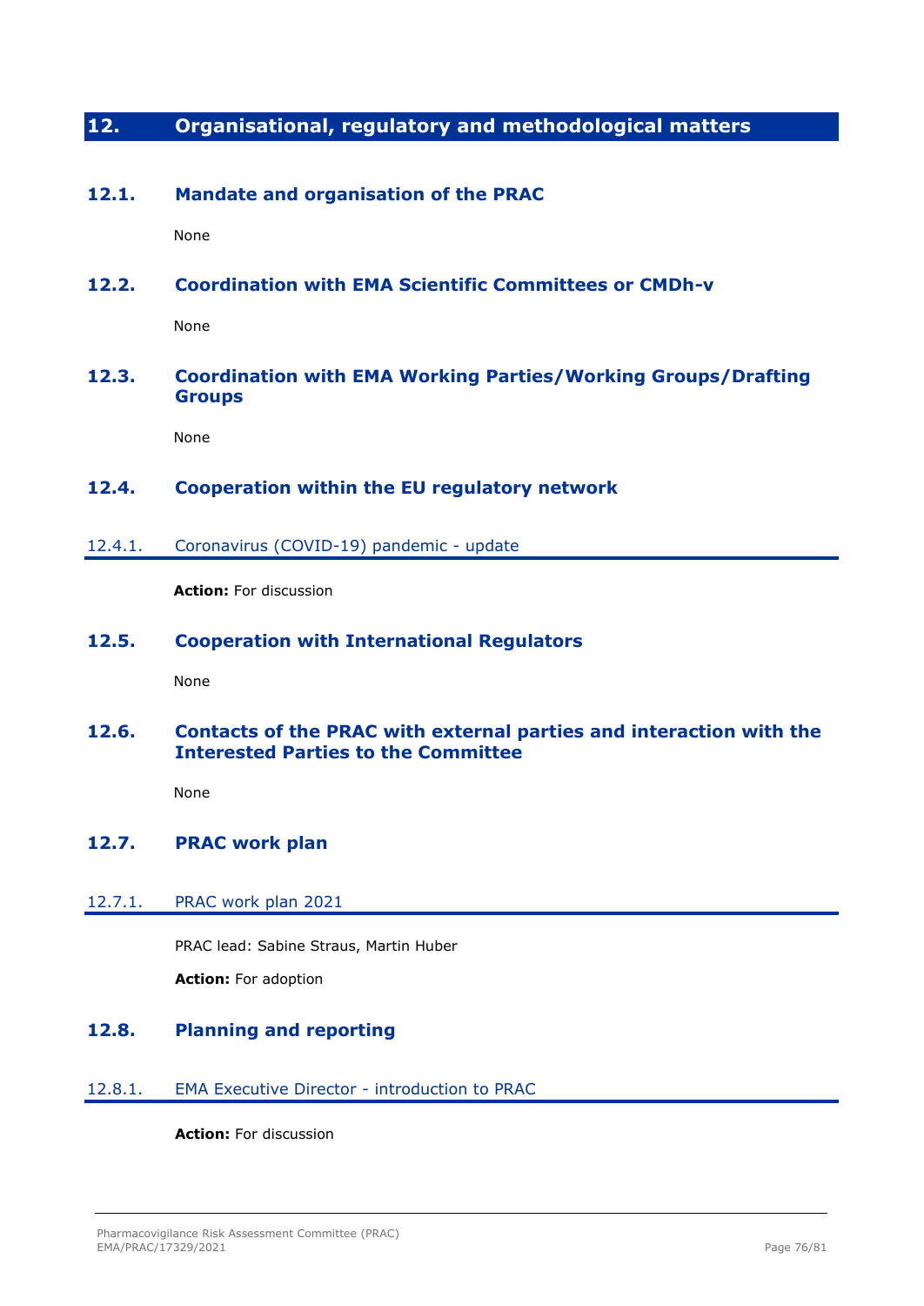# 12. Organisational, regulatory and methodological matters

## 12.1. Mandate and organisation of the PRAC

None

## 12.2. Coordination with EMA Scientific Committees or CMDh-v

None

## 12.3. Coordination with EMA Working Parties/Working Groups/Drafting Groups

None

## 12.4. Cooperation within the EU regulatory network

### 12.4.1. Coronavirus (COVID-19) pandemic - update

**Action:** For discussion

## 12.5. Cooperation with International Regulators

None

## 12.6. Contacts of the PRAC with external parties and interaction with the Interested Parties to the Committee

None

## 12.7. PRAC work plan

### 12.7.1. PRAC work plan 2021

PRAC lead: Sabine Straus, Martin Huber

**Action:** For adoption

## 12.8. Planning and reporting

### 12.8.1. EMA Executive Director - introduction to PRAC

**Action:** For discussion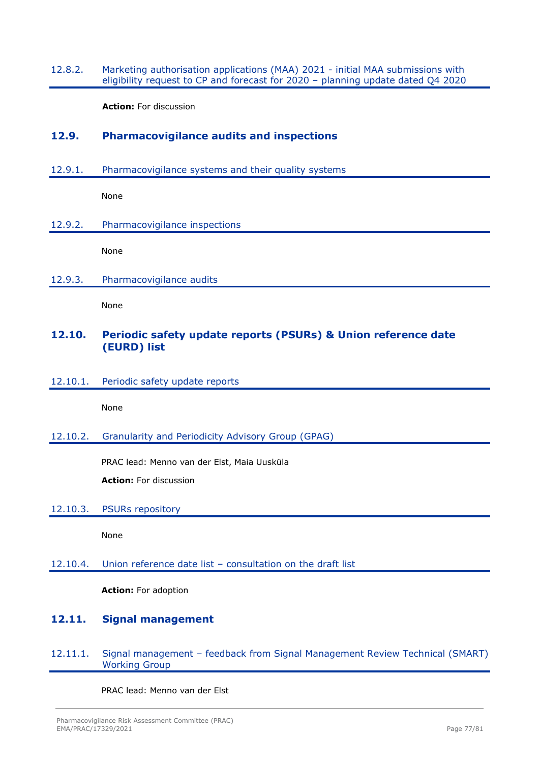#### 12.8.2. Marketing authorisation applications (MAA) 2021 - initial MAA submissions with eligibility request to CP and forecast for 2020 – planning update dated Q4 2020

**Action:** For discussion

### 12.9. Pharmacovigilance audits and inspections

#### 12.9.1. Pharmacovigilance systems and their quality systems

None

#### 12.9.2. Pharmacovigilance inspections

None

#### 12.9.3. Pharmacovigilance audits

None

### 12.10. Periodic safety update reports (PSURs) & Union reference date (EURD) list

#### 12.10.1. Periodic safety update reports

None

#### 12.10.2. Granularity and Periodicity Advisory Group (GPAG)

PRAC lead: Menno van der Elst, Maia Uusküla

**Action:** For discussion

#### 12.10.3. PSURs repository

None

#### 12.10.4. Union reference date list – consultation on the draft list

**Action:** For adoption

### 12.11. Signal management

#### 12.11.1. Signal management – feedback from Signal Management Review Technical (SMART) Working Group

PRAC lead: Menno van der Elst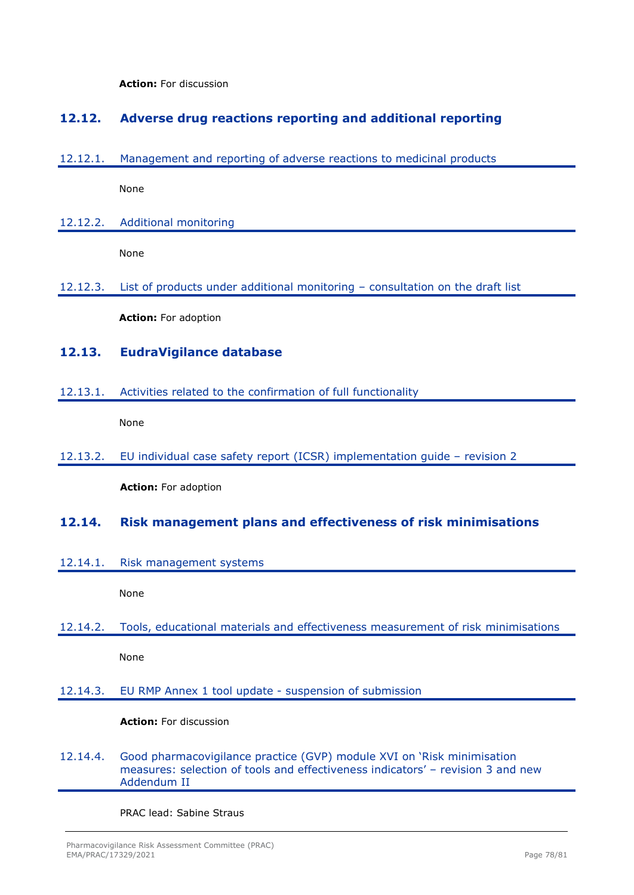**Action:** For discussion

## 12.12. Adverse drug reactions reporting and additional reporting

### 12.12.1. Management and reporting of adverse reactions to medicinal products

None

### 12.12.2. Additional monitoring

None

### 12.12.3. List of products under additional monitoring – consultation on the draft list

**Action:** For adoption

## 12.13. EudraVigilance database

### 12.13.1. Activities related to the confirmation of full functionality

None

### 12.13.2. EU individual case safety report (ICSR) implementation guide – revision 2

**Action:** For adoption

## 12.14. Risk management plans and effectiveness of risk minimisations

### 12.14.1. Risk management systems

None

### 12.14.2. Tools, educational materials and effectiveness measurement of risk minimisations

None

### 12.14.3. EU RMP Annex 1 tool update - suspension of submission

**Action:** For discussion

### 12.14.4. Good pharmacovigilance practice (GVP) module XVI on 'Risk minimisation measures: selection of tools and effectiveness indicators' – revision 3 and new Addendum II

PRAC lead: Sabine Straus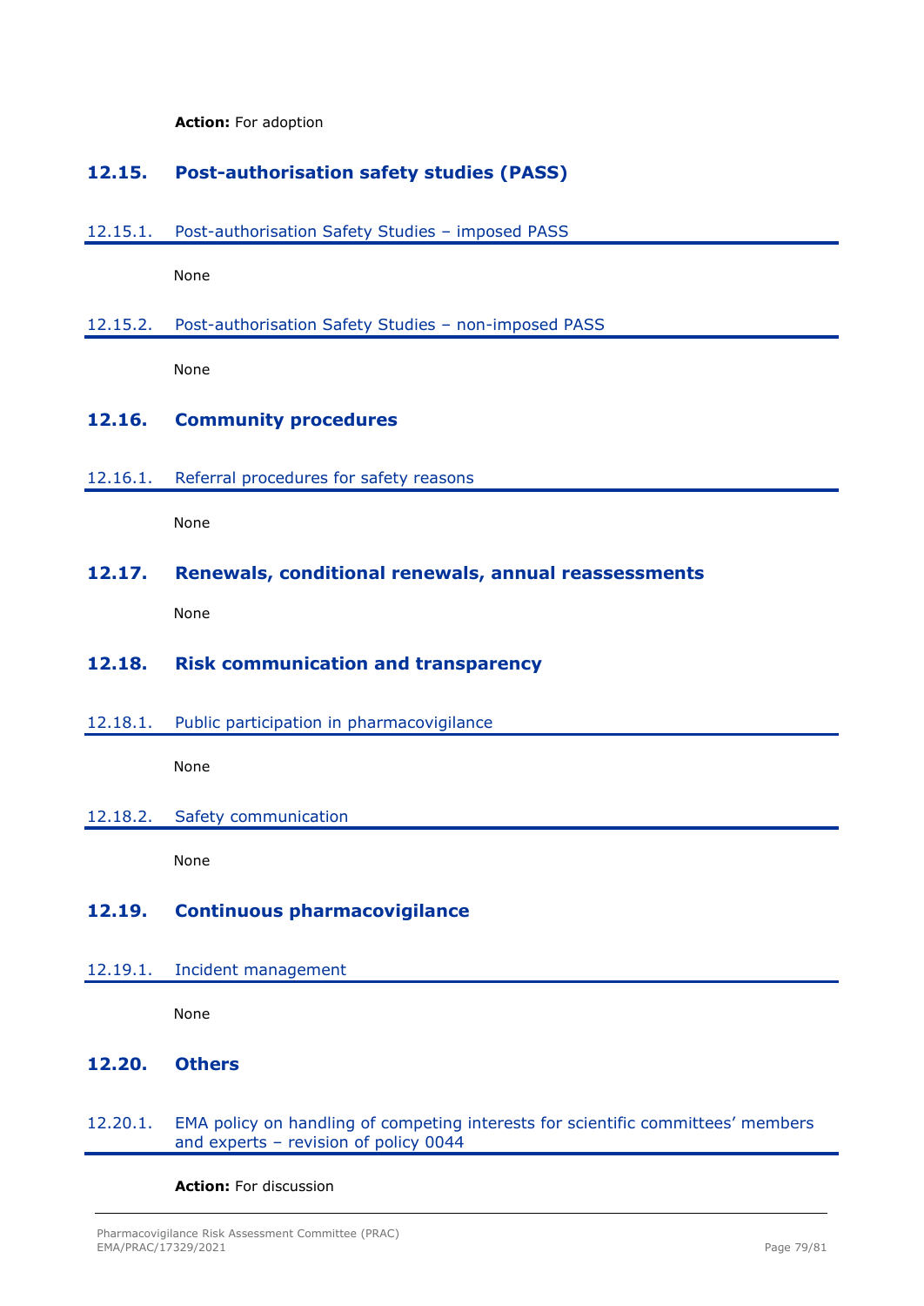**Action:** For adoption

## 12.15. Post-authorisation safety studies (PASS)

### 12.15.1. Post-authorisation Safety Studies – imposed PASS

None

### 12.15.2. Post-authorisation Safety Studies – non-imposed PASS

None

## 12.16. Community procedures

### 12.16.1. Referral procedures for safety reasons

None

## 12.17. Renewals, conditional renewals, annual reassessments

None

## 12.18. Risk communication and transparency

### 12.18.1. Public participation in pharmacovigilance

None

### 12.18.2. Safety communication

None

## 12.19. Continuous pharmacovigilance

### 12.19.1. Incident management

None

## 12.20. Others

### 12.20.1. EMA policy on handling of competing interests for scientific committees' members and experts – revision of policy 0044

**Action:** For discussion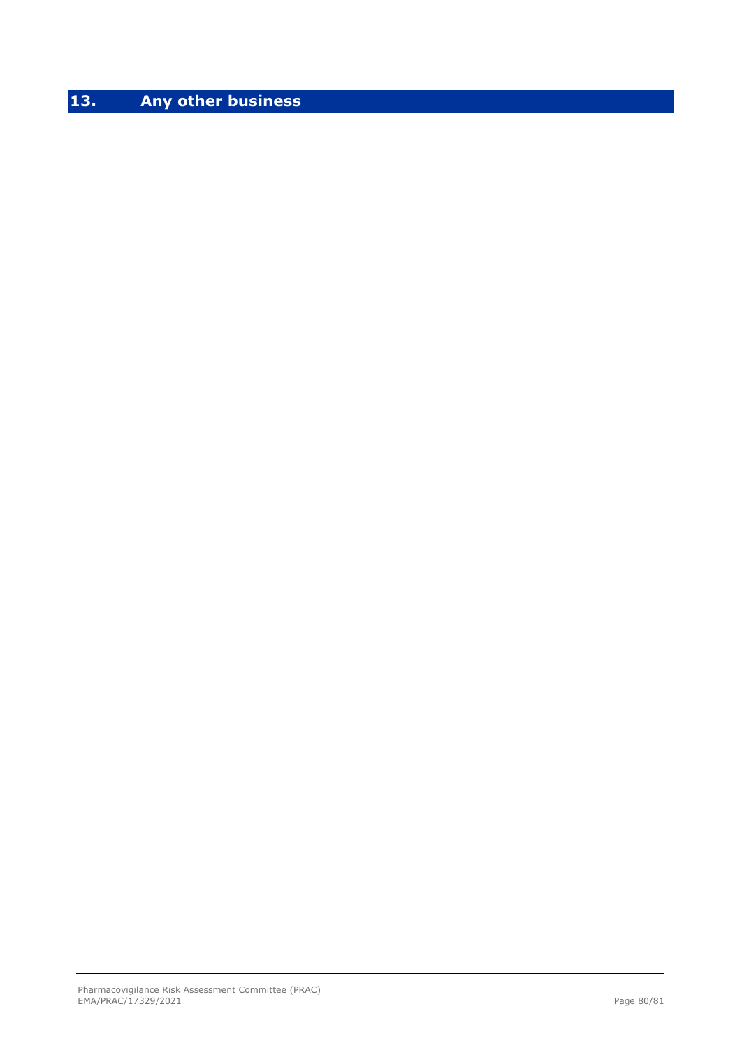# 13. Any other business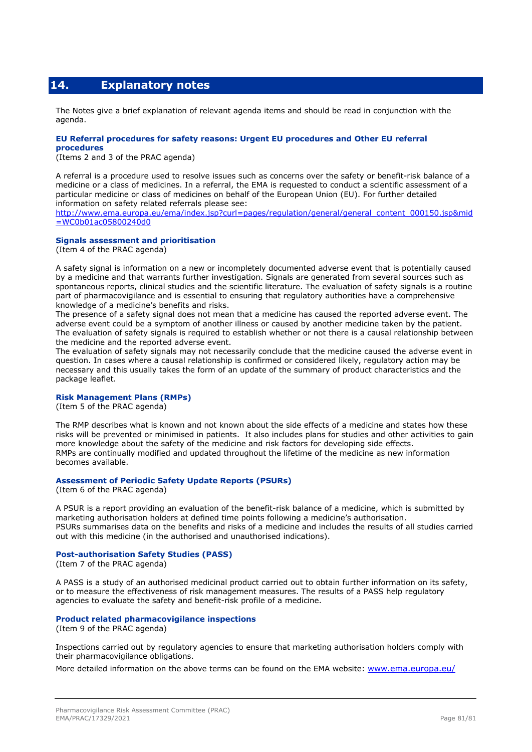# 14. Explanatory notes

The Notes give a brief explanation of relevant agenda items and should be read in conjunction with the agenda.

### EU Referral procedures for safety reasons: Urgent EU procedures and Other EU referral procedures

(Items 2 and 3 of the PRAC agenda)

A referral is a procedure used to resolve issues such as concerns over the safety or benefit-risk balance of a medicine or a class of medicines. In a referral, the EMA is requested to conduct a scientific assessment of a particular medicine or class of medicines on behalf of the European Union (EU). For further detailed information on safety related referrals please see: [http://www.ema.europa.eu/ema/index.jsp?curl=pages/regulation/general/general_content_000150.jsp&mid=WC0b01ac05800240d0](http://www.ema.europa.eu/ema/index.jsp?curl=pages/regulation/general/general_content_000150.jsp&mid=WC0b01ac05800240d0)

### Signals assessment and prioritisation

(Item 4 of the PRAC agenda)

A safety signal is information on a new or incompletely documented adverse event that is potentially caused by a medicine and that warrants further investigation. Signals are generated from several sources such as spontaneous reports, clinical studies and the scientific literature. The evaluation of safety signals is a routine part of pharmacovigilance and is essential to ensuring that regulatory authorities have a comprehensive knowledge of a medicine's benefits and risks.
The presence of a safety signal does not mean that a medicine has caused the reported adverse event. The adverse event could be a symptom of another illness or caused by another medicine taken by the patient. The evaluation of safety signals is required to establish whether or not there is a causal relationship between the medicine and the reported adverse event.
The evaluation of safety signals may not necessarily conclude that the medicine caused the adverse event in question. In cases where a causal relationship is confirmed or considered likely, regulatory action may be necessary and this usually takes the form of an update of the summary of product characteristics and the package leaflet.

### Risk Management Plans (RMPs)

(Item 5 of the PRAC agenda)

The RMP describes what is known and not known about the side effects of a medicine and states how these risks will be prevented or minimised in patients. It also includes plans for studies and other activities to gain more knowledge about the safety of the medicine and risk factors for developing side effects.
RMPs are continually modified and updated throughout the lifetime of the medicine as new information becomes available.

### Assessment of Periodic Safety Update Reports (PSURs)

(Item 6 of the PRAC agenda)

A PSUR is a report providing an evaluation of the benefit-risk balance of a medicine, which is submitted by marketing authorisation holders at defined time points following a medicine's authorisation.
PSURs summarises data on the benefits and risks of a medicine and includes the results of all studies carried out with this medicine (in the authorised and unauthorised indications).

### Post-authorisation Safety Studies (PASS)

(Item 7 of the PRAC agenda)

A PASS is a study of an authorised medicinal product carried out to obtain further information on its safety, or to measure the effectiveness of risk management measures. The results of a PASS help regulatory agencies to evaluate the safety and benefit-risk profile of a medicine.

### Product related pharmacovigilance inspections

(Item 9 of the PRAC agenda)

Inspections carried out by regulatory agencies to ensure that marketing authorisation holders comply with their pharmacovigilance obligations.

More detailed information on the above terms can be found on the EMA website: [www.ema.europa.eu/](http://www.ema.europa.eu/)